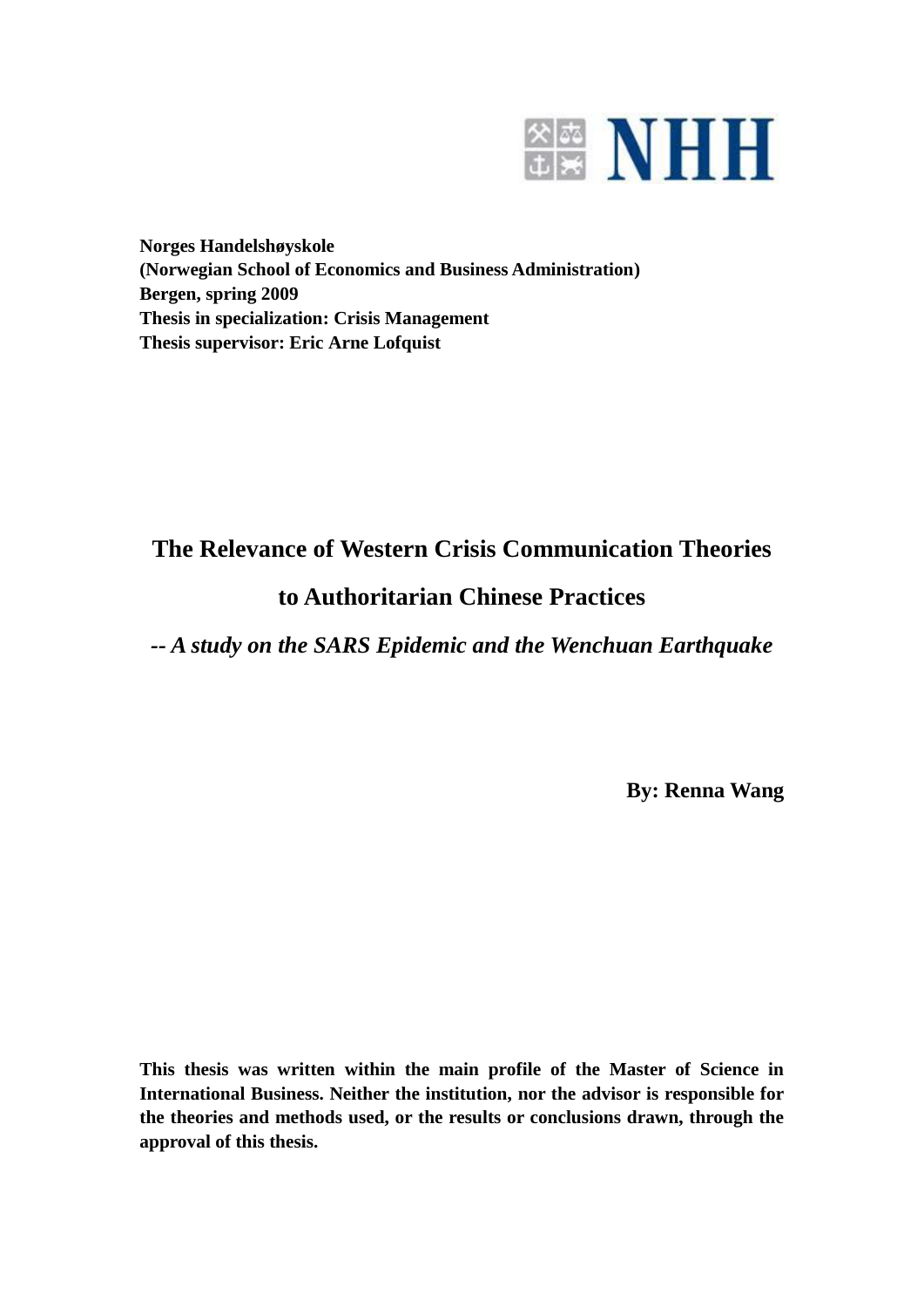NHH

**Norges Handelshøyskole**
**(Norwegian School of Economics and Business Administration)**
**Bergen, spring 2009**
**Thesis in specialization: Crisis Management**
**Thesis supervisor: Eric Arne Lofquist**

# The Relevance of Western Crisis Communication Theories to Authoritarian Chinese Practices

## *-- A study on the SARS Epidemic and the Wenchuan Earthquake*

**By: Renna Wang**

**This thesis was written within the main profile of the Master of Science in International Business. Neither the institution, nor the advisor is responsible for the theories and methods used, or the results or conclusions drawn, through the approval of this thesis.**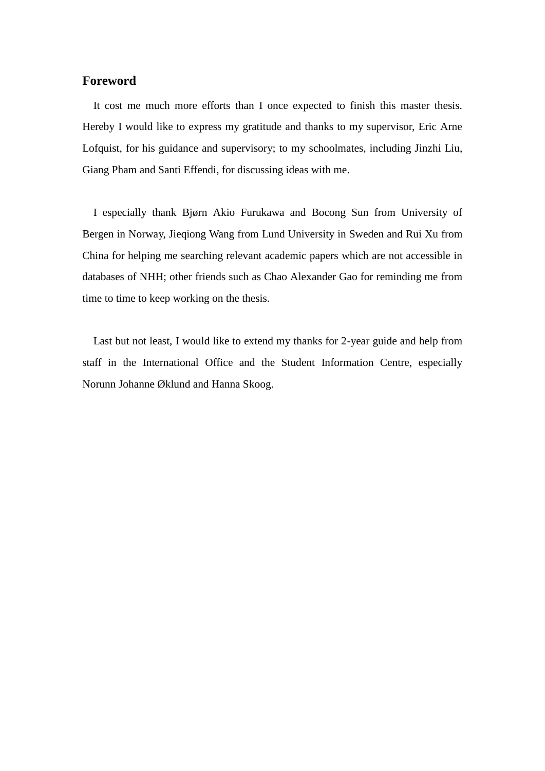## Foreword

It cost me much more efforts than I once expected to finish this master thesis. Hereby I would like to express my gratitude and thanks to my supervisor, Eric Arne Lofquist, for his guidance and supervisory; to my schoolmates, including Jinzhi Liu, Giang Pham and Santi Effendi, for discussing ideas with me.

I especially thank Bjørn Akio Furukawa and Bocong Sun from University of Bergen in Norway, Jieqiong Wang from Lund University in Sweden and Rui Xu from China for helping me searching relevant academic papers which are not accessible in databases of NHH; other friends such as Chao Alexander Gao for reminding me from time to time to keep working on the thesis.

Last but not least, I would like to extend my thanks for 2-year guide and help from staff in the International Office and the Student Information Centre, especially Norunn Johanne Øklund and Hanna Skoog.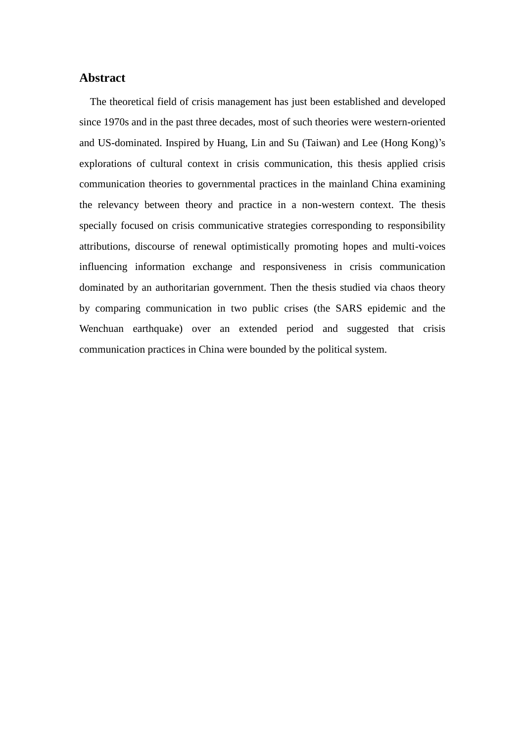## Abstract

The theoretical field of crisis management has just been established and developed since 1970s and in the past three decades, most of such theories were western-oriented and US-dominated. Inspired by Huang, Lin and Su (Taiwan) and Lee (Hong Kong)'s explorations of cultural context in crisis communication, this thesis applied crisis communication theories to governmental practices in the mainland China examining the relevancy between theory and practice in a non-western context. The thesis specially focused on crisis communicative strategies corresponding to responsibility attributions, discourse of renewal optimistically promoting hopes and multi-voices influencing information exchange and responsiveness in crisis communication dominated by an authoritarian government. Then the thesis studied via chaos theory by comparing communication in two public crises (the SARS epidemic and the Wenchuan earthquake) over an extended period and suggested that crisis communication practices in China were bounded by the political system.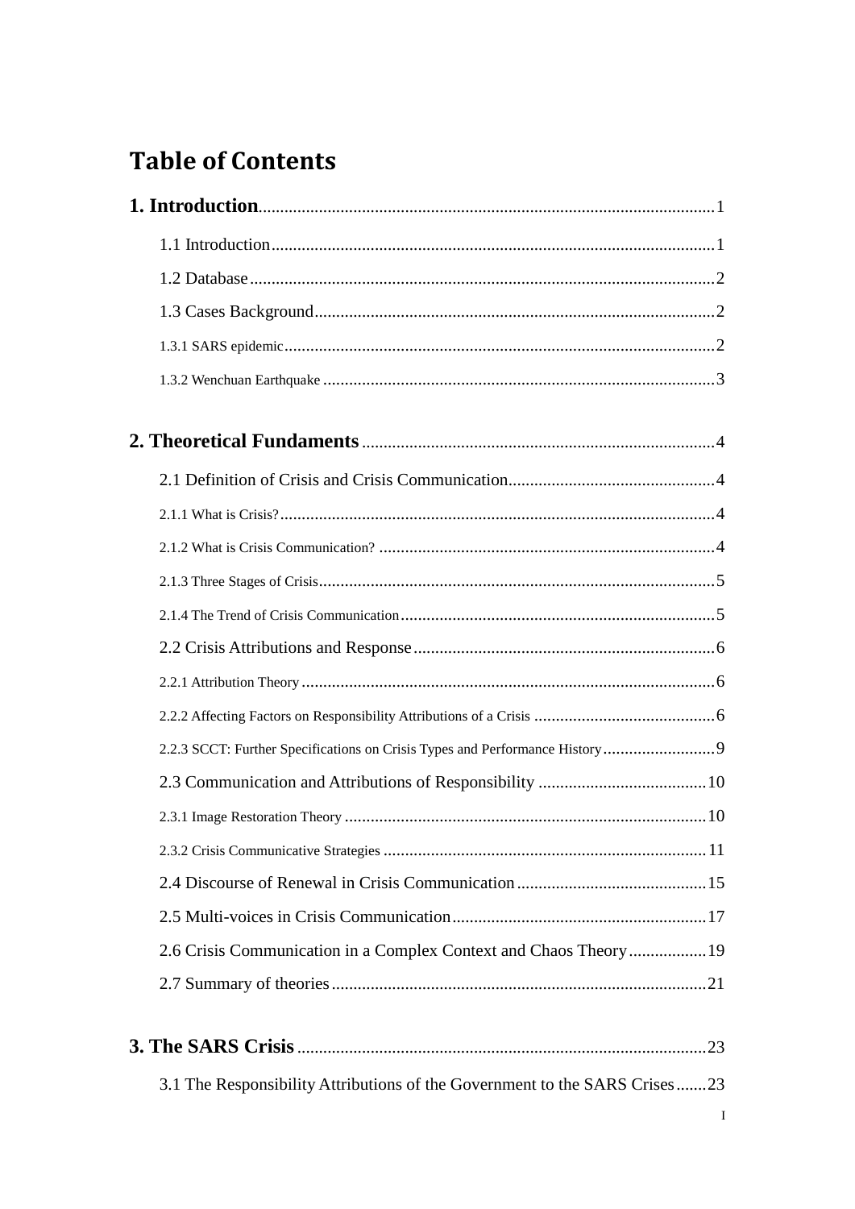# Table of Contents

**1. Introduction** ......... 1

1.1 Introduction ......... 1

1.2 Database ......... 2

1.3 Cases Background ......... 2

1.3.1 SARS epidemic ......... 2

1.3.2 Wenchuan Earthquake ......... 3

**2. Theoretical Fundaments** ......... 4

2.1 Definition of Crisis and Crisis Communication ......... 4

2.1.1 What is Crisis? ......... 4

2.1.2 What is Crisis Communication? ......... 4

2.1.3 Three Stages of Crisis ......... 5

2.1.4 The Trend of Crisis Communication ......... 5

2.2 Crisis Attributions and Response ......... 6

2.2.1 Attribution Theory ......... 6

2.2.2 Affecting Factors on Responsibility Attributions of a Crisis ......... 6

2.2.3 SCCT: Further Specifications on Crisis Types and Performance History ......... 9

2.3 Communication and Attributions of Responsibility ......... 10

2.3.1 Image Restoration Theory ......... 10

2.3.2 Crisis Communicative Strategies ......... 11

2.4 Discourse of Renewal in Crisis Communication ......... 15

2.5 Multi-voices in Crisis Communication ......... 17

2.6 Crisis Communication in a Complex Context and Chaos Theory ......... 19

2.7 Summary of theories ......... 21

**3. The SARS Crisis** ......... 23

3.1 The Responsibility Attributions of the Government to the SARS Crises ......... 23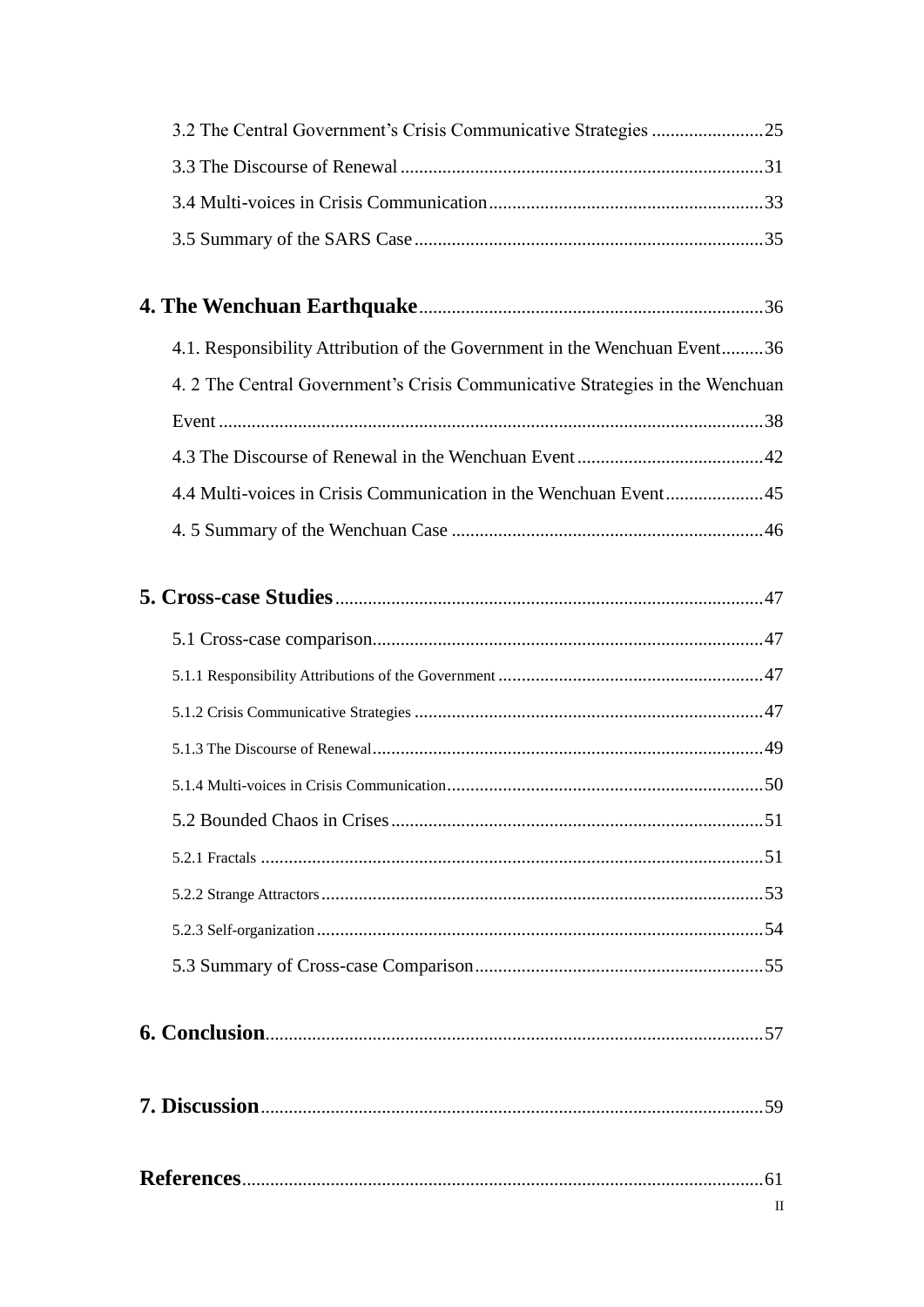3.2 The Central Government's Crisis Communicative Strategies ........................25

3.3 The Discourse of Renewal .............................................................................31

3.4 Multi-voices in Crisis Communication...........................................................33

3.5 Summary of the SARS Case...........................................................................35

**4. The Wenchuan Earthquake**.........................................................................36

4.1. Responsibility Attribution of the Government in the Wenchuan Event.........36

4. 2 The Central Government's Crisis Communicative Strategies in the Wenchuan Event ....................................................................................................................38

4.3 The Discourse of Renewal in the Wenchuan Event........................................42

4.4 Multi-voices in Crisis Communication in the Wenchuan Event.....................45

4. 5 Summary of the Wenchuan Case ...................................................................46

**5. Cross-case Studies**...........................................................................................47

5.1 Cross-case comparison....................................................................................47

5.1.1 Responsibility Attributions of the Government .........................................................47

5.1.2 Crisis Communicative Strategies ...........................................................................47

5.1.3 The Discourse of Renewal....................................................................................49

5.1.4 Multi-voices in Crisis Communication....................................................................50

5.2 Bounded Chaos in Crises................................................................................51

5.2.1 Fractals ............................................................................................................51

5.2.2 Strange Attractors...............................................................................................53

5.2.3 Self-organization ................................................................................................54

5.3 Summary of Cross-case Comparison.............................................................55

**6. Conclusion**..........................................................................................................57

**7. Discussion**...........................................................................................................59

**References**...............................................................................................................61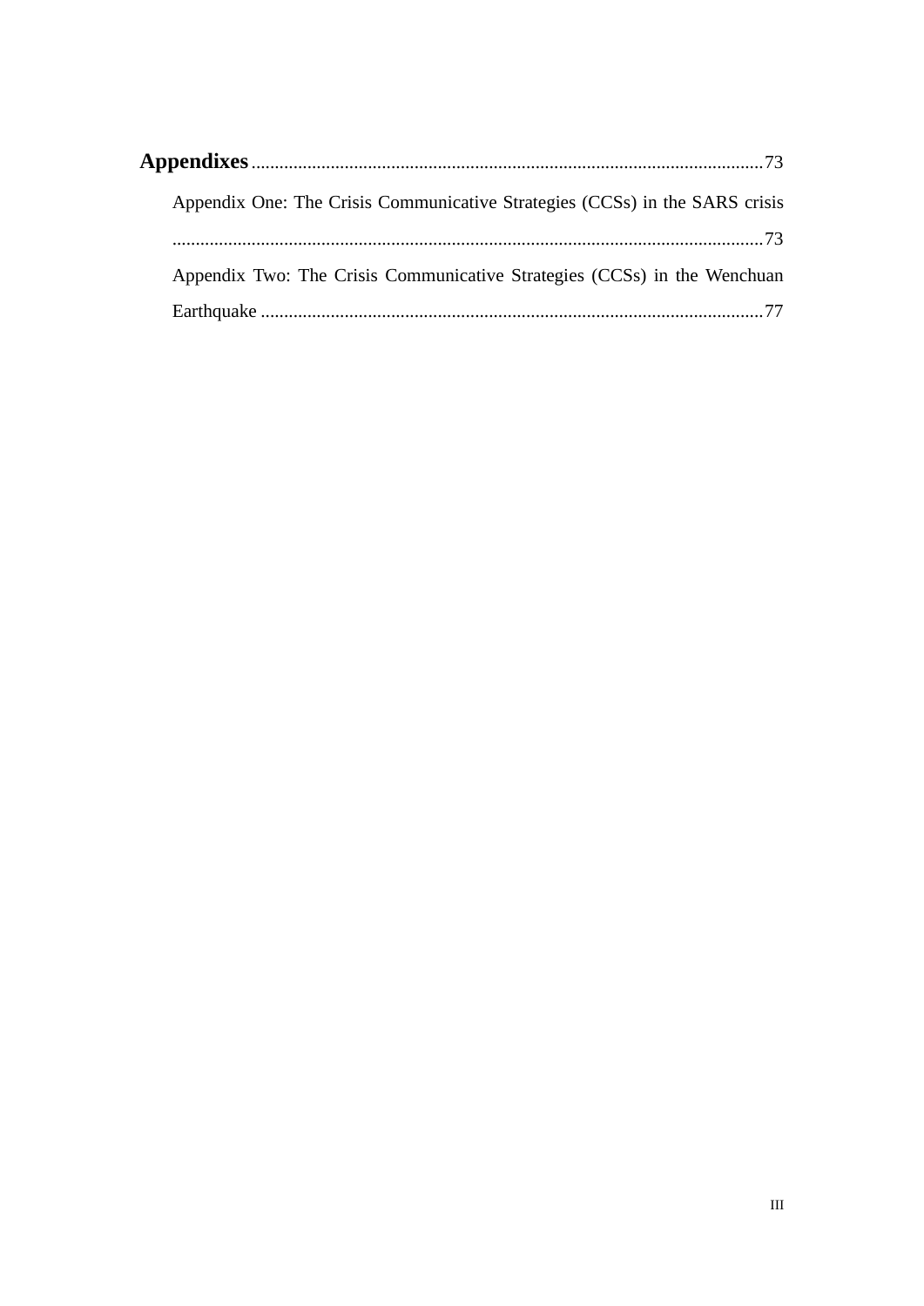**Appendixes** .............................................................................................................73

Appendix One: The Crisis Communicative Strategies (CCSs) in the SARS crisis ...............................................................................................................................73

Appendix Two: The Crisis Communicative Strategies (CCSs) in the Wenchuan Earthquake .............................................................................................................77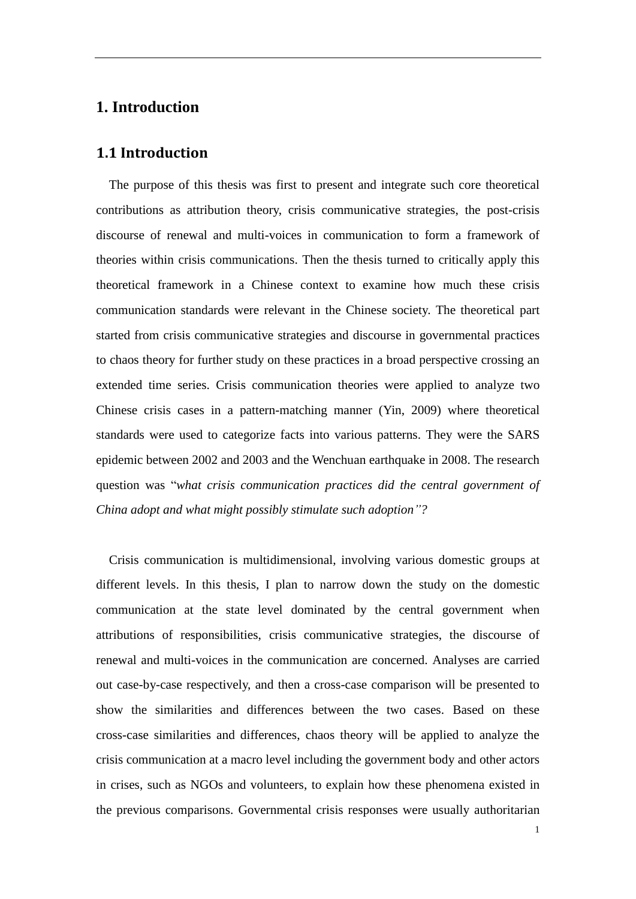# 1. Introduction

## 1.1 Introduction

The purpose of this thesis was first to present and integrate such core theoretical contributions as attribution theory, crisis communicative strategies, the post-crisis discourse of renewal and multi-voices in communication to form a framework of theories within crisis communications. Then the thesis turned to critically apply this theoretical framework in a Chinese context to examine how much these crisis communication standards were relevant in the Chinese society. The theoretical part started from crisis communicative strategies and discourse in governmental practices to chaos theory for further study on these practices in a broad perspective crossing an extended time series. Crisis communication theories were applied to analyze two Chinese crisis cases in a pattern-matching manner (Yin, 2009) where theoretical standards were used to categorize facts into various patterns. They were the SARS epidemic between 2002 and 2003 and the Wenchuan earthquake in 2008. The research question was "*what crisis communication practices did the central government of China adopt and what might possibly stimulate such adoption"?*

Crisis communication is multidimensional, involving various domestic groups at different levels. In this thesis, I plan to narrow down the study on the domestic communication at the state level dominated by the central government when attributions of responsibilities, crisis communicative strategies, the discourse of renewal and multi-voices in the communication are concerned. Analyses are carried out case-by-case respectively, and then a cross-case comparison will be presented to show the similarities and differences between the two cases. Based on these cross-case similarities and differences, chaos theory will be applied to analyze the crisis communication at a macro level including the government body and other actors in crises, such as NGOs and volunteers, to explain how these phenomena existed in the previous comparisons. Governmental crisis responses were usually authoritarian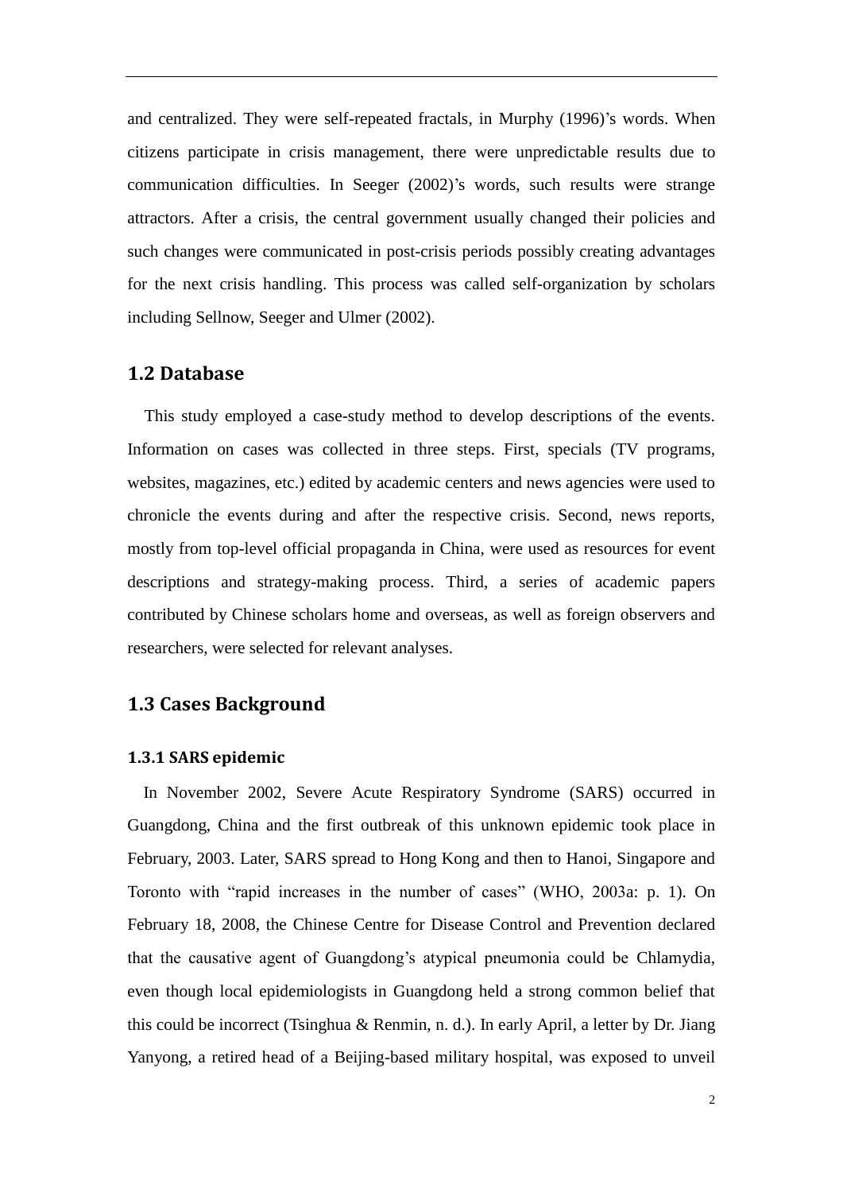and centralized. They were self-repeated fractals, in Murphy (1996)'s words. When citizens participate in crisis management, there were unpredictable results due to communication difficulties. In Seeger (2002)'s words, such results were strange attractors. After a crisis, the central government usually changed their policies and such changes were communicated in post-crisis periods possibly creating advantages for the next crisis handling. This process was called self-organization by scholars including Sellnow, Seeger and Ulmer (2002).

## 1.2 Database

This study employed a case-study method to develop descriptions of the events. Information on cases was collected in three steps. First, specials (TV programs, websites, magazines, etc.) edited by academic centers and news agencies were used to chronicle the events during and after the respective crisis. Second, news reports, mostly from top-level official propaganda in China, were used as resources for event descriptions and strategy-making process. Third, a series of academic papers contributed by Chinese scholars home and overseas, as well as foreign observers and researchers, were selected for relevant analyses.

## 1.3 Cases Background

### 1.3.1 SARS epidemic

In November 2002, Severe Acute Respiratory Syndrome (SARS) occurred in Guangdong, China and the first outbreak of this unknown epidemic took place in February, 2003. Later, SARS spread to Hong Kong and then to Hanoi, Singapore and Toronto with "rapid increases in the number of cases" (WHO, 2003a: p. 1). On February 18, 2008, the Chinese Centre for Disease Control and Prevention declared that the causative agent of Guangdong's atypical pneumonia could be Chlamydia, even though local epidemiologists in Guangdong held a strong common belief that this could be incorrect (Tsinghua & Renmin, n. d.). In early April, a letter by Dr. Jiang Yanyong, a retired head of a Beijing-based military hospital, was exposed to unveil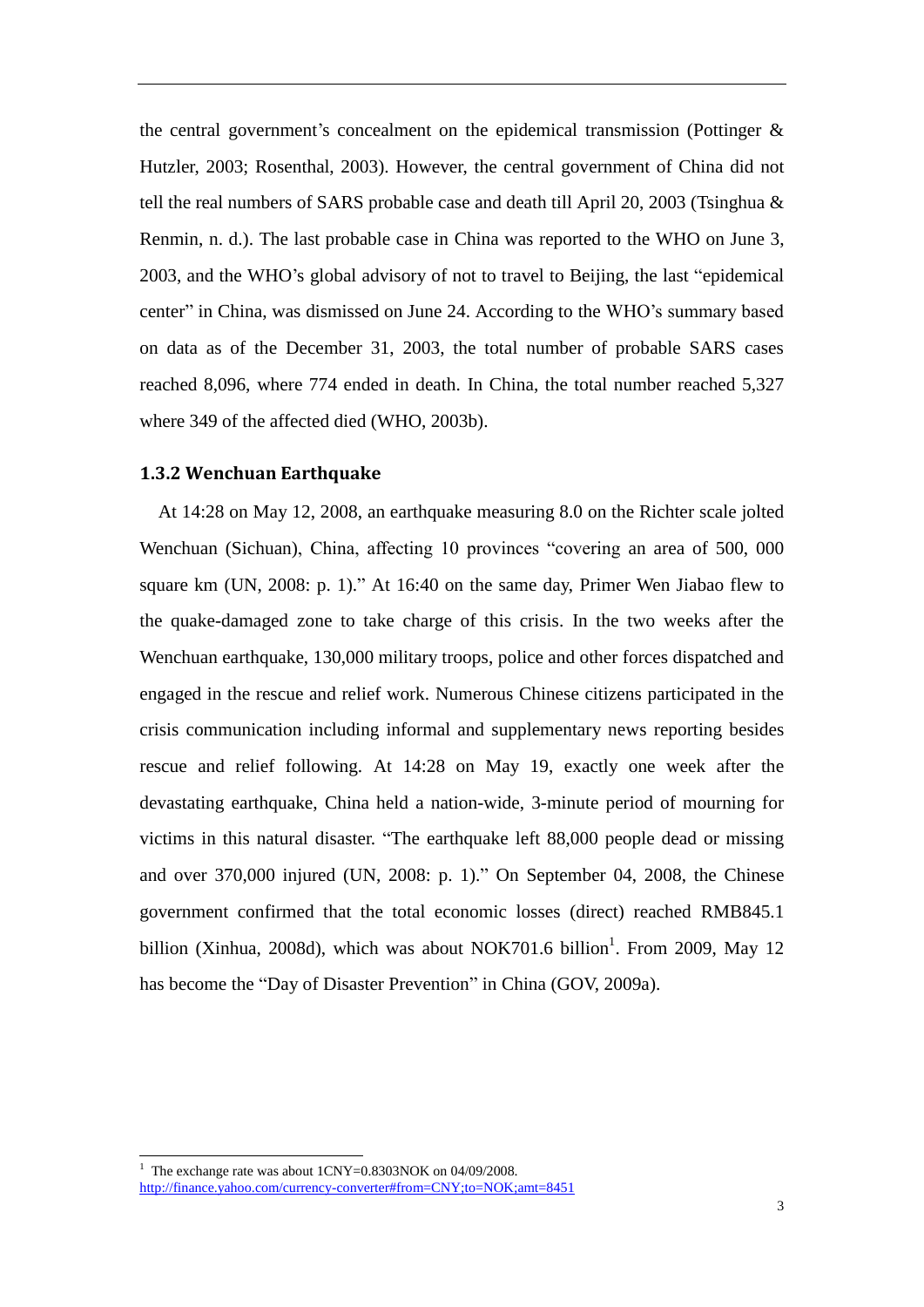the central government's concealment on the epidemical transmission (Pottinger & Hutzler, 2003; Rosenthal, 2003). However, the central government of China did not tell the real numbers of SARS probable case and death till April 20, 2003 (Tsinghua & Renmin, n. d.). The last probable case in China was reported to the WHO on June 3, 2003, and the WHO's global advisory of not to travel to Beijing, the last "epidemical center" in China, was dismissed on June 24. According to the WHO's summary based on data as of the December 31, 2003, the total number of probable SARS cases reached 8,096, where 774 ended in death. In China, the total number reached 5,327 where 349 of the affected died (WHO, 2003b).

### 1.3.2 Wenchuan Earthquake

At 14:28 on May 12, 2008, an earthquake measuring 8.0 on the Richter scale jolted Wenchuan (Sichuan), China, affecting 10 provinces "covering an area of 500, 000 square km (UN, 2008: p. 1)." At 16:40 on the same day, Primer Wen Jiabao flew to the quake-damaged zone to take charge of this crisis. In the two weeks after the Wenchuan earthquake, 130,000 military troops, police and other forces dispatched and engaged in the rescue and relief work. Numerous Chinese citizens participated in the crisis communication including informal and supplementary news reporting besides rescue and relief following. At 14:28 on May 19, exactly one week after the devastating earthquake, China held a nation-wide, 3-minute period of mourning for victims in this natural disaster. "The earthquake left 88,000 people dead or missing and over 370,000 injured (UN, 2008: p. 1)." On September 04, 2008, the Chinese government confirmed that the total economic losses (direct) reached RMB845.1 billion (Xinhua, 2008d), which was about NOK701.6 billion[1]. From 2009, May 12 has become the "Day of Disaster Prevention" in China (GOV, 2009a).

---

[1] The exchange rate was about 1CNY=0.8303NOK on 04/09/2008. http://finance.yahoo.com/currency-converter#from=CNY;to=NOK;amt=8451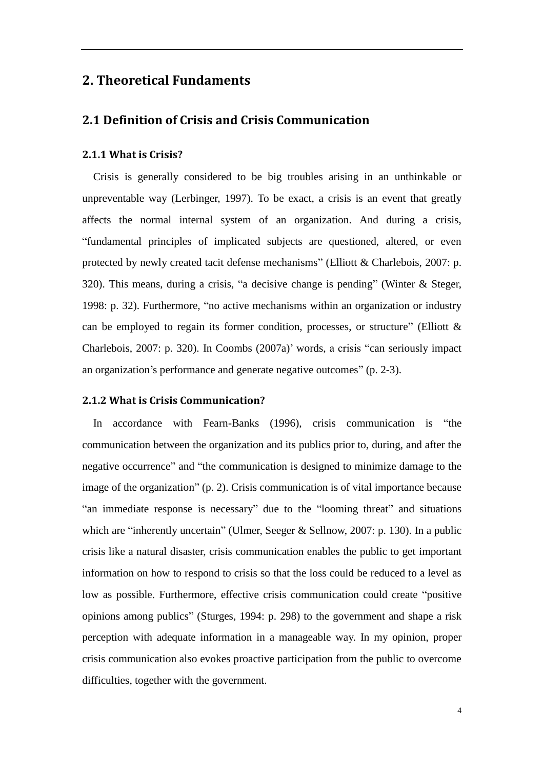# 2. Theoretical Fundaments

## 2.1 Definition of Crisis and Crisis Communication

### 2.1.1 What is Crisis?

Crisis is generally considered to be big troubles arising in an unthinkable or unpreventable way (Lerbinger, 1997). To be exact, a crisis is an event that greatly affects the normal internal system of an organization. And during a crisis, “fundamental principles of implicated subjects are questioned, altered, or even protected by newly created tacit defense mechanisms” (Elliott & Charlebois, 2007: p. 320). This means, during a crisis, “a decisive change is pending” (Winter & Steger, 1998: p. 32). Furthermore, “no active mechanisms within an organization or industry can be employed to regain its former condition, processes, or structure” (Elliott & Charlebois, 2007: p. 320). In Coombs (2007a)’ words, a crisis “can seriously impact an organization’s performance and generate negative outcomes” (p. 2-3).

### 2.1.2 What is Crisis Communication?

In accordance with Fearn-Banks (1996), crisis communication is “the communication between the organization and its publics prior to, during, and after the negative occurrence” and “the communication is designed to minimize damage to the image of the organization” (p. 2). Crisis communication is of vital importance because “an immediate response is necessary” due to the “looming threat” and situations which are “inherently uncertain” (Ulmer, Seeger & Sellnow, 2007: p. 130). In a public crisis like a natural disaster, crisis communication enables the public to get important information on how to respond to crisis so that the loss could be reduced to a level as low as possible. Furthermore, effective crisis communication could create “positive opinions among publics” (Sturges, 1994: p. 298) to the government and shape a risk perception with adequate information in a manageable way. In my opinion, proper crisis communication also evokes proactive participation from the public to overcome difficulties, together with the government.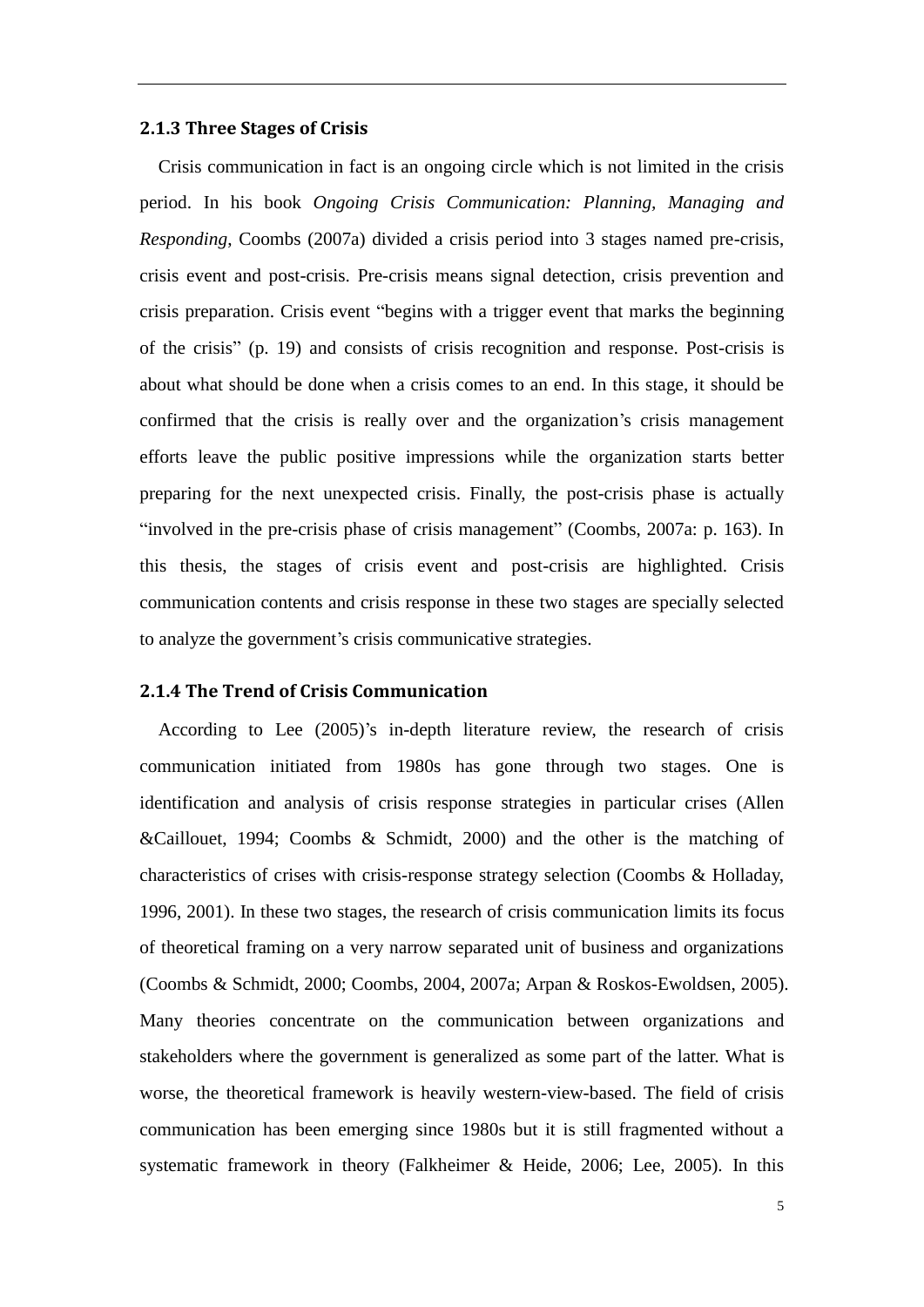### 2.1.3 Three Stages of Crisis

Crisis communication in fact is an ongoing circle which is not limited in the crisis period. In his book *Ongoing Crisis Communication: Planning, Managing and Responding*, Coombs (2007a) divided a crisis period into 3 stages named pre-crisis, crisis event and post-crisis. Pre-crisis means signal detection, crisis prevention and crisis preparation. Crisis event "begins with a trigger event that marks the beginning of the crisis" (p. 19) and consists of crisis recognition and response. Post-crisis is about what should be done when a crisis comes to an end. In this stage, it should be confirmed that the crisis is really over and the organization's crisis management efforts leave the public positive impressions while the organization starts better preparing for the next unexpected crisis. Finally, the post-crisis phase is actually "involved in the pre-crisis phase of crisis management" (Coombs, 2007a: p. 163). In this thesis, the stages of crisis event and post-crisis are highlighted. Crisis communication contents and crisis response in these two stages are specially selected to analyze the government's crisis communicative strategies.

### 2.1.4 The Trend of Crisis Communication

According to Lee (2005)'s in-depth literature review, the research of crisis communication initiated from 1980s has gone through two stages. One is identification and analysis of crisis response strategies in particular crises (Allen &Caillouet, 1994; Coombs & Schmidt, 2000) and the other is the matching of characteristics of crises with crisis-response strategy selection (Coombs & Holladay, 1996, 2001). In these two stages, the research of crisis communication limits its focus of theoretical framing on a very narrow separated unit of business and organizations (Coombs & Schmidt, 2000; Coombs, 2004, 2007a; Arpan & Roskos-Ewoldsen, 2005). Many theories concentrate on the communication between organizations and stakeholders where the government is generalized as some part of the latter. What is worse, the theoretical framework is heavily western-view-based. The field of crisis communication has been emerging since 1980s but it is still fragmented without a systematic framework in theory (Falkheimer & Heide, 2006; Lee, 2005). In this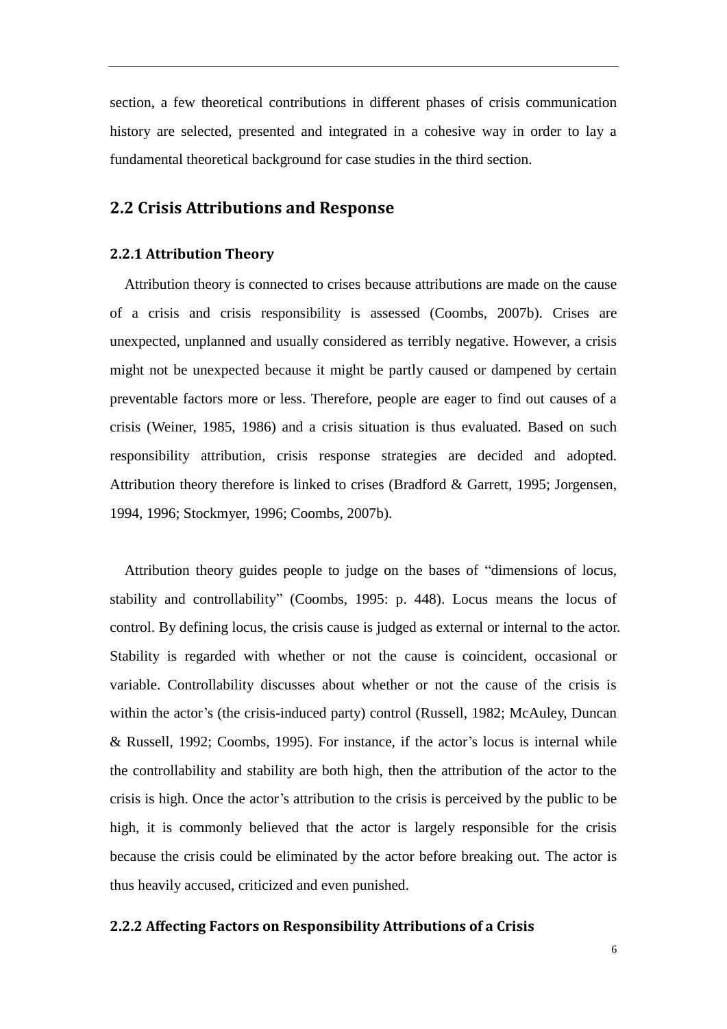section, a few theoretical contributions in different phases of crisis communication history are selected, presented and integrated in a cohesive way in order to lay a fundamental theoretical background for case studies in the third section.

## 2.2 Crisis Attributions and Response

### 2.2.1 Attribution Theory

Attribution theory is connected to crises because attributions are made on the cause of a crisis and crisis responsibility is assessed (Coombs, 2007b). Crises are unexpected, unplanned and usually considered as terribly negative. However, a crisis might not be unexpected because it might be partly caused or dampened by certain preventable factors more or less. Therefore, people are eager to find out causes of a crisis (Weiner, 1985, 1986) and a crisis situation is thus evaluated. Based on such responsibility attribution, crisis response strategies are decided and adopted. Attribution theory therefore is linked to crises (Bradford & Garrett, 1995; Jorgensen, 1994, 1996; Stockmyer, 1996; Coombs, 2007b).

Attribution theory guides people to judge on the bases of "dimensions of locus, stability and controllability" (Coombs, 1995: p. 448). Locus means the locus of control. By defining locus, the crisis cause is judged as external or internal to the actor. Stability is regarded with whether or not the cause is coincident, occasional or variable. Controllability discusses about whether or not the cause of the crisis is within the actor's (the crisis-induced party) control (Russell, 1982; McAuley, Duncan & Russell, 1992; Coombs, 1995). For instance, if the actor's locus is internal while the controllability and stability are both high, then the attribution of the actor to the crisis is high. Once the actor's attribution to the crisis is perceived by the public to be high, it is commonly believed that the actor is largely responsible for the crisis because the crisis could be eliminated by the actor before breaking out. The actor is thus heavily accused, criticized and even punished.

### 2.2.2 Affecting Factors on Responsibility Attributions of a Crisis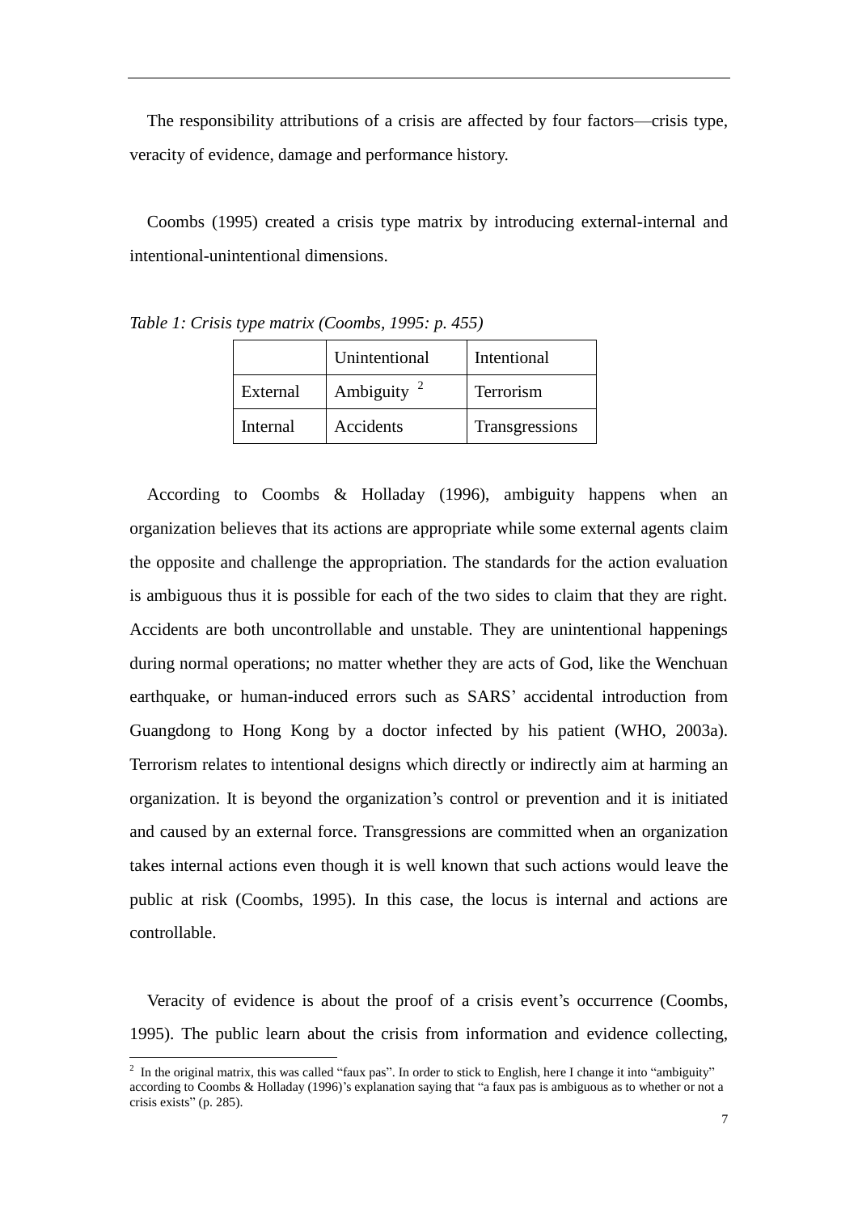The responsibility attributions of a crisis are affected by four factors—crisis type, veracity of evidence, damage and performance history.

Coombs (1995) created a crisis type matrix by introducing external-internal and intentional-unintentional dimensions.

*Table 1: Crisis type matrix (Coombs, 1995: p. 455)*

| | Unintentional | Intentional |
|---|---|---|
| External | Ambiguity [2] | Terrorism |
| Internal | Accidents | Transgressions |

According to Coombs & Holladay (1996), ambiguity happens when an organization believes that its actions are appropriate while some external agents claim the opposite and challenge the appropriation. The standards for the action evaluation is ambiguous thus it is possible for each of the two sides to claim that they are right. Accidents are both uncontrollable and unstable. They are unintentional happenings during normal operations; no matter whether they are acts of God, like the Wenchuan earthquake, or human-induced errors such as SARS' accidental introduction from Guangdong to Hong Kong by a doctor infected by his patient (WHO, 2003a). Terrorism relates to intentional designs which directly or indirectly aim at harming an organization. It is beyond the organization's control or prevention and it is initiated and caused by an external force. Transgressions are committed when an organization takes internal actions even though it is well known that such actions would leave the public at risk (Coombs, 1995). In this case, the locus is internal and actions are controllable.

Veracity of evidence is about the proof of a crisis event's occurrence (Coombs, 1995). The public learn about the crisis from information and evidence collecting,

[2] In the original matrix, this was called "faux pas". In order to stick to English, here I change it into "ambiguity" according to Coombs & Holladay (1996)'s explanation saying that "a faux pas is ambiguous as to whether or not a crisis exists" (p. 285).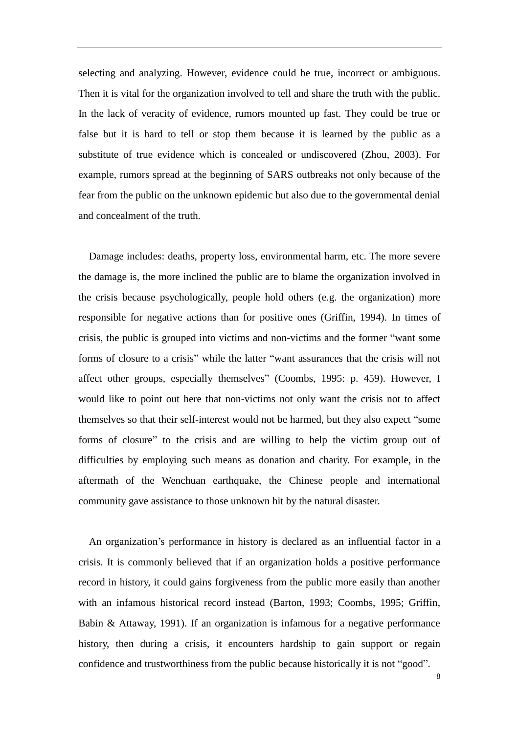selecting and analyzing. However, evidence could be true, incorrect or ambiguous. Then it is vital for the organization involved to tell and share the truth with the public. In the lack of veracity of evidence, rumors mounted up fast. They could be true or false but it is hard to tell or stop them because it is learned by the public as a substitute of true evidence which is concealed or undiscovered (Zhou, 2003). For example, rumors spread at the beginning of SARS outbreaks not only because of the fear from the public on the unknown epidemic but also due to the governmental denial and concealment of the truth.

Damage includes: deaths, property loss, environmental harm, etc. The more severe the damage is, the more inclined the public are to blame the organization involved in the crisis because psychologically, people hold others (e.g. the organization) more responsible for negative actions than for positive ones (Griffin, 1994). In times of crisis, the public is grouped into victims and non-victims and the former "want some forms of closure to a crisis" while the latter "want assurances that the crisis will not affect other groups, especially themselves" (Coombs, 1995: p. 459). However, I would like to point out here that non-victims not only want the crisis not to affect themselves so that their self-interest would not be harmed, but they also expect "some forms of closure" to the crisis and are willing to help the victim group out of difficulties by employing such means as donation and charity. For example, in the aftermath of the Wenchuan earthquake, the Chinese people and international community gave assistance to those unknown hit by the natural disaster.

An organization's performance in history is declared as an influential factor in a crisis. It is commonly believed that if an organization holds a positive performance record in history, it could gains forgiveness from the public more easily than another with an infamous historical record instead (Barton, 1993; Coombs, 1995; Griffin, Babin & Attaway, 1991). If an organization is infamous for a negative performance history, then during a crisis, it encounters hardship to gain support or regain confidence and trustworthiness from the public because historically it is not "good".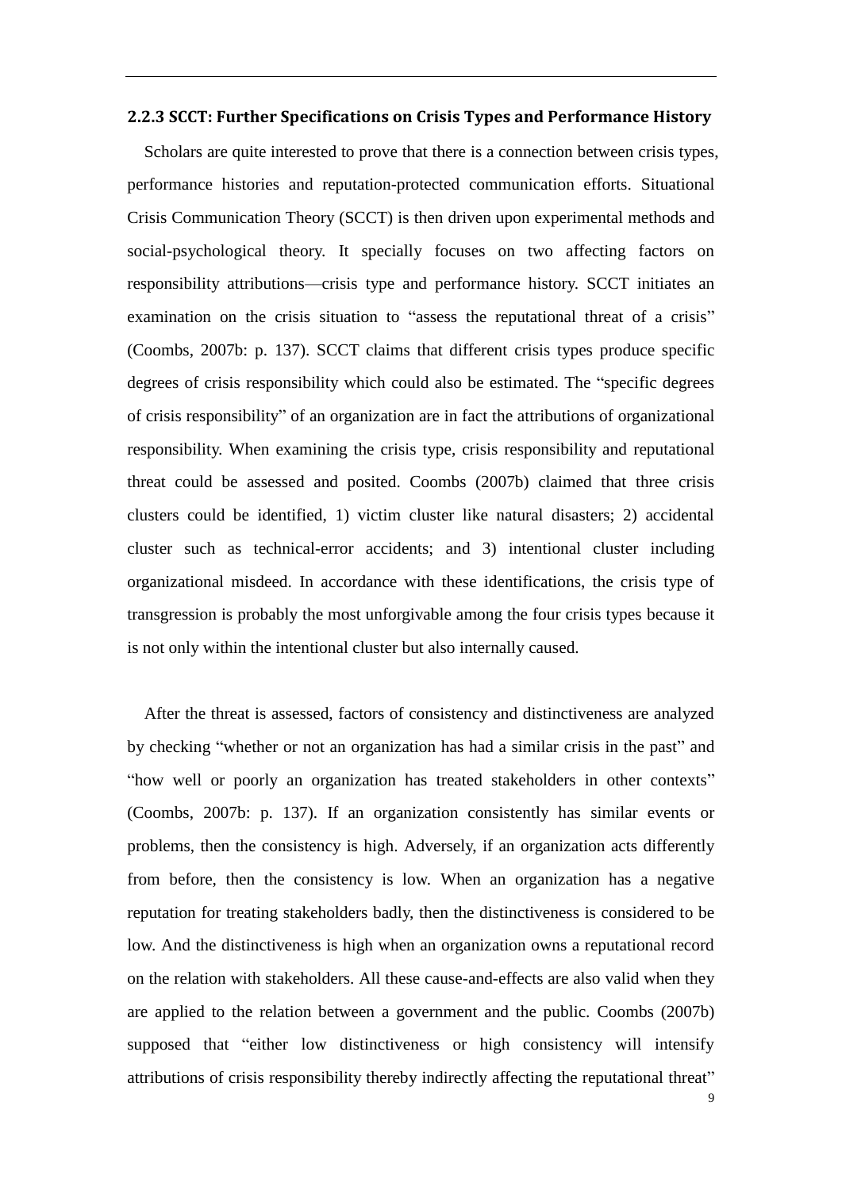### 2.2.3 SCCT: Further Specifications on Crisis Types and Performance History

Scholars are quite interested to prove that there is a connection between crisis types, performance histories and reputation-protected communication efforts. Situational Crisis Communication Theory (SCCT) is then driven upon experimental methods and social-psychological theory. It specially focuses on two affecting factors on responsibility attributions—crisis type and performance history. SCCT initiates an examination on the crisis situation to "assess the reputational threat of a crisis" (Coombs, 2007b: p. 137). SCCT claims that different crisis types produce specific degrees of crisis responsibility which could also be estimated. The "specific degrees of crisis responsibility" of an organization are in fact the attributions of organizational responsibility. When examining the crisis type, crisis responsibility and reputational threat could be assessed and posited. Coombs (2007b) claimed that three crisis clusters could be identified, 1) victim cluster like natural disasters; 2) accidental cluster such as technical-error accidents; and 3) intentional cluster including organizational misdeed. In accordance with these identifications, the crisis type of transgression is probably the most unforgivable among the four crisis types because it is not only within the intentional cluster but also internally caused.

After the threat is assessed, factors of consistency and distinctiveness are analyzed by checking "whether or not an organization has had a similar crisis in the past" and "how well or poorly an organization has treated stakeholders in other contexts" (Coombs, 2007b: p. 137). If an organization consistently has similar events or problems, then the consistency is high. Adversely, if an organization acts differently from before, then the consistency is low. When an organization has a negative reputation for treating stakeholders badly, then the distinctiveness is considered to be low. And the distinctiveness is high when an organization owns a reputational record on the relation with stakeholders. All these cause-and-effects are also valid when they are applied to the relation between a government and the public. Coombs (2007b) supposed that "either low distinctiveness or high consistency will intensify attributions of crisis responsibility thereby indirectly affecting the reputational threat"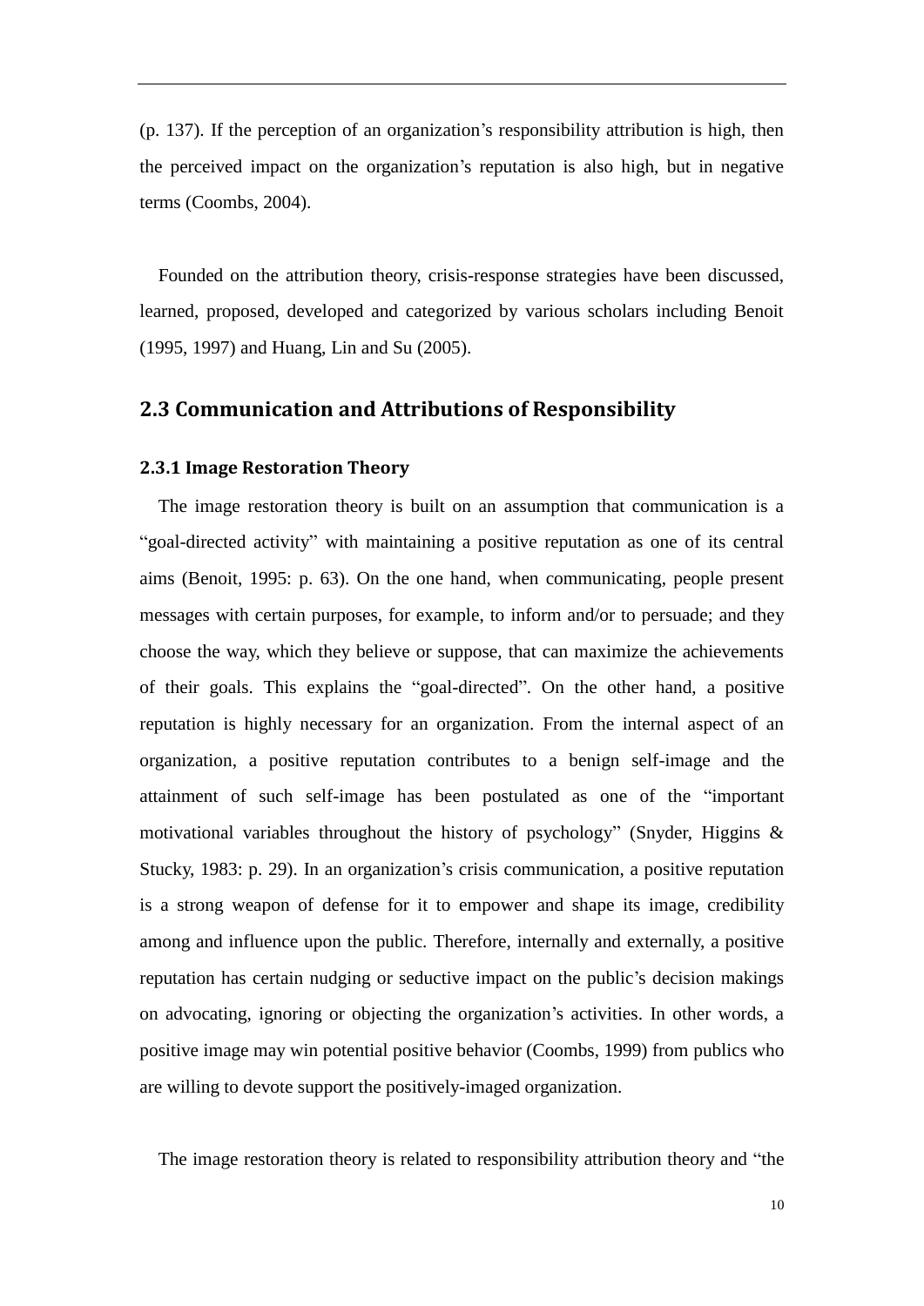(p. 137). If the perception of an organization's responsibility attribution is high, then the perceived impact on the organization's reputation is also high, but in negative terms (Coombs, 2004).

Founded on the attribution theory, crisis-response strategies have been discussed, learned, proposed, developed and categorized by various scholars including Benoit (1995, 1997) and Huang, Lin and Su (2005).

## 2.3 Communication and Attributions of Responsibility

### 2.3.1 Image Restoration Theory

The image restoration theory is built on an assumption that communication is a "goal-directed activity" with maintaining a positive reputation as one of its central aims (Benoit, 1995: p. 63). On the one hand, when communicating, people present messages with certain purposes, for example, to inform and/or to persuade; and they choose the way, which they believe or suppose, that can maximize the achievements of their goals. This explains the "goal-directed". On the other hand, a positive reputation is highly necessary for an organization. From the internal aspect of an organization, a positive reputation contributes to a benign self-image and the attainment of such self-image has been postulated as one of the "important motivational variables throughout the history of psychology" (Snyder, Higgins & Stucky, 1983: p. 29). In an organization's crisis communication, a positive reputation is a strong weapon of defense for it to empower and shape its image, credibility among and influence upon the public. Therefore, internally and externally, a positive reputation has certain nudging or seductive impact on the public's decision makings on advocating, ignoring or objecting the organization's activities. In other words, a positive image may win potential positive behavior (Coombs, 1999) from publics who are willing to devote support the positively-imaged organization.

The image restoration theory is related to responsibility attribution theory and "the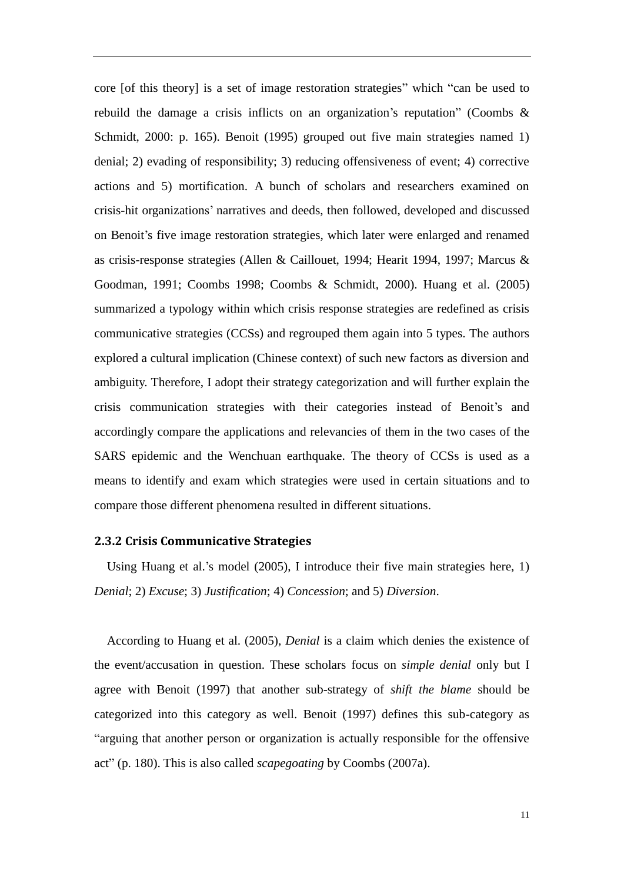core [of this theory] is a set of image restoration strategies" which "can be used to rebuild the damage a crisis inflicts on an organization's reputation" (Coombs & Schmidt, 2000: p. 165). Benoit (1995) grouped out five main strategies named 1) denial; 2) evading of responsibility; 3) reducing offensiveness of event; 4) corrective actions and 5) mortification. A bunch of scholars and researchers examined on crisis-hit organizations' narratives and deeds, then followed, developed and discussed on Benoit's five image restoration strategies, which later were enlarged and renamed as crisis-response strategies (Allen & Caillouet, 1994; Hearit 1994, 1997; Marcus & Goodman, 1991; Coombs 1998; Coombs & Schmidt, 2000). Huang et al. (2005) summarized a typology within which crisis response strategies are redefined as crisis communicative strategies (CCSs) and regrouped them again into 5 types. The authors explored a cultural implication (Chinese context) of such new factors as diversion and ambiguity. Therefore, I adopt their strategy categorization and will further explain the crisis communication strategies with their categories instead of Benoit's and accordingly compare the applications and relevancies of them in the two cases of the SARS epidemic and the Wenchuan earthquake. The theory of CCSs is used as a means to identify and exam which strategies were used in certain situations and to compare those different phenomena resulted in different situations.

### 2.3.2 Crisis Communicative Strategies

Using Huang et al.'s model (2005), I introduce their five main strategies here, 1) *Denial*; 2) *Excuse*; 3) *Justification*; 4) *Concession*; and 5) *Diversion*.

According to Huang et al. (2005), *Denial* is a claim which denies the existence of the event/accusation in question. These scholars focus on *simple denial* only but I agree with Benoit (1997) that another sub-strategy of *shift the blame* should be categorized into this category as well. Benoit (1997) defines this sub-category as "arguing that another person or organization is actually responsible for the offensive act" (p. 180). This is also called *scapegoating* by Coombs (2007a).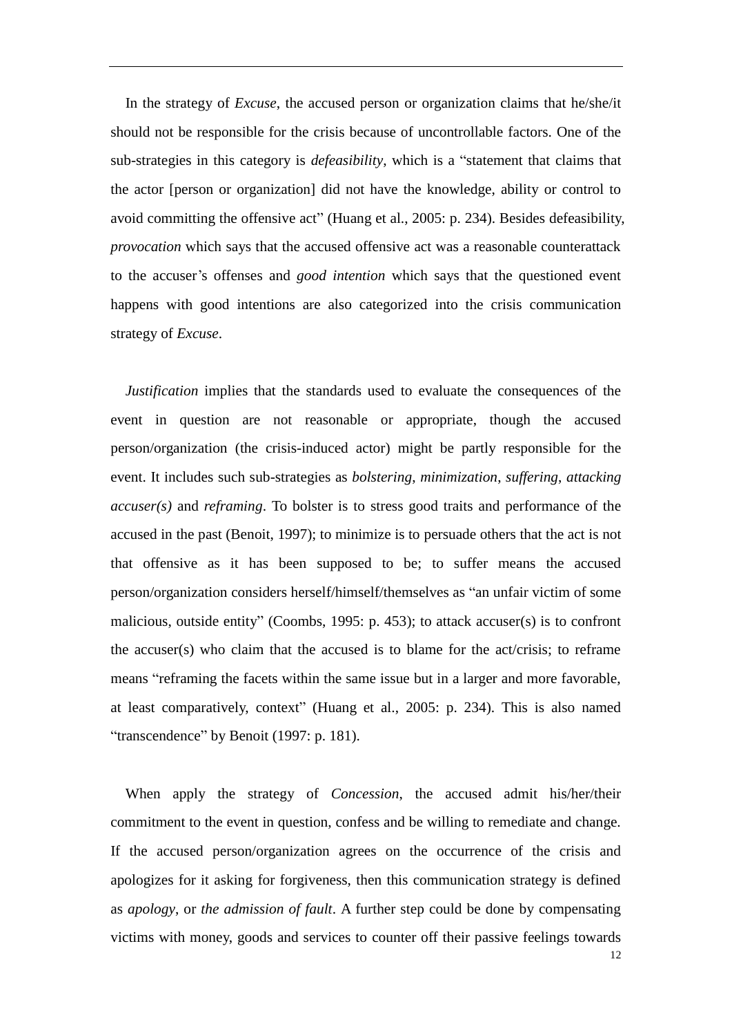In the strategy of *Excuse*, the accused person or organization claims that he/she/it should not be responsible for the crisis because of uncontrollable factors. One of the sub-strategies in this category is *defeasibility*, which is a "statement that claims that the actor [person or organization] did not have the knowledge, ability or control to avoid committing the offensive act" (Huang et al., 2005: p. 234). Besides defeasibility, *provocation* which says that the accused offensive act was a reasonable counterattack to the accuser's offenses and *good intention* which says that the questioned event happens with good intentions are also categorized into the crisis communication strategy of *Excuse*.

*Justification* implies that the standards used to evaluate the consequences of the event in question are not reasonable or appropriate, though the accused person/organization (the crisis-induced actor) might be partly responsible for the event. It includes such sub-strategies as *bolstering*, *minimization*, *suffering*, *attacking accuser(s)* and *reframing*. To bolster is to stress good traits and performance of the accused in the past (Benoit, 1997); to minimize is to persuade others that the act is not that offensive as it has been supposed to be; to suffer means the accused person/organization considers herself/himself/themselves as "an unfair victim of some malicious, outside entity" (Coombs, 1995: p. 453); to attack accuser(s) is to confront the accuser(s) who claim that the accused is to blame for the act/crisis; to reframe means "reframing the facets within the same issue but in a larger and more favorable, at least comparatively, context" (Huang et al., 2005: p. 234). This is also named "transcendence" by Benoit (1997: p. 181).

When apply the strategy of *Concession*, the accused admit his/her/their commitment to the event in question, confess and be willing to remediate and change. If the accused person/organization agrees on the occurrence of the crisis and apologizes for it asking for forgiveness, then this communication strategy is defined as *apology*, or *the admission of fault*. A further step could be done by compensating victims with money, goods and services to counter off their passive feelings towards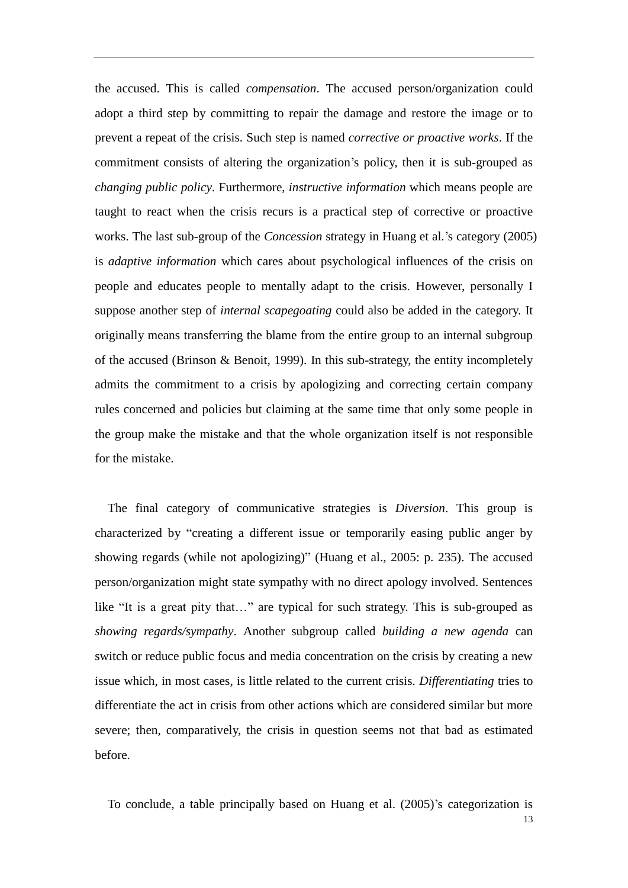the accused. This is called *compensation*. The accused person/organization could adopt a third step by committing to repair the damage and restore the image or to prevent a repeat of the crisis. Such step is named *corrective or proactive works*. If the commitment consists of altering the organization's policy, then it is sub-grouped as *changing public policy*. Furthermore, *instructive information* which means people are taught to react when the crisis recurs is a practical step of corrective or proactive works. The last sub-group of the *Concession* strategy in Huang et al.'s category (2005) is *adaptive information* which cares about psychological influences of the crisis on people and educates people to mentally adapt to the crisis. However, personally I suppose another step of *internal scapegoating* could also be added in the category. It originally means transferring the blame from the entire group to an internal subgroup of the accused (Brinson & Benoit, 1999). In this sub-strategy, the entity incompletely admits the commitment to a crisis by apologizing and correcting certain company rules concerned and policies but claiming at the same time that only some people in the group make the mistake and that the whole organization itself is not responsible for the mistake.

The final category of communicative strategies is *Diversion*. This group is characterized by "creating a different issue or temporarily easing public anger by showing regards (while not apologizing)" (Huang et al., 2005: p. 235). The accused person/organization might state sympathy with no direct apology involved. Sentences like "It is a great pity that…" are typical for such strategy. This is sub-grouped as *showing regards/sympathy*. Another subgroup called *building a new agenda* can switch or reduce public focus and media concentration on the crisis by creating a new issue which, in most cases, is little related to the current crisis. *Differentiating* tries to differentiate the act in crisis from other actions which are considered similar but more severe; then, comparatively, the crisis in question seems not that bad as estimated before.

To conclude, a table principally based on Huang et al. (2005)'s categorization is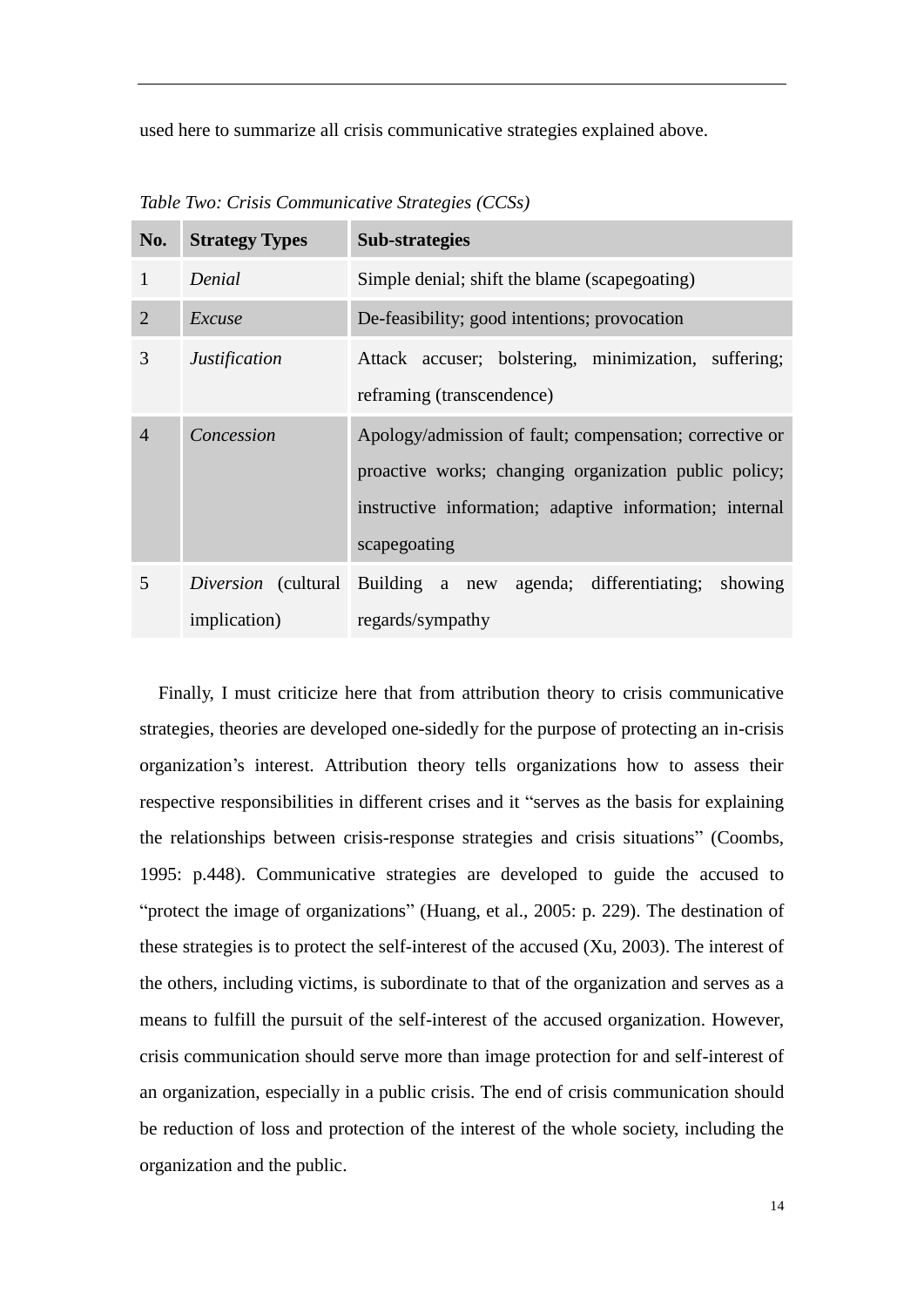used here to summarize all crisis communicative strategies explained above.

*Table Two: Crisis Communicative Strategies (CCSs)*

| No. | Strategy Types | Sub-strategies |
|---|---|---|
| 1 | *Denial* | Simple denial; shift the blame (scapegoating) |
| 2 | *Excuse* | De-feasibility; good intentions; provocation |
| 3 | *Justification* | Attack accuser; bolstering, minimization, suffering; reframing (transcendence) |
| 4 | *Concession* | Apology/admission of fault; compensation; corrective or proactive works; changing organization public policy; instructive information; adaptive information; internal scapegoating |
| 5 | *Diversion* (cultural implication) | Building a new agenda; differentiating; showing regards/sympathy |

Finally, I must criticize here that from attribution theory to crisis communicative strategies, theories are developed one-sidedly for the purpose of protecting an in-crisis organization's interest. Attribution theory tells organizations how to assess their respective responsibilities in different crises and it "serves as the basis for explaining the relationships between crisis-response strategies and crisis situations" (Coombs, 1995: p.448). Communicative strategies are developed to guide the accused to "protect the image of organizations" (Huang, et al., 2005: p. 229). The destination of these strategies is to protect the self-interest of the accused (Xu, 2003). The interest of the others, including victims, is subordinate to that of the organization and serves as a means to fulfill the pursuit of the self-interest of the accused organization. However, crisis communication should serve more than image protection for and self-interest of an organization, especially in a public crisis. The end of crisis communication should be reduction of loss and protection of the interest of the whole society, including the organization and the public.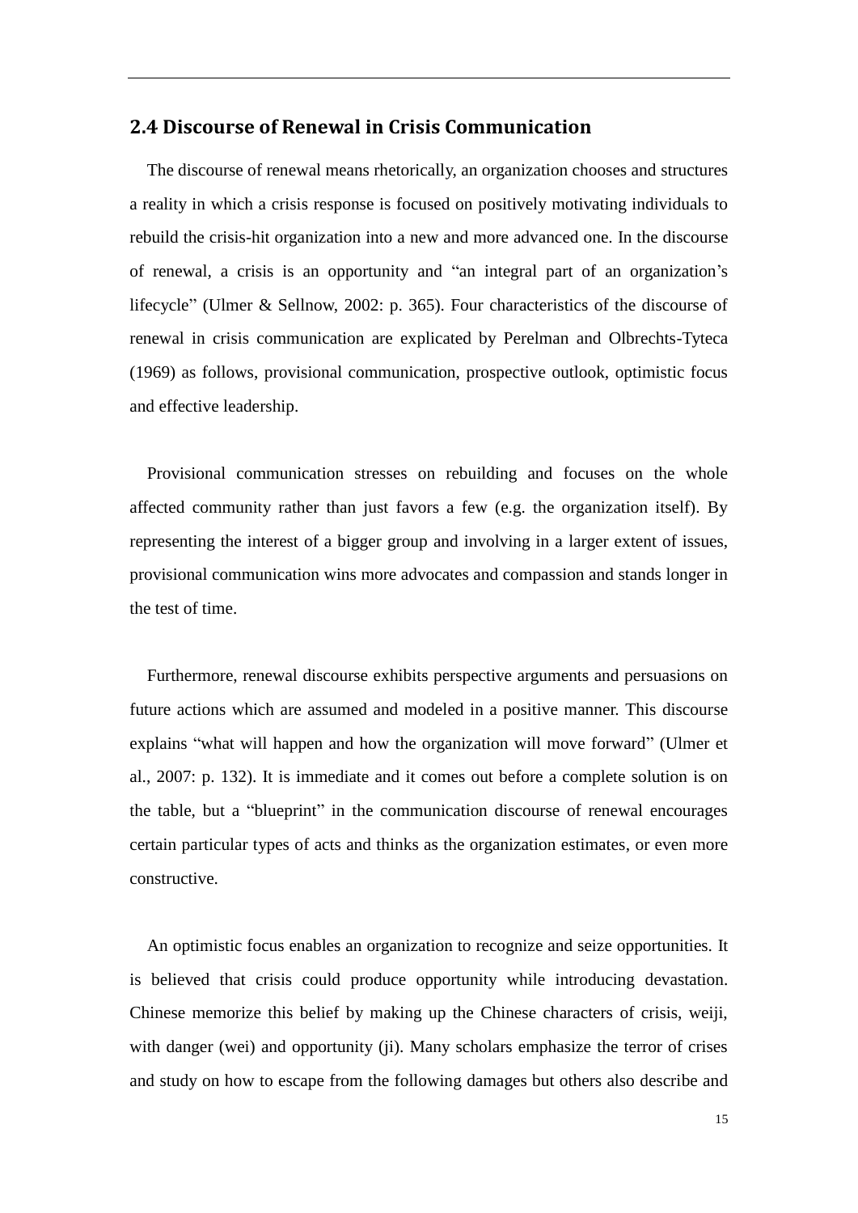## 2.4 Discourse of Renewal in Crisis Communication

The discourse of renewal means rhetorically, an organization chooses and structures a reality in which a crisis response is focused on positively motivating individuals to rebuild the crisis-hit organization into a new and more advanced one. In the discourse of renewal, a crisis is an opportunity and "an integral part of an organization's lifecycle" (Ulmer & Sellnow, 2002: p. 365). Four characteristics of the discourse of renewal in crisis communication are explicated by Perelman and Olbrechts-Tyteca (1969) as follows, provisional communication, prospective outlook, optimistic focus and effective leadership.

Provisional communication stresses on rebuilding and focuses on the whole affected community rather than just favors a few (e.g. the organization itself). By representing the interest of a bigger group and involving in a larger extent of issues, provisional communication wins more advocates and compassion and stands longer in the test of time.

Furthermore, renewal discourse exhibits perspective arguments and persuasions on future actions which are assumed and modeled in a positive manner. This discourse explains "what will happen and how the organization will move forward" (Ulmer et al., 2007: p. 132). It is immediate and it comes out before a complete solution is on the table, but a "blueprint" in the communication discourse of renewal encourages certain particular types of acts and thinks as the organization estimates, or even more constructive.

An optimistic focus enables an organization to recognize and seize opportunities. It is believed that crisis could produce opportunity while introducing devastation. Chinese memorize this belief by making up the Chinese characters of crisis, weiji, with danger (wei) and opportunity (ji). Many scholars emphasize the terror of crises and study on how to escape from the following damages but others also describe and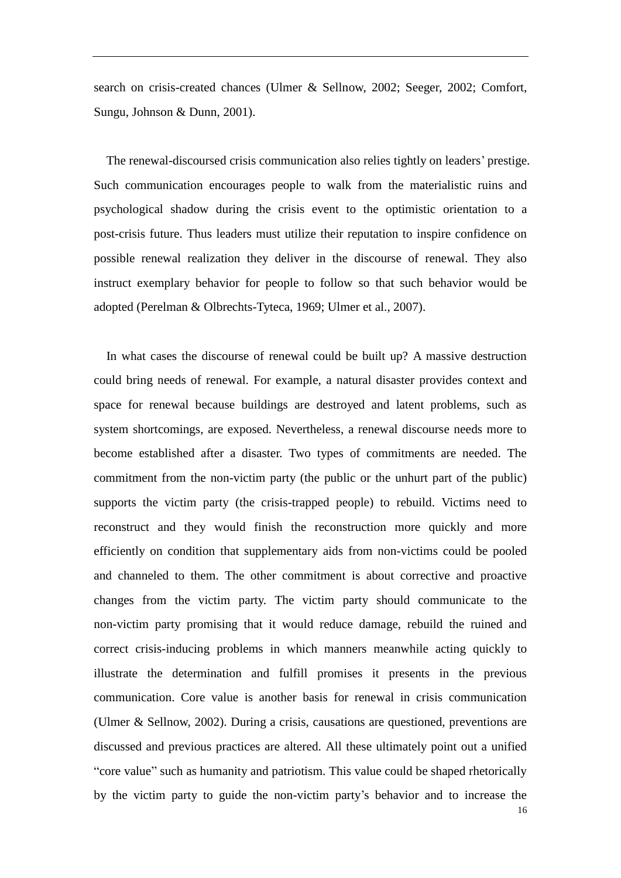search on crisis-created chances (Ulmer & Sellnow, 2002; Seeger, 2002; Comfort, Sungu, Johnson & Dunn, 2001).

The renewal-discoursed crisis communication also relies tightly on leaders' prestige. Such communication encourages people to walk from the materialistic ruins and psychological shadow during the crisis event to the optimistic orientation to a post-crisis future. Thus leaders must utilize their reputation to inspire confidence on possible renewal realization they deliver in the discourse of renewal. They also instruct exemplary behavior for people to follow so that such behavior would be adopted (Perelman & Olbrechts-Tyteca, 1969; Ulmer et al., 2007).

In what cases the discourse of renewal could be built up? A massive destruction could bring needs of renewal. For example, a natural disaster provides context and space for renewal because buildings are destroyed and latent problems, such as system shortcomings, are exposed. Nevertheless, a renewal discourse needs more to become established after a disaster. Two types of commitments are needed. The commitment from the non-victim party (the public or the unhurt part of the public) supports the victim party (the crisis-trapped people) to rebuild. Victims need to reconstruct and they would finish the reconstruction more quickly and more efficiently on condition that supplementary aids from non-victims could be pooled and channeled to them. The other commitment is about corrective and proactive changes from the victim party. The victim party should communicate to the non-victim party promising that it would reduce damage, rebuild the ruined and correct crisis-inducing problems in which manners meanwhile acting quickly to illustrate the determination and fulfill promises it presents in the previous communication. Core value is another basis for renewal in crisis communication (Ulmer & Sellnow, 2002). During a crisis, causations are questioned, preventions are discussed and previous practices are altered. All these ultimately point out a unified "core value" such as humanity and patriotism. This value could be shaped rhetorically by the victim party to guide the non-victim party's behavior and to increase the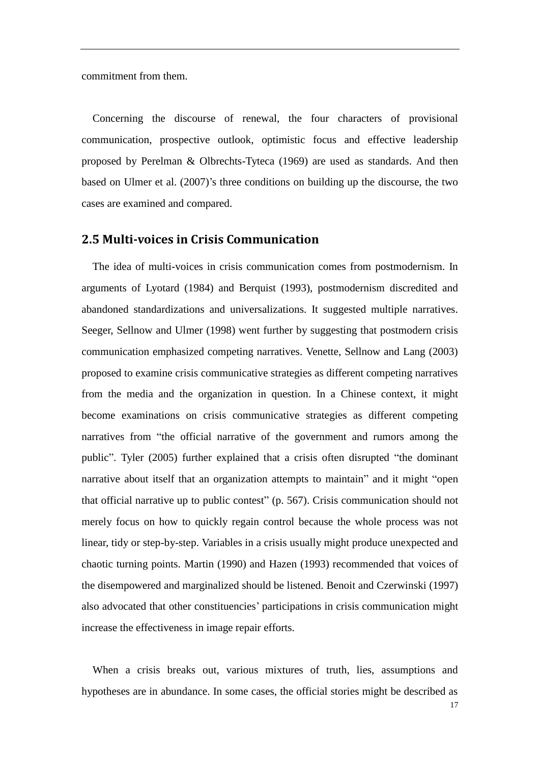commitment from them.

Concerning the discourse of renewal, the four characters of provisional communication, prospective outlook, optimistic focus and effective leadership proposed by Perelman & Olbrechts-Tyteca (1969) are used as standards. And then based on Ulmer et al. (2007)'s three conditions on building up the discourse, the two cases are examined and compared.

## 2.5 Multi-voices in Crisis Communication

The idea of multi-voices in crisis communication comes from postmodernism. In arguments of Lyotard (1984) and Berquist (1993), postmodernism discredited and abandoned standardizations and universalizations. It suggested multiple narratives. Seeger, Sellnow and Ulmer (1998) went further by suggesting that postmodern crisis communication emphasized competing narratives. Venette, Sellnow and Lang (2003) proposed to examine crisis communicative strategies as different competing narratives from the media and the organization in question. In a Chinese context, it might become examinations on crisis communicative strategies as different competing narratives from "the official narrative of the government and rumors among the public". Tyler (2005) further explained that a crisis often disrupted "the dominant narrative about itself that an organization attempts to maintain" and it might "open that official narrative up to public contest" (p. 567). Crisis communication should not merely focus on how to quickly regain control because the whole process was not linear, tidy or step-by-step. Variables in a crisis usually might produce unexpected and chaotic turning points. Martin (1990) and Hazen (1993) recommended that voices of the disempowered and marginalized should be listened. Benoit and Czerwinski (1997) also advocated that other constituencies' participations in crisis communication might increase the effectiveness in image repair efforts.

When a crisis breaks out, various mixtures of truth, lies, assumptions and hypotheses are in abundance. In some cases, the official stories might be described as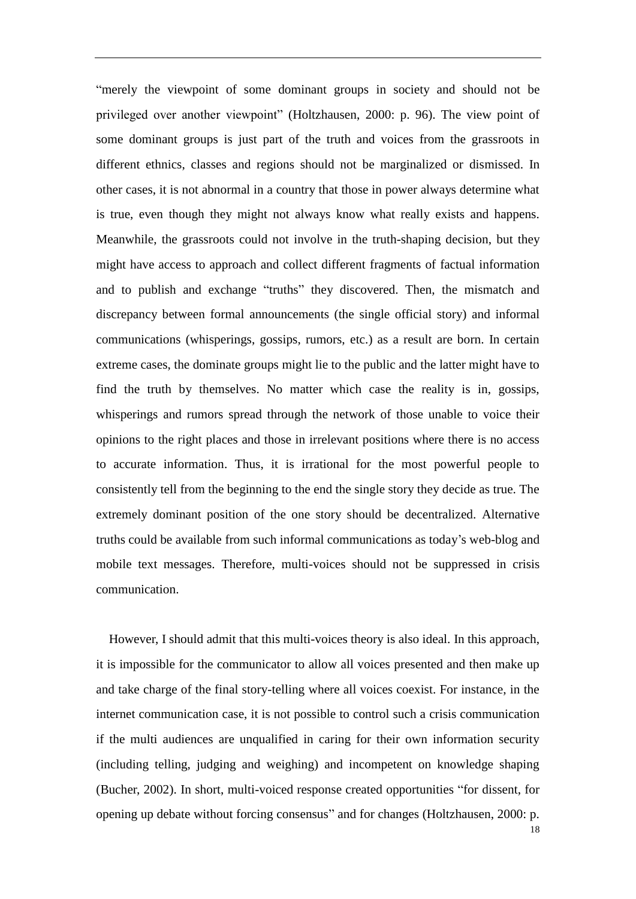"merely the viewpoint of some dominant groups in society and should not be privileged over another viewpoint" (Holtzhausen, 2000: p. 96). The view point of some dominant groups is just part of the truth and voices from the grassroots in different ethnics, classes and regions should not be marginalized or dismissed. In other cases, it is not abnormal in a country that those in power always determine what is true, even though they might not always know what really exists and happens. Meanwhile, the grassroots could not involve in the truth-shaping decision, but they might have access to approach and collect different fragments of factual information and to publish and exchange "truths" they discovered. Then, the mismatch and discrepancy between formal announcements (the single official story) and informal communications (whisperings, gossips, rumors, etc.) as a result are born. In certain extreme cases, the dominate groups might lie to the public and the latter might have to find the truth by themselves. No matter which case the reality is in, gossips, whisperings and rumors spread through the network of those unable to voice their opinions to the right places and those in irrelevant positions where there is no access to accurate information. Thus, it is irrational for the most powerful people to consistently tell from the beginning to the end the single story they decide as true. The extremely dominant position of the one story should be decentralized. Alternative truths could be available from such informal communications as today's web-blog and mobile text messages. Therefore, multi-voices should not be suppressed in crisis communication.

However, I should admit that this multi-voices theory is also ideal. In this approach, it is impossible for the communicator to allow all voices presented and then make up and take charge of the final story-telling where all voices coexist. For instance, in the internet communication case, it is not possible to control such a crisis communication if the multi audiences are unqualified in caring for their own information security (including telling, judging and weighing) and incompetent on knowledge shaping (Bucher, 2002). In short, multi-voiced response created opportunities "for dissent, for opening up debate without forcing consensus" and for changes (Holtzhausen, 2000: p.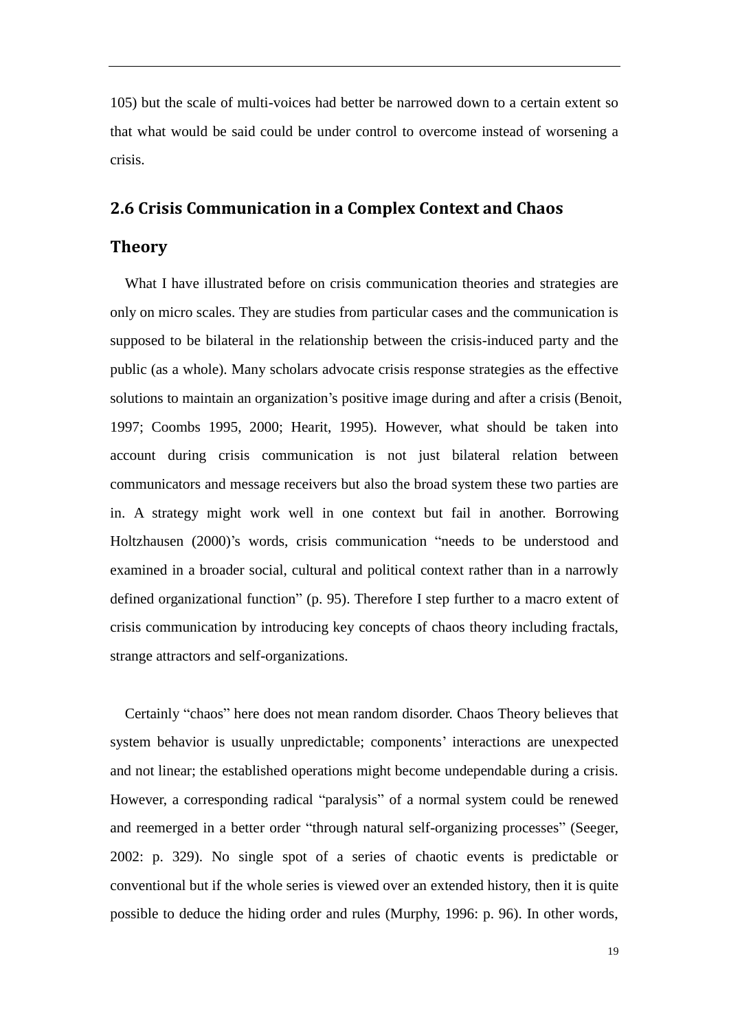105) but the scale of multi-voices had better be narrowed down to a certain extent so that what would be said could be under control to overcome instead of worsening a crisis.

## 2.6 Crisis Communication in a Complex Context and Chaos Theory

What I have illustrated before on crisis communication theories and strategies are only on micro scales. They are studies from particular cases and the communication is supposed to be bilateral in the relationship between the crisis-induced party and the public (as a whole). Many scholars advocate crisis response strategies as the effective solutions to maintain an organization's positive image during and after a crisis (Benoit, 1997; Coombs 1995, 2000; Hearit, 1995). However, what should be taken into account during crisis communication is not just bilateral relation between communicators and message receivers but also the broad system these two parties are in. A strategy might work well in one context but fail in another. Borrowing Holtzhausen (2000)'s words, crisis communication "needs to be understood and examined in a broader social, cultural and political context rather than in a narrowly defined organizational function" (p. 95). Therefore I step further to a macro extent of crisis communication by introducing key concepts of chaos theory including fractals, strange attractors and self-organizations.

Certainly "chaos" here does not mean random disorder. Chaos Theory believes that system behavior is usually unpredictable; components' interactions are unexpected and not linear; the established operations might become undependable during a crisis. However, a corresponding radical "paralysis" of a normal system could be renewed and reemerged in a better order "through natural self-organizing processes" (Seeger, 2002: p. 329). No single spot of a series of chaotic events is predictable or conventional but if the whole series is viewed over an extended history, then it is quite possible to deduce the hiding order and rules (Murphy, 1996: p. 96). In other words,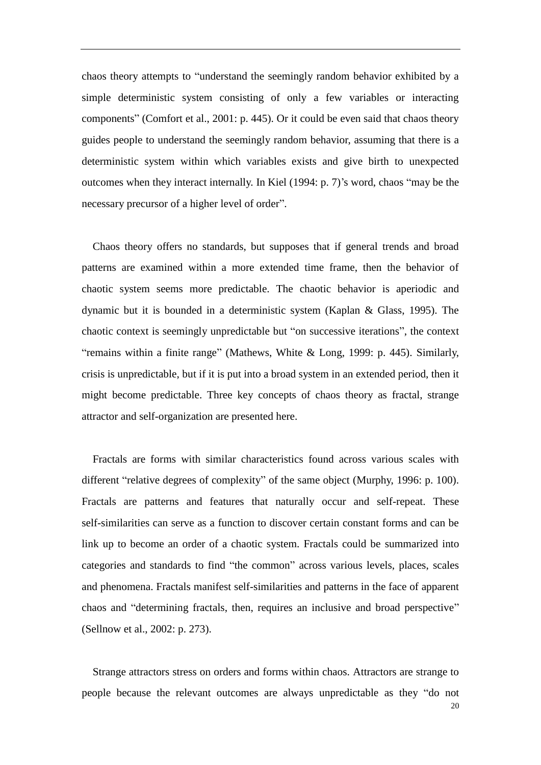chaos theory attempts to "understand the seemingly random behavior exhibited by a simple deterministic system consisting of only a few variables or interacting components" (Comfort et al., 2001: p. 445). Or it could be even said that chaos theory guides people to understand the seemingly random behavior, assuming that there is a deterministic system within which variables exists and give birth to unexpected outcomes when they interact internally. In Kiel (1994: p. 7)'s word, chaos "may be the necessary precursor of a higher level of order".

Chaos theory offers no standards, but supposes that if general trends and broad patterns are examined within a more extended time frame, then the behavior of chaotic system seems more predictable. The chaotic behavior is aperiodic and dynamic but it is bounded in a deterministic system (Kaplan & Glass, 1995). The chaotic context is seemingly unpredictable but "on successive iterations", the context "remains within a finite range" (Mathews, White & Long, 1999: p. 445). Similarly, crisis is unpredictable, but if it is put into a broad system in an extended period, then it might become predictable. Three key concepts of chaos theory as fractal, strange attractor and self-organization are presented here.

Fractals are forms with similar characteristics found across various scales with different "relative degrees of complexity" of the same object (Murphy, 1996: p. 100). Fractals are patterns and features that naturally occur and self-repeat. These self-similarities can serve as a function to discover certain constant forms and can be link up to become an order of a chaotic system. Fractals could be summarized into categories and standards to find "the common" across various levels, places, scales and phenomena. Fractals manifest self-similarities and patterns in the face of apparent chaos and "determining fractals, then, requires an inclusive and broad perspective" (Sellnow et al., 2002: p. 273).

Strange attractors stress on orders and forms within chaos. Attractors are strange to people because the relevant outcomes are always unpredictable as they "do not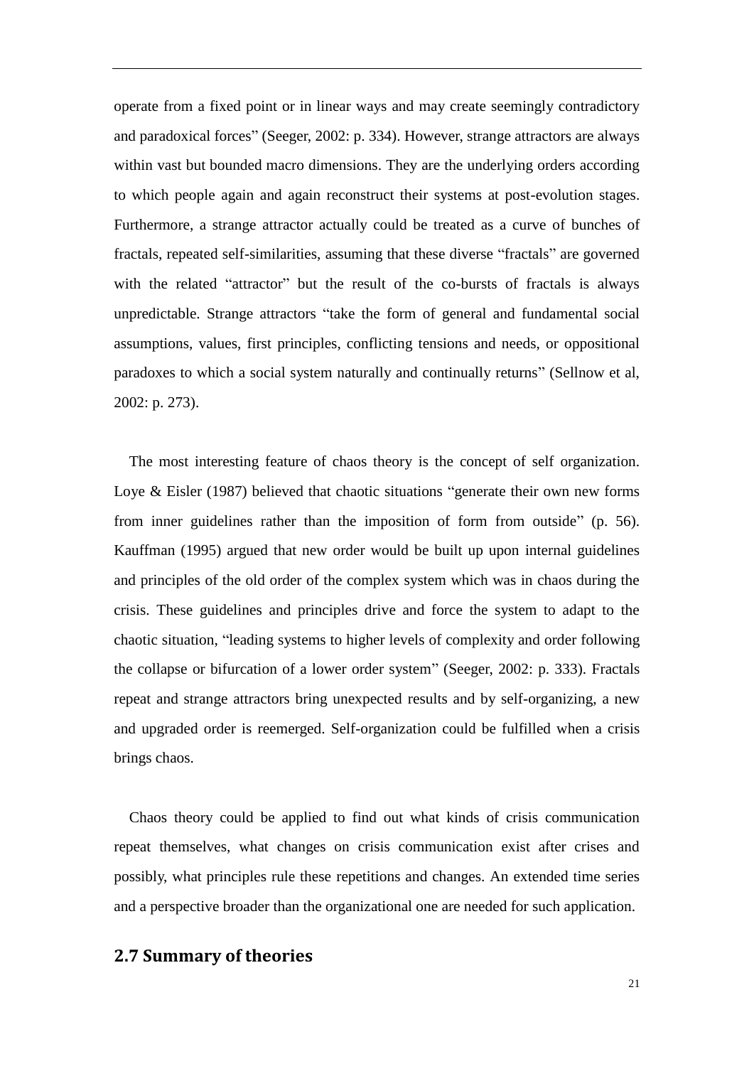operate from a fixed point or in linear ways and may create seemingly contradictory and paradoxical forces" (Seeger, 2002: p. 334). However, strange attractors are always within vast but bounded macro dimensions. They are the underlying orders according to which people again and again reconstruct their systems at post-evolution stages. Furthermore, a strange attractor actually could be treated as a curve of bunches of fractals, repeated self-similarities, assuming that these diverse "fractals" are governed with the related "attractor" but the result of the co-bursts of fractals is always unpredictable. Strange attractors "take the form of general and fundamental social assumptions, values, first principles, conflicting tensions and needs, or oppositional paradoxes to which a social system naturally and continually returns" (Sellnow et al, 2002: p. 273).

The most interesting feature of chaos theory is the concept of self organization. Loye & Eisler (1987) believed that chaotic situations "generate their own new forms from inner guidelines rather than the imposition of form from outside" (p. 56). Kauffman (1995) argued that new order would be built up upon internal guidelines and principles of the old order of the complex system which was in chaos during the crisis. These guidelines and principles drive and force the system to adapt to the chaotic situation, "leading systems to higher levels of complexity and order following the collapse or bifurcation of a lower order system" (Seeger, 2002: p. 333). Fractals repeat and strange attractors bring unexpected results and by self-organizing, a new and upgraded order is reemerged. Self-organization could be fulfilled when a crisis brings chaos.

Chaos theory could be applied to find out what kinds of crisis communication repeat themselves, what changes on crisis communication exist after crises and possibly, what principles rule these repetitions and changes. An extended time series and a perspective broader than the organizational one are needed for such application.

## 2.7 Summary of theories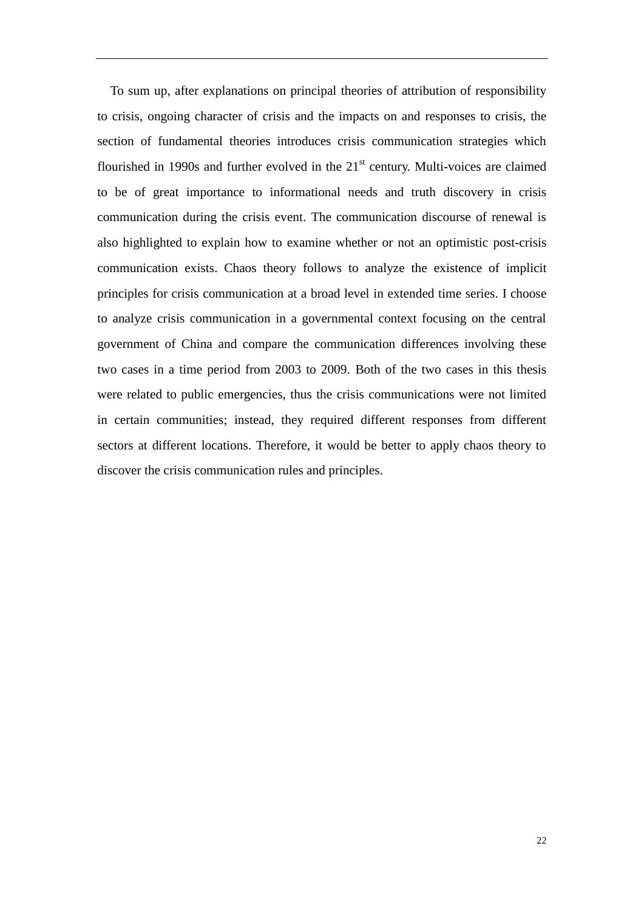To sum up, after explanations on principal theories of attribution of responsibility to crisis, ongoing character of crisis and the impacts on and responses to crisis, the section of fundamental theories introduces crisis communication strategies which flourished in 1990s and further evolved in the 21st century. Multi-voices are claimed to be of great importance to informational needs and truth discovery in crisis communication during the crisis event. The communication discourse of renewal is also highlighted to explain how to examine whether or not an optimistic post-crisis communication exists. Chaos theory follows to analyze the existence of implicit principles for crisis communication at a broad level in extended time series. I choose to analyze crisis communication in a governmental context focusing on the central government of China and compare the communication differences involving these two cases in a time period from 2003 to 2009. Both of the two cases in this thesis were related to public emergencies, thus the crisis communications were not limited in certain communities; instead, they required different responses from different sectors at different locations. Therefore, it would be better to apply chaos theory to discover the crisis communication rules and principles.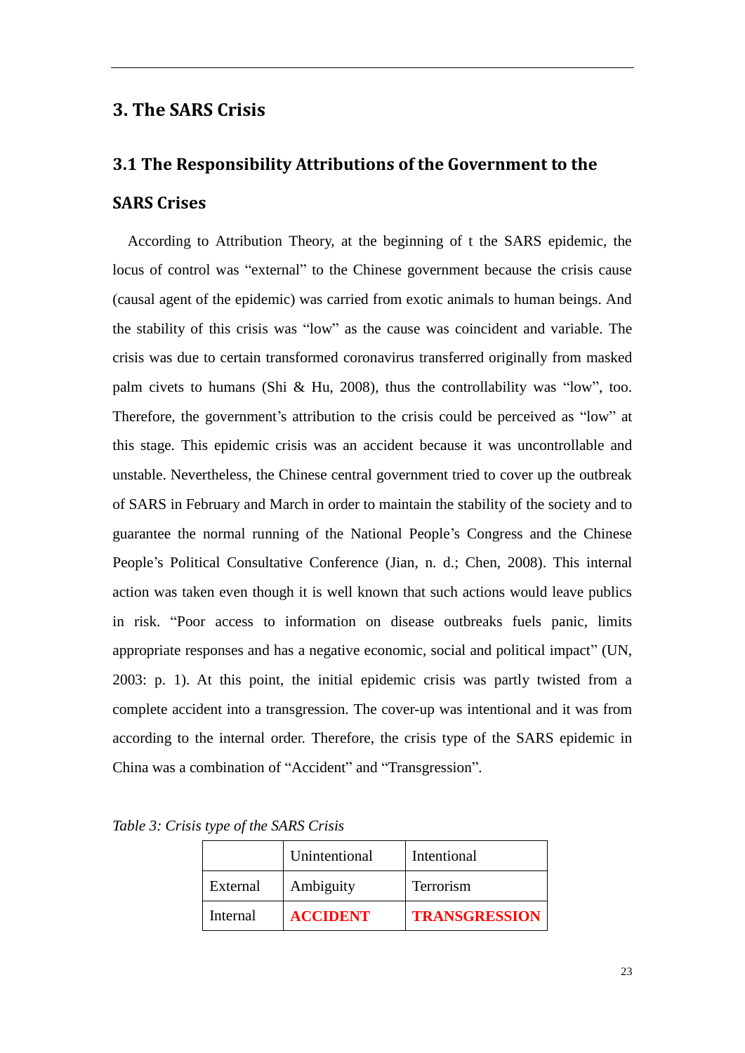## 3. The SARS Crisis

### 3.1 The Responsibility Attributions of the Government to the SARS Crises

According to Attribution Theory, at the beginning of t the SARS epidemic, the locus of control was "external" to the Chinese government because the crisis cause (causal agent of the epidemic) was carried from exotic animals to human beings. And the stability of this crisis was "low" as the cause was coincident and variable. The crisis was due to certain transformed coronavirus transferred originally from masked palm civets to humans (Shi & Hu, 2008), thus the controllability was "low", too. Therefore, the government's attribution to the crisis could be perceived as "low" at this stage. This epidemic crisis was an accident because it was uncontrollable and unstable. Nevertheless, the Chinese central government tried to cover up the outbreak of SARS in February and March in order to maintain the stability of the society and to guarantee the normal running of the National People's Congress and the Chinese People's Political Consultative Conference (Jian, n. d.; Chen, 2008). This internal action was taken even though it is well known that such actions would leave publics in risk. "Poor access to information on disease outbreaks fuels panic, limits appropriate responses and has a negative economic, social and political impact" (UN, 2003: p. 1). At this point, the initial epidemic crisis was partly twisted from a complete accident into a transgression. The cover-up was intentional and it was from according to the internal order. Therefore, the crisis type of the SARS epidemic in China was a combination of "Accident" and "Transgression".

*Table 3: Crisis type of the SARS Crisis*

| | Unintentional | Intentional |
|---|---|---|
| External | Ambiguity | Terrorism |
| Internal | **ACCIDENT** | **TRANSGRESSION** |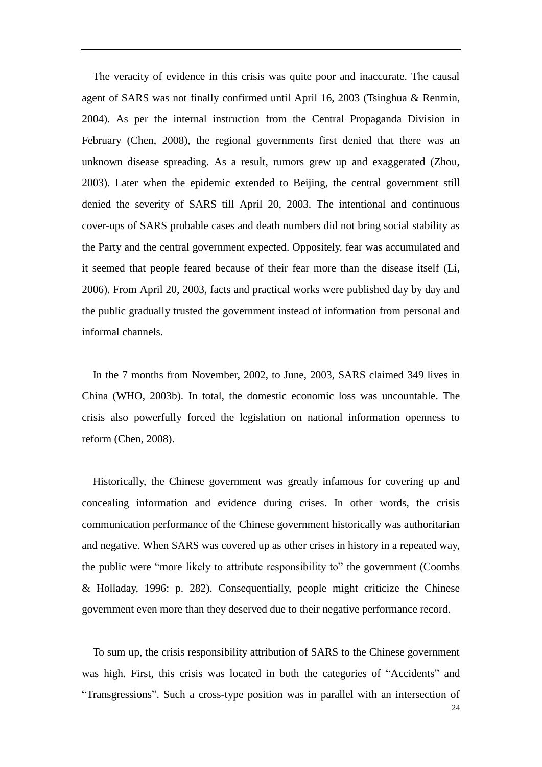The veracity of evidence in this crisis was quite poor and inaccurate. The causal agent of SARS was not finally confirmed until April 16, 2003 (Tsinghua & Renmin, 2004). As per the internal instruction from the Central Propaganda Division in February (Chen, 2008), the regional governments first denied that there was an unknown disease spreading. As a result, rumors grew up and exaggerated (Zhou, 2003). Later when the epidemic extended to Beijing, the central government still denied the severity of SARS till April 20, 2003. The intentional and continuous cover-ups of SARS probable cases and death numbers did not bring social stability as the Party and the central government expected. Oppositely, fear was accumulated and it seemed that people feared because of their fear more than the disease itself (Li, 2006). From April 20, 2003, facts and practical works were published day by day and the public gradually trusted the government instead of information from personal and informal channels.

In the 7 months from November, 2002, to June, 2003, SARS claimed 349 lives in China (WHO, 2003b). In total, the domestic economic loss was uncountable. The crisis also powerfully forced the legislation on national information openness to reform (Chen, 2008).

Historically, the Chinese government was greatly infamous for covering up and concealing information and evidence during crises. In other words, the crisis communication performance of the Chinese government historically was authoritarian and negative. When SARS was covered up as other crises in history in a repeated way, the public were "more likely to attribute responsibility to" the government (Coombs & Holladay, 1996: p. 282). Consequentially, people might criticize the Chinese government even more than they deserved due to their negative performance record.

To sum up, the crisis responsibility attribution of SARS to the Chinese government was high. First, this crisis was located in both the categories of "Accidents" and "Transgressions". Such a cross-type position was in parallel with an intersection of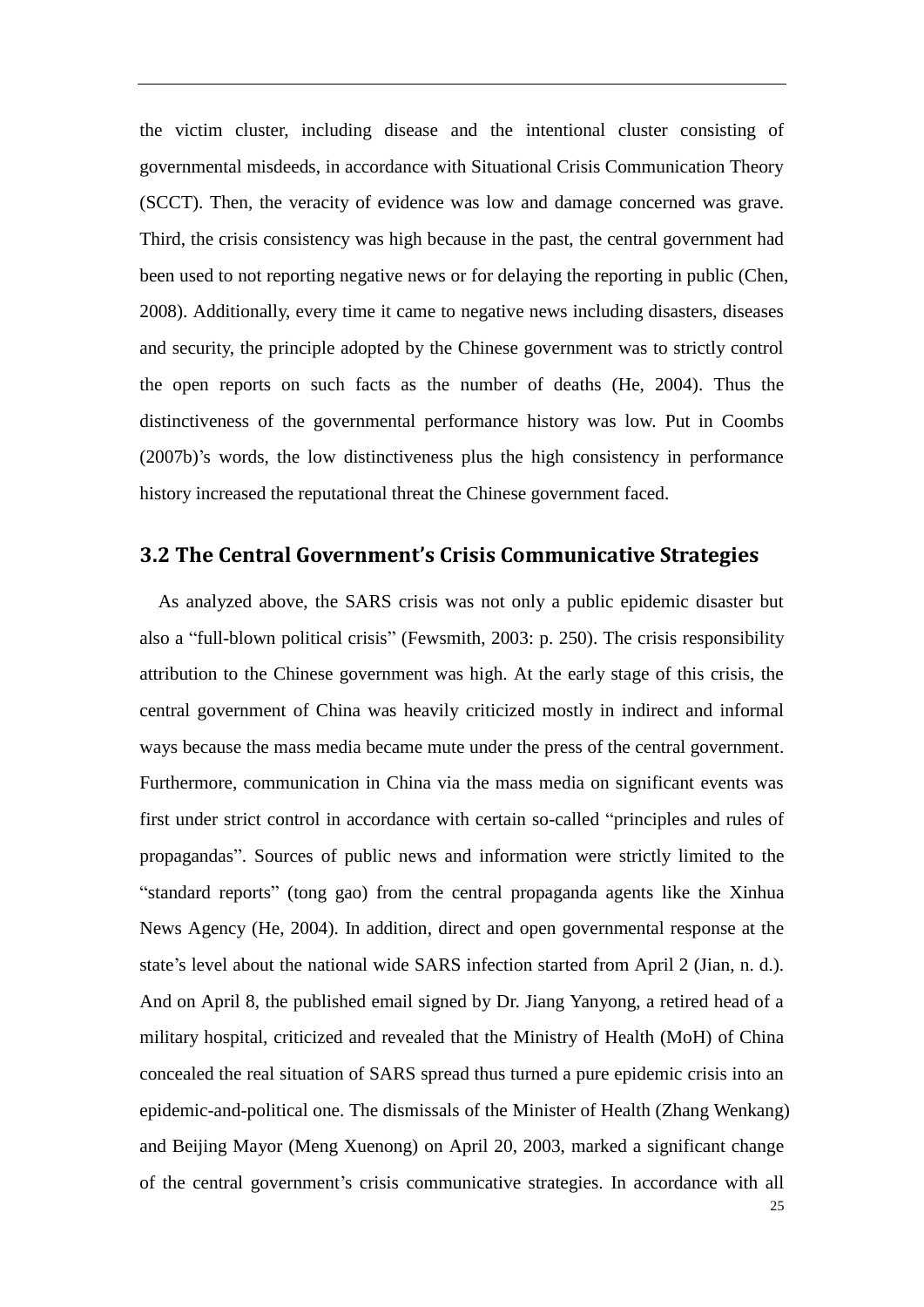the victim cluster, including disease and the intentional cluster consisting of governmental misdeeds, in accordance with Situational Crisis Communication Theory (SCCT). Then, the veracity of evidence was low and damage concerned was grave. Third, the crisis consistency was high because in the past, the central government had been used to not reporting negative news or for delaying the reporting in public (Chen, 2008). Additionally, every time it came to negative news including disasters, diseases and security, the principle adopted by the Chinese government was to strictly control the open reports on such facts as the number of deaths (He, 2004). Thus the distinctiveness of the governmental performance history was low. Put in Coombs (2007b)'s words, the low distinctiveness plus the high consistency in performance history increased the reputational threat the Chinese government faced.

## 3.2 The Central Government's Crisis Communicative Strategies

As analyzed above, the SARS crisis was not only a public epidemic disaster but also a "full-blown political crisis" (Fewsmith, 2003: p. 250). The crisis responsibility attribution to the Chinese government was high. At the early stage of this crisis, the central government of China was heavily criticized mostly in indirect and informal ways because the mass media became mute under the press of the central government. Furthermore, communication in China via the mass media on significant events was first under strict control in accordance with certain so-called "principles and rules of propagandas". Sources of public news and information were strictly limited to the "standard reports" (tong gao) from the central propaganda agents like the Xinhua News Agency (He, 2004). In addition, direct and open governmental response at the state's level about the national wide SARS infection started from April 2 (Jian, n. d.). And on April 8, the published email signed by Dr. Jiang Yanyong, a retired head of a military hospital, criticized and revealed that the Ministry of Health (MoH) of China concealed the real situation of SARS spread thus turned a pure epidemic crisis into an epidemic-and-political one. The dismissals of the Minister of Health (Zhang Wenkang) and Beijing Mayor (Meng Xuenong) on April 20, 2003, marked a significant change of the central government's crisis communicative strategies. In accordance with all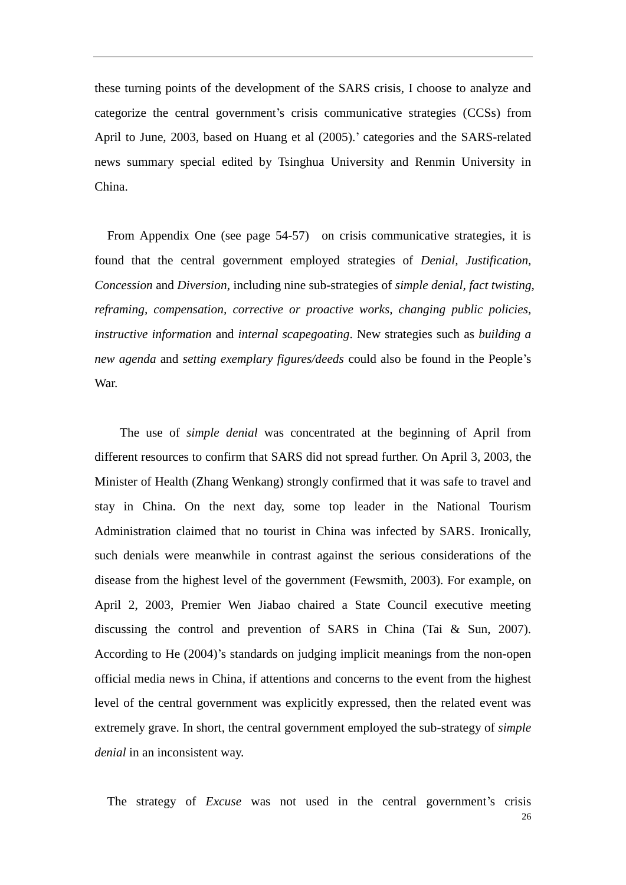these turning points of the development of the SARS crisis, I choose to analyze and categorize the central government's crisis communicative strategies (CCSs) from April to June, 2003, based on Huang et al (2005).' categories and the SARS-related news summary special edited by Tsinghua University and Renmin University in China.

From Appendix One (see page 54-57) on crisis communicative strategies, it is found that the central government employed strategies of *Denial*, *Justification*, *Concession* and *Diversion*, including nine sub-strategies of *simple denial*, *fact twisting*, *reframing*, *compensation*, *corrective or proactive works*, *changing public policies*, *instructive information* and *internal scapegoating*. New strategies such as *building a new agenda* and *setting exemplary figures/deeds* could also be found in the People's War.

The use of *simple denial* was concentrated at the beginning of April from different resources to confirm that SARS did not spread further. On April 3, 2003, the Minister of Health (Zhang Wenkang) strongly confirmed that it was safe to travel and stay in China. On the next day, some top leader in the National Tourism Administration claimed that no tourist in China was infected by SARS. Ironically, such denials were meanwhile in contrast against the serious considerations of the disease from the highest level of the government (Fewsmith, 2003). For example, on April 2, 2003, Premier Wen Jiabao chaired a State Council executive meeting discussing the control and prevention of SARS in China (Tai & Sun, 2007). According to He (2004)'s standards on judging implicit meanings from the non-open official media news in China, if attentions and concerns to the event from the highest level of the central government was explicitly expressed, then the related event was extremely grave. In short, the central government employed the sub-strategy of *simple denial* in an inconsistent way.

The strategy of *Excuse* was not used in the central government's crisis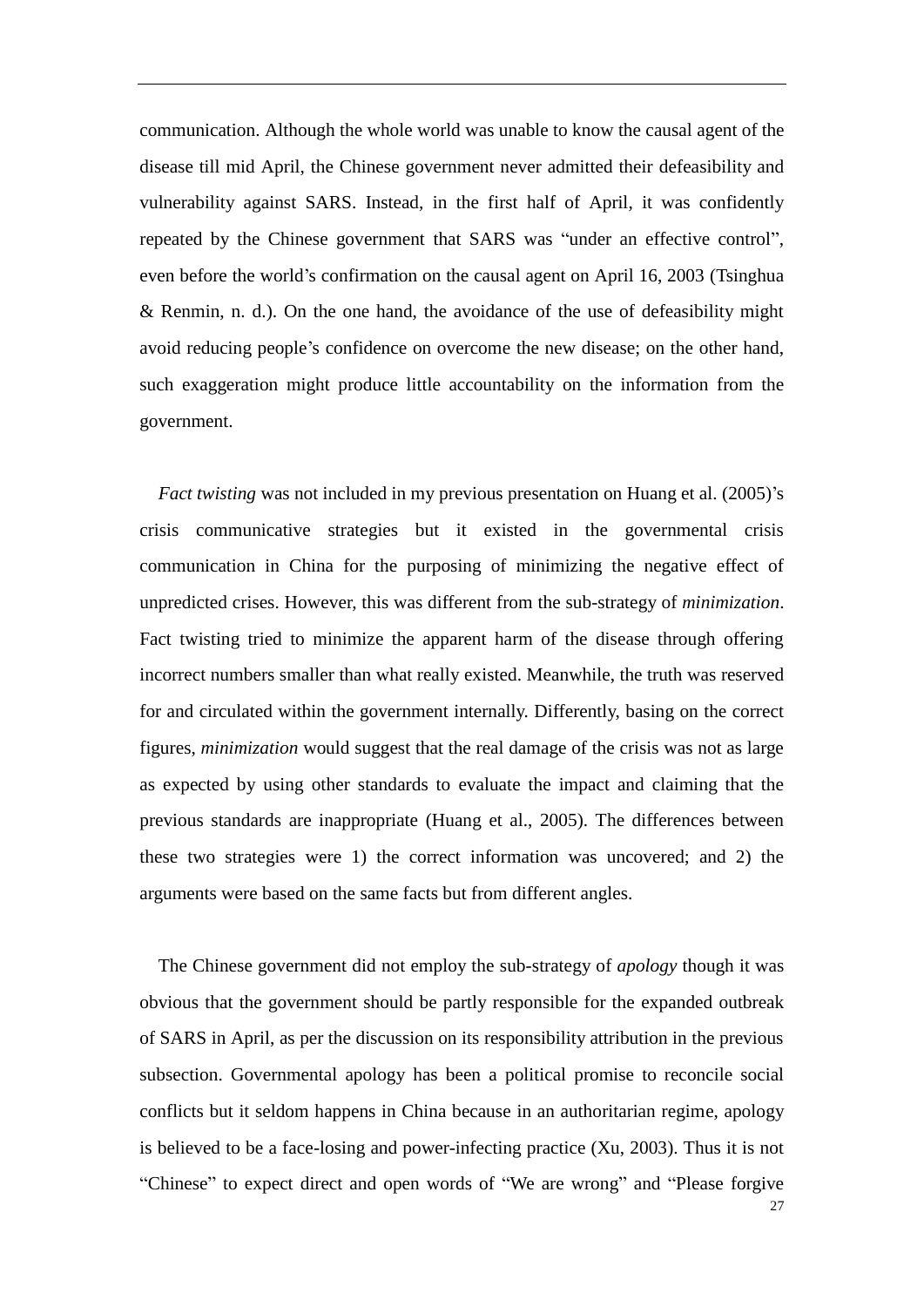communication. Although the whole world was unable to know the causal agent of the disease till mid April, the Chinese government never admitted their defeasibility and vulnerability against SARS. Instead, in the first half of April, it was confidently repeated by the Chinese government that SARS was "under an effective control", even before the world's confirmation on the causal agent on April 16, 2003 (Tsinghua & Renmin, n. d.). On the one hand, the avoidance of the use of defeasibility might avoid reducing people's confidence on overcome the new disease; on the other hand, such exaggeration might produce little accountability on the information from the government.

*Fact twisting* was not included in my previous presentation on Huang et al. (2005)'s crisis communicative strategies but it existed in the governmental crisis communication in China for the purposing of minimizing the negative effect of unpredicted crises. However, this was different from the sub-strategy of *minimization*. Fact twisting tried to minimize the apparent harm of the disease through offering incorrect numbers smaller than what really existed. Meanwhile, the truth was reserved for and circulated within the government internally. Differently, basing on the correct figures, *minimization* would suggest that the real damage of the crisis was not as large as expected by using other standards to evaluate the impact and claiming that the previous standards are inappropriate (Huang et al., 2005). The differences between these two strategies were 1) the correct information was uncovered; and 2) the arguments were based on the same facts but from different angles.

The Chinese government did not employ the sub-strategy of *apology* though it was obvious that the government should be partly responsible for the expanded outbreak of SARS in April, as per the discussion on its responsibility attribution in the previous subsection. Governmental apology has been a political promise to reconcile social conflicts but it seldom happens in China because in an authoritarian regime, apology is believed to be a face-losing and power-infecting practice (Xu, 2003). Thus it is not "Chinese" to expect direct and open words of "We are wrong" and "Please forgive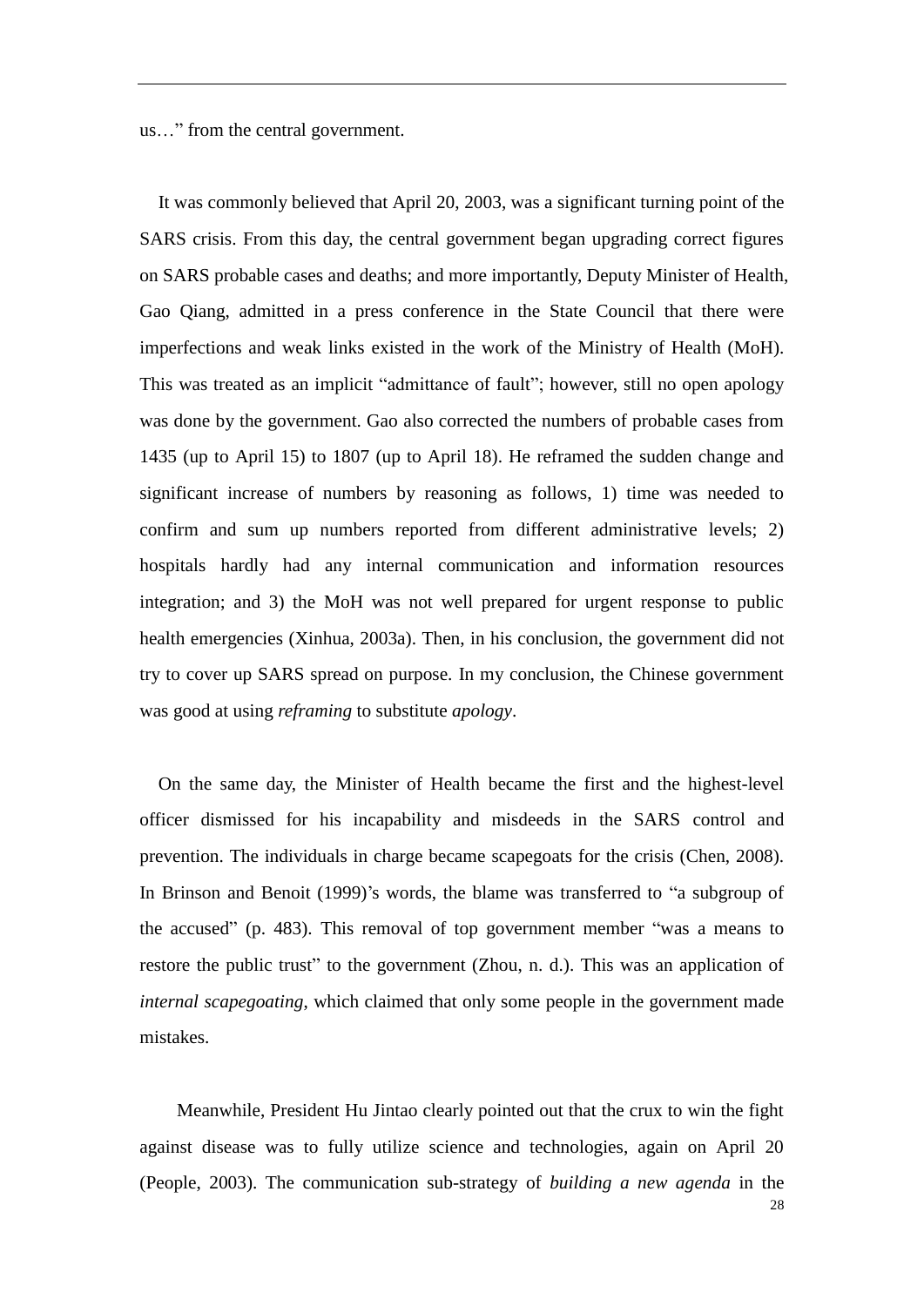us…" from the central government.

It was commonly believed that April 20, 2003, was a significant turning point of the SARS crisis. From this day, the central government began upgrading correct figures on SARS probable cases and deaths; and more importantly, Deputy Minister of Health, Gao Qiang, admitted in a press conference in the State Council that there were imperfections and weak links existed in the work of the Ministry of Health (MoH). This was treated as an implicit "admittance of fault"; however, still no open apology was done by the government. Gao also corrected the numbers of probable cases from 1435 (up to April 15) to 1807 (up to April 18). He reframed the sudden change and significant increase of numbers by reasoning as follows, 1) time was needed to confirm and sum up numbers reported from different administrative levels; 2) hospitals hardly had any internal communication and information resources integration; and 3) the MoH was not well prepared for urgent response to public health emergencies (Xinhua, 2003a). Then, in his conclusion, the government did not try to cover up SARS spread on purpose. In my conclusion, the Chinese government was good at using *reframing* to substitute *apology*.

On the same day, the Minister of Health became the first and the highest-level officer dismissed for his incapability and misdeeds in the SARS control and prevention. The individuals in charge became scapegoats for the crisis (Chen, 2008). In Brinson and Benoit (1999)'s words, the blame was transferred to "a subgroup of the accused" (p. 483). This removal of top government member "was a means to restore the public trust" to the government (Zhou, n. d.). This was an application of *internal scapegoating*, which claimed that only some people in the government made mistakes.

Meanwhile, President Hu Jintao clearly pointed out that the crux to win the fight against disease was to fully utilize science and technologies, again on April 20 (People, 2003). The communication sub-strategy of *building a new agenda* in the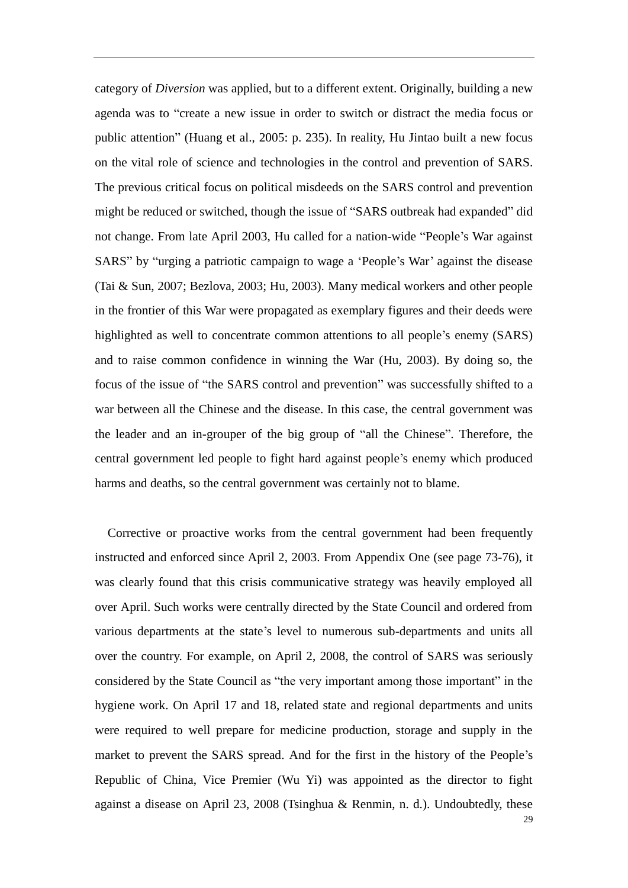category of *Diversion* was applied, but to a different extent. Originally, building a new agenda was to "create a new issue in order to switch or distract the media focus or public attention" (Huang et al., 2005: p. 235). In reality, Hu Jintao built a new focus on the vital role of science and technologies in the control and prevention of SARS. The previous critical focus on political misdeeds on the SARS control and prevention might be reduced or switched, though the issue of "SARS outbreak had expanded" did not change. From late April 2003, Hu called for a nation-wide "People's War against SARS" by "urging a patriotic campaign to wage a 'People's War' against the disease (Tai & Sun, 2007; Bezlova, 2003; Hu, 2003). Many medical workers and other people in the frontier of this War were propagated as exemplary figures and their deeds were highlighted as well to concentrate common attentions to all people's enemy (SARS) and to raise common confidence in winning the War (Hu, 2003). By doing so, the focus of the issue of "the SARS control and prevention" was successfully shifted to a war between all the Chinese and the disease. In this case, the central government was the leader and an in-grouper of the big group of "all the Chinese". Therefore, the central government led people to fight hard against people's enemy which produced harms and deaths, so the central government was certainly not to blame.

Corrective or proactive works from the central government had been frequently instructed and enforced since April 2, 2003. From Appendix One (see page 73-76), it was clearly found that this crisis communicative strategy was heavily employed all over April. Such works were centrally directed by the State Council and ordered from various departments at the state's level to numerous sub-departments and units all over the country. For example, on April 2, 2008, the control of SARS was seriously considered by the State Council as "the very important among those important" in the hygiene work. On April 17 and 18, related state and regional departments and units were required to well prepare for medicine production, storage and supply in the market to prevent the SARS spread. And for the first in the history of the People's Republic of China, Vice Premier (Wu Yi) was appointed as the director to fight against a disease on April 23, 2008 (Tsinghua & Renmin, n. d.). Undoubtedly, these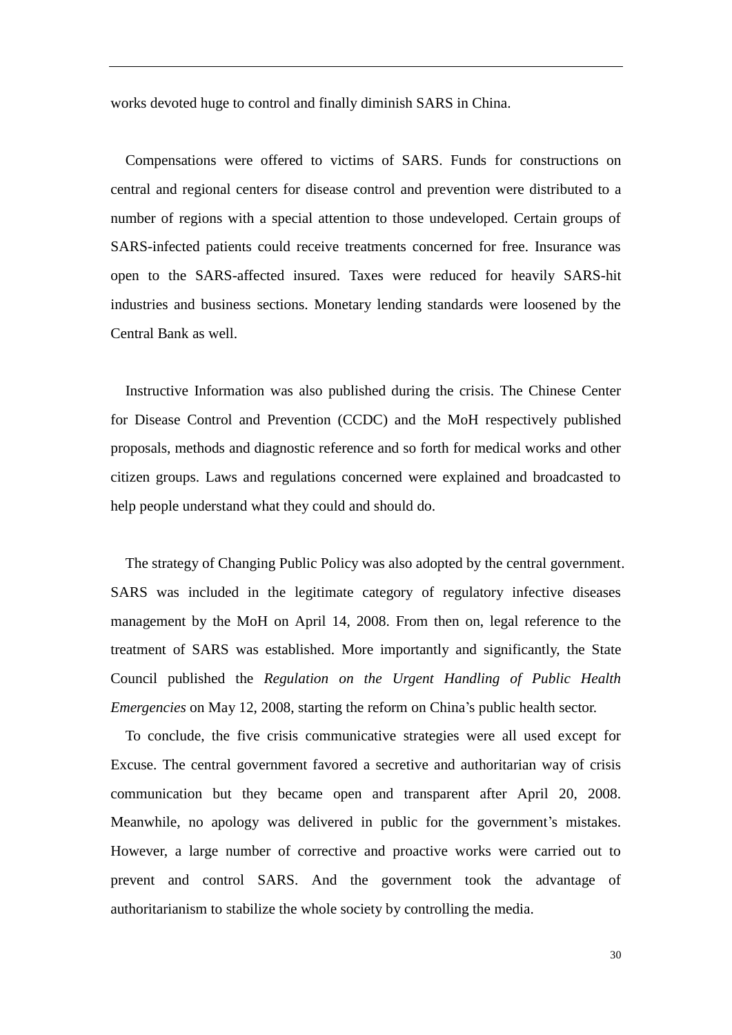works devoted huge to control and finally diminish SARS in China.

Compensations were offered to victims of SARS. Funds for constructions on central and regional centers for disease control and prevention were distributed to a number of regions with a special attention to those undeveloped. Certain groups of SARS-infected patients could receive treatments concerned for free. Insurance was open to the SARS-affected insured. Taxes were reduced for heavily SARS-hit industries and business sections. Monetary lending standards were loosened by the Central Bank as well.

Instructive Information was also published during the crisis. The Chinese Center for Disease Control and Prevention (CCDC) and the MoH respectively published proposals, methods and diagnostic reference and so forth for medical works and other citizen groups. Laws and regulations concerned were explained and broadcasted to help people understand what they could and should do.

The strategy of Changing Public Policy was also adopted by the central government. SARS was included in the legitimate category of regulatory infective diseases management by the MoH on April 14, 2008. From then on, legal reference to the treatment of SARS was established. More importantly and significantly, the State Council published the *Regulation on the Urgent Handling of Public Health Emergencies* on May 12, 2008, starting the reform on China's public health sector.

To conclude, the five crisis communicative strategies were all used except for Excuse. The central government favored a secretive and authoritarian way of crisis communication but they became open and transparent after April 20, 2008. Meanwhile, no apology was delivered in public for the government's mistakes. However, a large number of corrective and proactive works were carried out to prevent and control SARS. And the government took the advantage of authoritarianism to stabilize the whole society by controlling the media.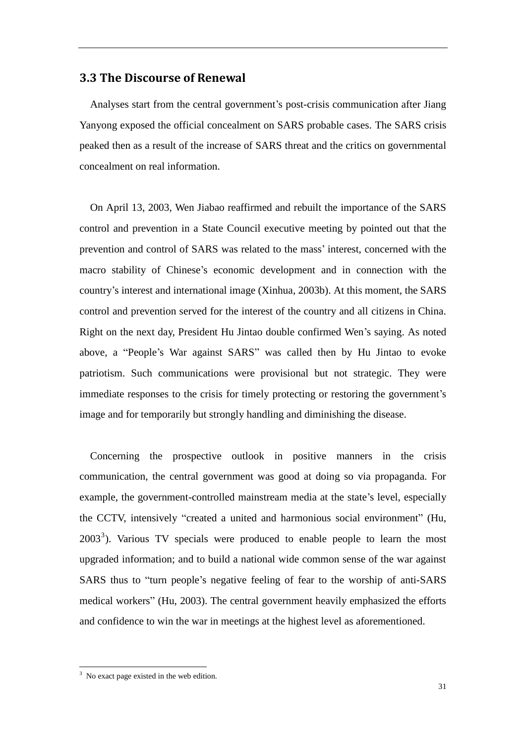### 3.3 The Discourse of Renewal

Analyses start from the central government's post-crisis communication after Jiang Yanyong exposed the official concealment on SARS probable cases. The SARS crisis peaked then as a result of the increase of SARS threat and the critics on governmental concealment on real information.

On April 13, 2003, Wen Jiabao reaffirmed and rebuilt the importance of the SARS control and prevention in a State Council executive meeting by pointed out that the prevention and control of SARS was related to the mass' interest, concerned with the macro stability of Chinese's economic development and in connection with the country's interest and international image (Xinhua, 2003b). At this moment, the SARS control and prevention served for the interest of the country and all citizens in China. Right on the next day, President Hu Jintao double confirmed Wen's saying. As noted above, a "People's War against SARS" was called then by Hu Jintao to evoke patriotism. Such communications were provisional but not strategic. They were immediate responses to the crisis for timely protecting or restoring the government's image and for temporarily but strongly handling and diminishing the disease.

Concerning the prospective outlook in positive manners in the crisis communication, the central government was good at doing so via propaganda. For example, the government-controlled mainstream media at the state's level, especially the CCTV, intensively "created a united and harmonious social environment" (Hu, 2003[3]). Various TV specials were produced to enable people to learn the most upgraded information; and to build a national wide common sense of the war against SARS thus to "turn people's negative feeling of fear to the worship of anti-SARS medical workers" (Hu, 2003). The central government heavily emphasized the efforts and confidence to win the war in meetings at the highest level as aforementioned.

[3] No exact page existed in the web edition.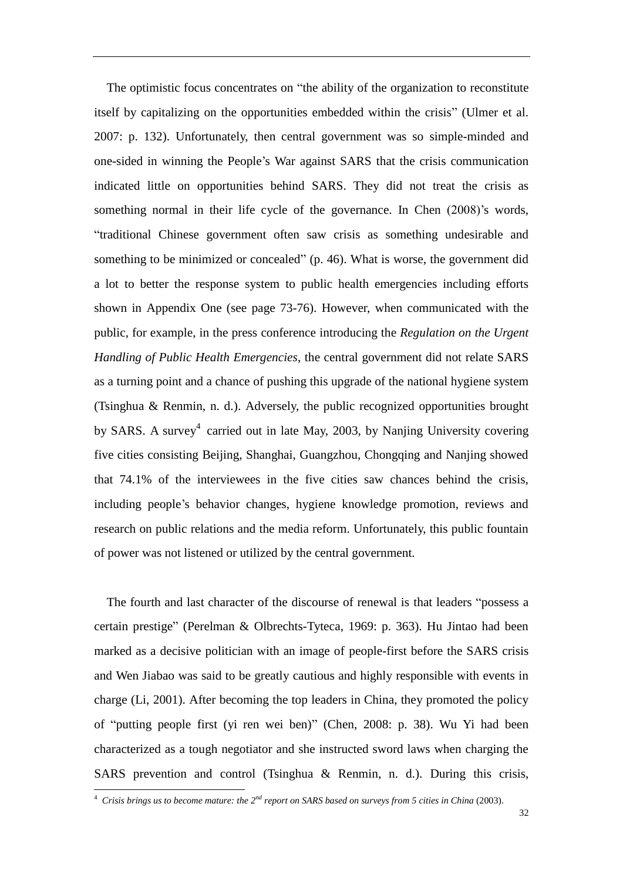The optimistic focus concentrates on "the ability of the organization to reconstitute itself by capitalizing on the opportunities embedded within the crisis" (Ulmer et al. 2007: p. 132). Unfortunately, then central government was so simple-minded and one-sided in winning the People's War against SARS that the crisis communication indicated little on opportunities behind SARS. They did not treat the crisis as something normal in their life cycle of the governance. In Chen (2008)'s words, "traditional Chinese government often saw crisis as something undesirable and something to be minimized or concealed" (p. 46). What is worse, the government did a lot to better the response system to public health emergencies including efforts shown in Appendix One (see page 73-76). However, when communicated with the public, for example, in the press conference introducing the *Regulation on the Urgent Handling of Public Health Emergencies*, the central government did not relate SARS as a turning point and a chance of pushing this upgrade of the national hygiene system (Tsinghua & Renmin, n. d.). Adversely, the public recognized opportunities brought by SARS. A survey[4] carried out in late May, 2003, by Nanjing University covering five cities consisting Beijing, Shanghai, Guangzhou, Chongqing and Nanjing showed that 74.1% of the interviewees in the five cities saw chances behind the crisis, including people's behavior changes, hygiene knowledge promotion, reviews and research on public relations and the media reform. Unfortunately, this public fountain of power was not listened or utilized by the central government.

The fourth and last character of the discourse of renewal is that leaders "possess a certain prestige" (Perelman & Olbrechts-Tyteca, 1969: p. 363). Hu Jintao had been marked as a decisive politician with an image of people-first before the SARS crisis and Wen Jiabao was said to be greatly cautious and highly responsible with events in charge (Li, 2001). After becoming the top leaders in China, they promoted the policy of "putting people first (yi ren wei ben)" (Chen, 2008: p. 38). Wu Yi had been characterized as a tough negotiator and she instructed sword laws when charging the SARS prevention and control (Tsinghua & Renmin, n. d.). During this crisis,

[4] *Crisis brings us to become mature: the 2nd report on SARS based on surveys from 5 cities in China* (2003).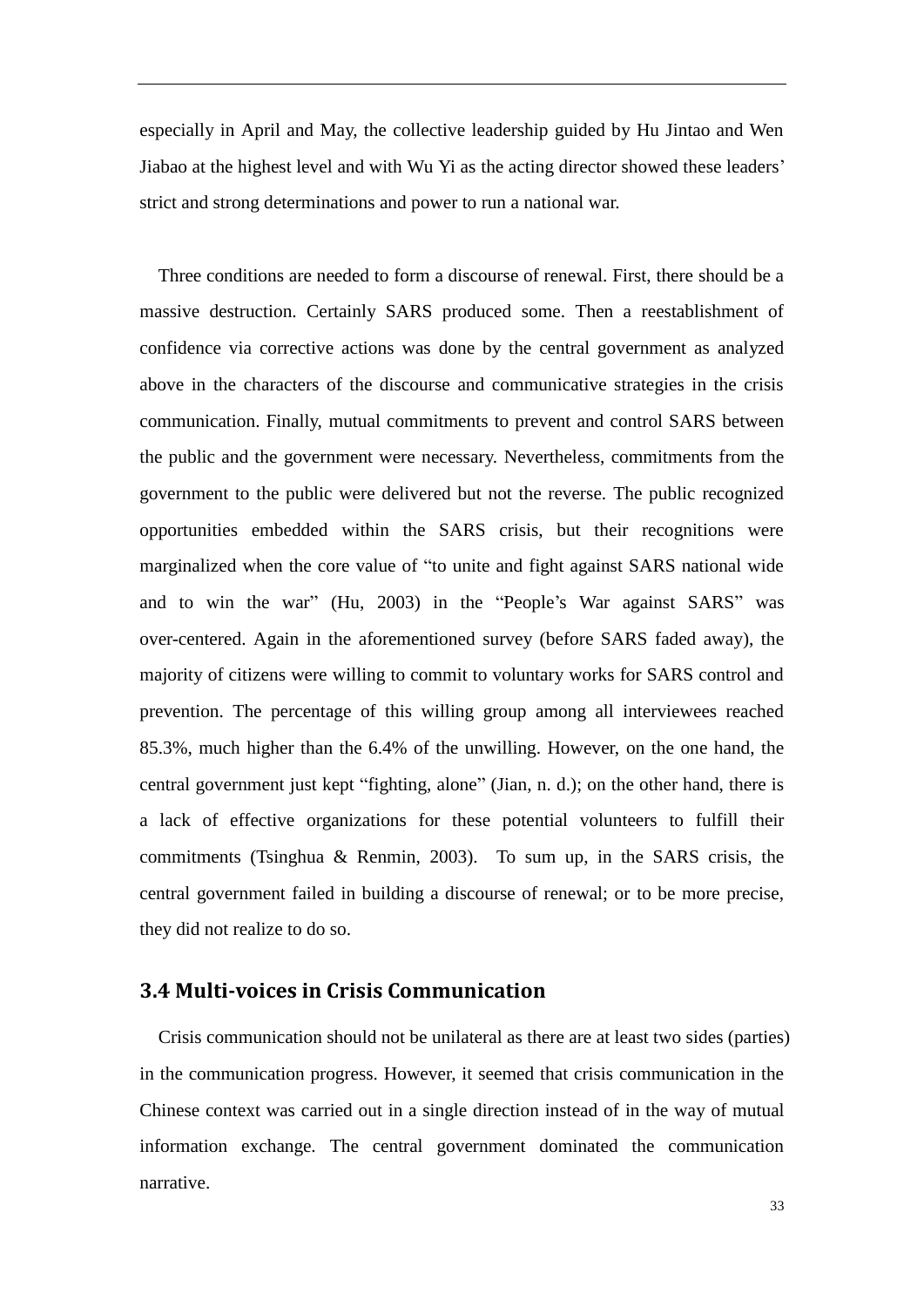especially in April and May, the collective leadership guided by Hu Jintao and Wen Jiabao at the highest level and with Wu Yi as the acting director showed these leaders' strict and strong determinations and power to run a national war.

Three conditions are needed to form a discourse of renewal. First, there should be a massive destruction. Certainly SARS produced some. Then a reestablishment of confidence via corrective actions was done by the central government as analyzed above in the characters of the discourse and communicative strategies in the crisis communication. Finally, mutual commitments to prevent and control SARS between the public and the government were necessary. Nevertheless, commitments from the government to the public were delivered but not the reverse. The public recognized opportunities embedded within the SARS crisis, but their recognitions were marginalized when the core value of "to unite and fight against SARS national wide and to win the war" (Hu, 2003) in the "People's War against SARS" was over-centered. Again in the aforementioned survey (before SARS faded away), the majority of citizens were willing to commit to voluntary works for SARS control and prevention. The percentage of this willing group among all interviewees reached 85.3%, much higher than the 6.4% of the unwilling. However, on the one hand, the central government just kept "fighting, alone" (Jian, n. d.); on the other hand, there is a lack of effective organizations for these potential volunteers to fulfill their commitments (Tsinghua & Renmin, 2003). To sum up, in the SARS crisis, the central government failed in building a discourse of renewal; or to be more precise, they did not realize to do so.

## 3.4 Multi-voices in Crisis Communication

Crisis communication should not be unilateral as there are at least two sides (parties) in the communication progress. However, it seemed that crisis communication in the Chinese context was carried out in a single direction instead of in the way of mutual information exchange. The central government dominated the communication narrative.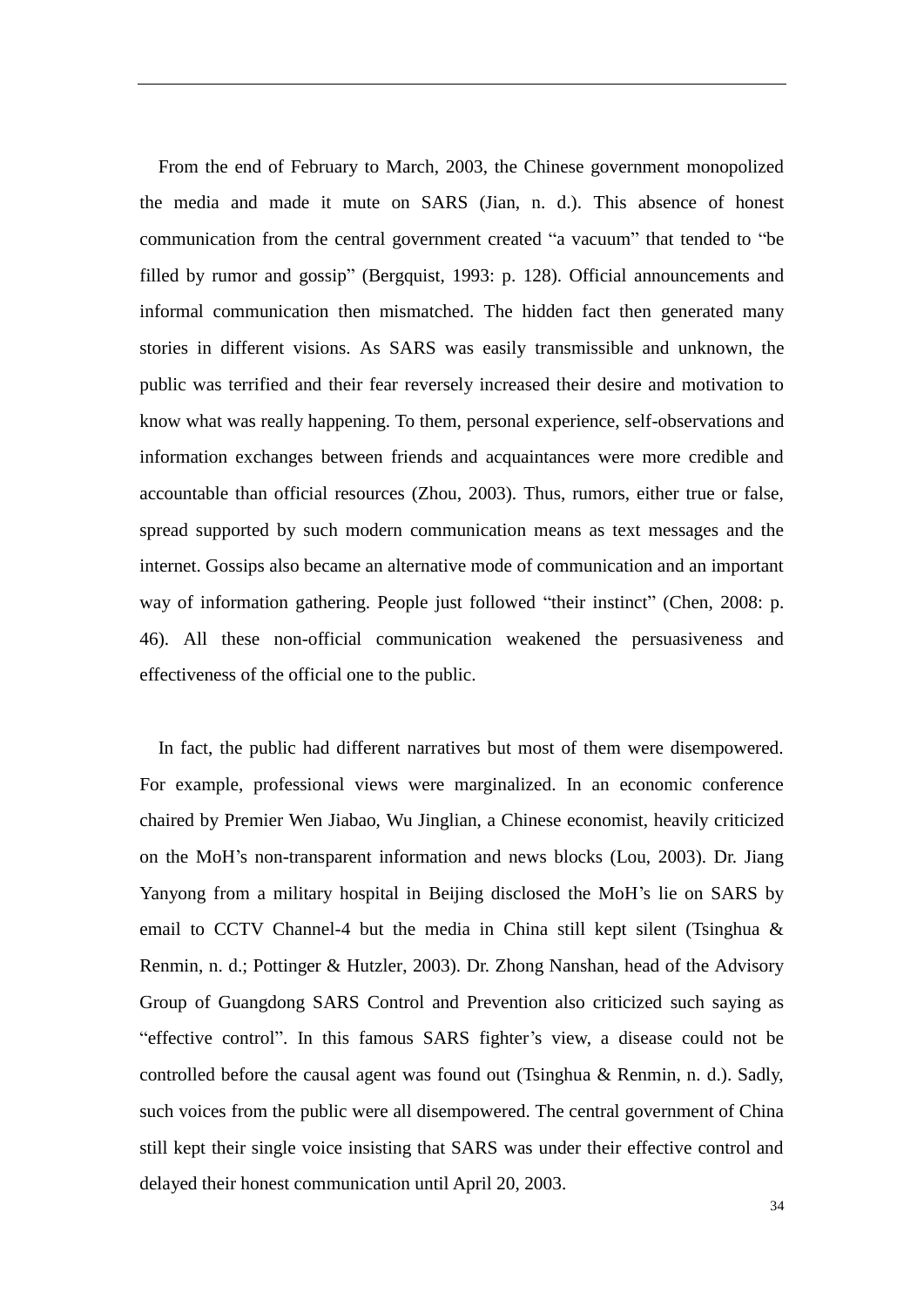From the end of February to March, 2003, the Chinese government monopolized the media and made it mute on SARS (Jian, n. d.). This absence of honest communication from the central government created “a vacuum” that tended to “be filled by rumor and gossip” (Bergquist, 1993: p. 128). Official announcements and informal communication then mismatched. The hidden fact then generated many stories in different visions. As SARS was easily transmissible and unknown, the public was terrified and their fear reversely increased their desire and motivation to know what was really happening. To them, personal experience, self-observations and information exchanges between friends and acquaintances were more credible and accountable than official resources (Zhou, 2003). Thus, rumors, either true or false, spread supported by such modern communication means as text messages and the internet. Gossips also became an alternative mode of communication and an important way of information gathering. People just followed “their instinct” (Chen, 2008: p. 46). All these non-official communication weakened the persuasiveness and effectiveness of the official one to the public.

In fact, the public had different narratives but most of them were disempowered. For example, professional views were marginalized. In an economic conference chaired by Premier Wen Jiabao, Wu Jinglian, a Chinese economist, heavily criticized on the MoH’s non-transparent information and news blocks (Lou, 2003). Dr. Jiang Yanyong from a military hospital in Beijing disclosed the MoH’s lie on SARS by email to CCTV Channel-4 but the media in China still kept silent (Tsinghua & Renmin, n. d.; Pottinger & Hutzler, 2003). Dr. Zhong Nanshan, head of the Advisory Group of Guangdong SARS Control and Prevention also criticized such saying as “effective control”. In this famous SARS fighter’s view, a disease could not be controlled before the causal agent was found out (Tsinghua & Renmin, n. d.). Sadly, such voices from the public were all disempowered. The central government of China still kept their single voice insisting that SARS was under their effective control and delayed their honest communication until April 20, 2003.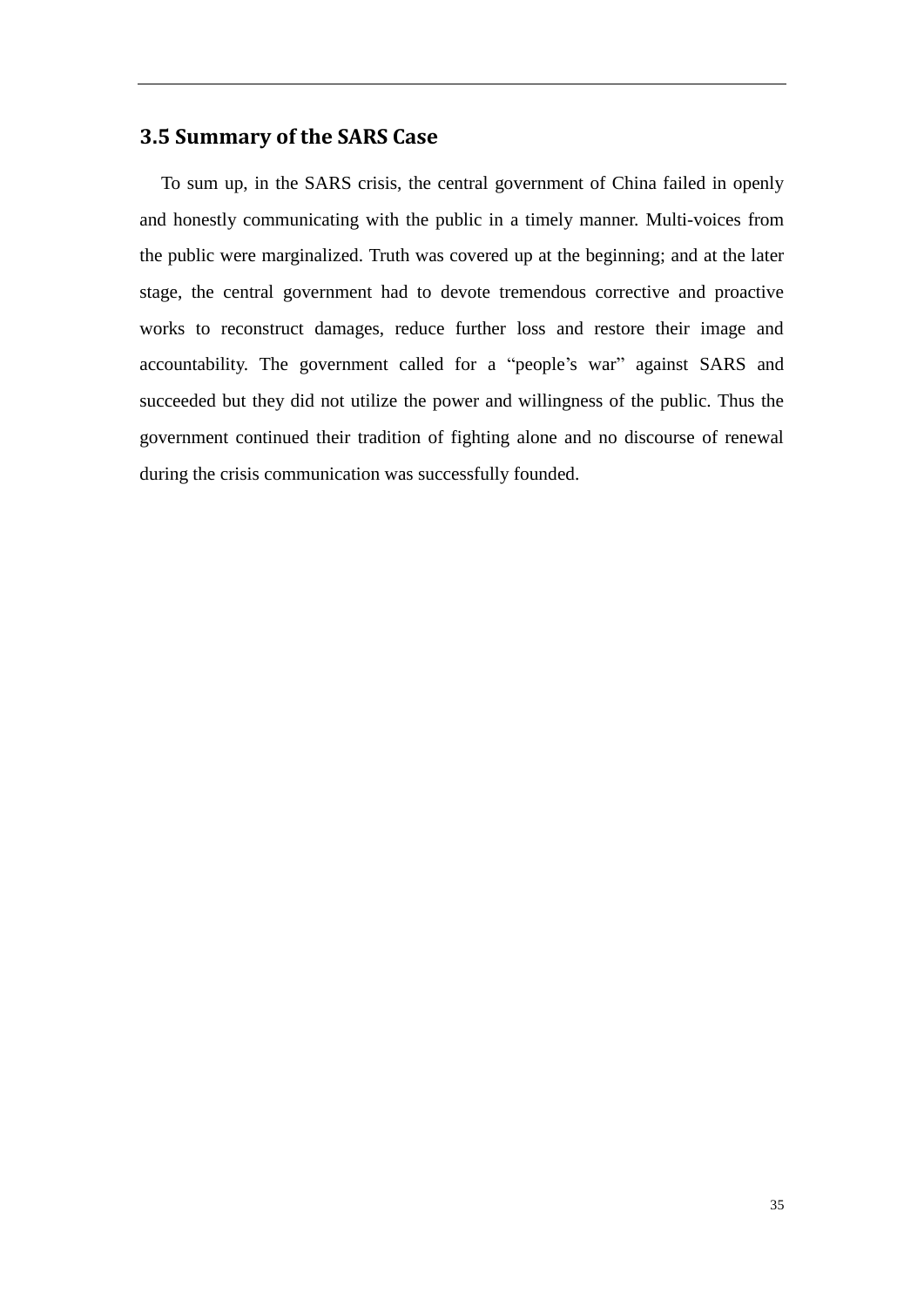## 3.5 Summary of the SARS Case

To sum up, in the SARS crisis, the central government of China failed in openly and honestly communicating with the public in a timely manner. Multi-voices from the public were marginalized. Truth was covered up at the beginning; and at the later stage, the central government had to devote tremendous corrective and proactive works to reconstruct damages, reduce further loss and restore their image and accountability. The government called for a "people's war" against SARS and succeeded but they did not utilize the power and willingness of the public. Thus the government continued their tradition of fighting alone and no discourse of renewal during the crisis communication was successfully founded.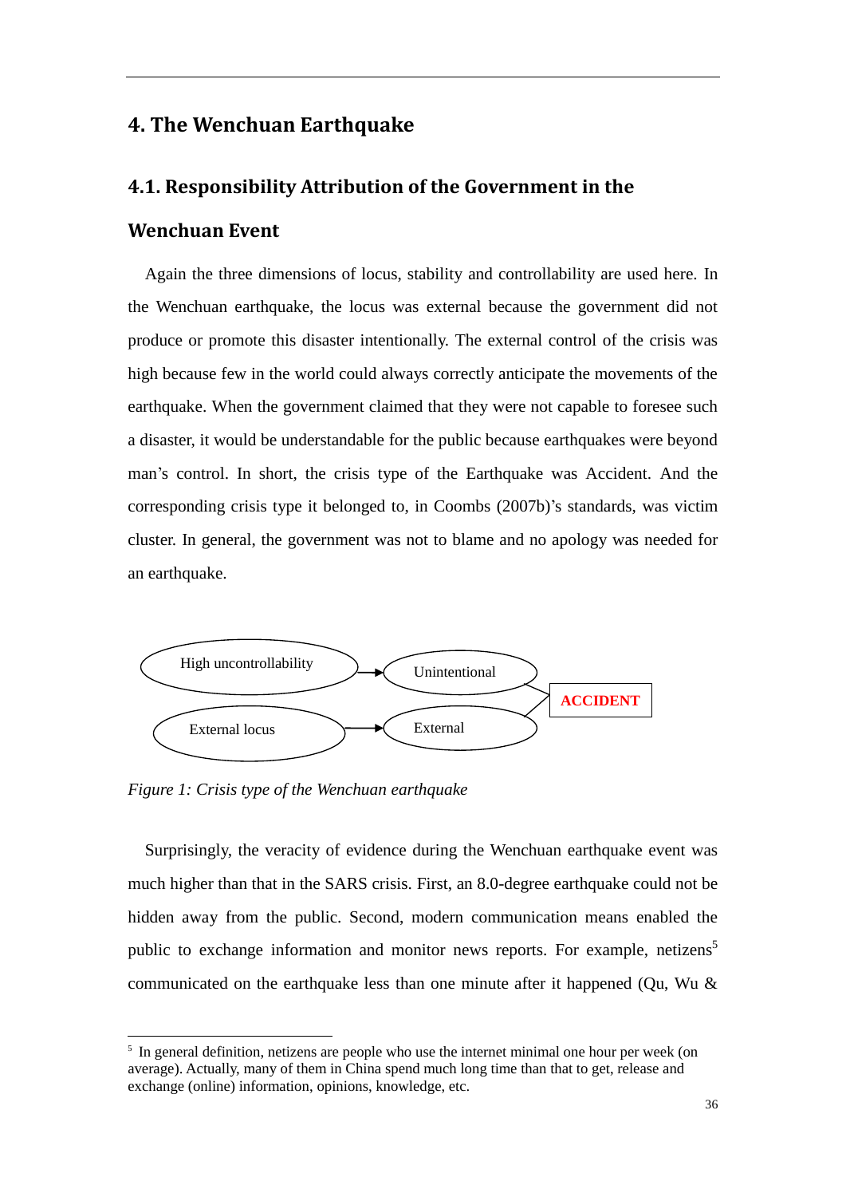# 4. The Wenchuan Earthquake

## 4.1. Responsibility Attribution of the Government in the Wenchuan Event

Again the three dimensions of locus, stability and controllability are used here. In the Wenchuan earthquake, the locus was external because the government did not produce or promote this disaster intentionally. The external control of the crisis was high because few in the world could always correctly anticipate the movements of the earthquake. When the government claimed that they were not capable to foresee such a disaster, it would be understandable for the public because earthquakes were beyond man's control. In short, the crisis type of the Earthquake was Accident. And the corresponding crisis type it belonged to, in Coombs (2007b)'s standards, was victim cluster. In general, the government was not to blame and no apology was needed for an earthquake.

High uncontrollability → Unintentional

External locus → External

Unintentional + External → **ACCIDENT**

*Figure 1: Crisis type of the Wenchuan earthquake*

Surprisingly, the veracity of evidence during the Wenchuan earthquake event was much higher than that in the SARS crisis. First, an 8.0-degree earthquake could not be hidden away from the public. Second, modern communication means enabled the public to exchange information and monitor news reports. For example, netizens[5] communicated on the earthquake less than one minute after it happened (Qu, Wu &

[5] In general definition, netizens are people who use the internet minimal one hour per week (on average). Actually, many of them in China spend much long time than that to get, release and exchange (online) information, opinions, knowledge, etc.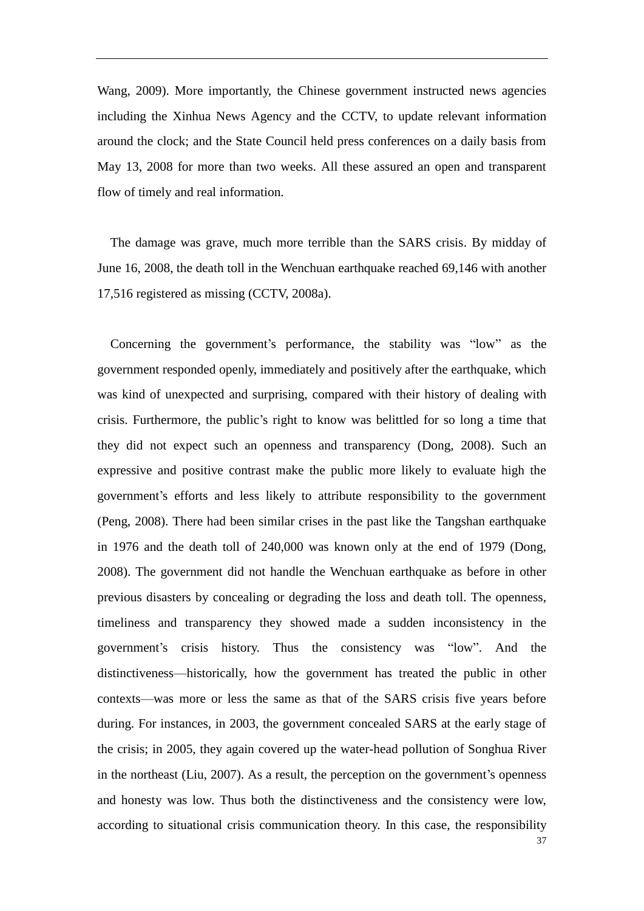Wang, 2009). More importantly, the Chinese government instructed news agencies including the Xinhua News Agency and the CCTV, to update relevant information around the clock; and the State Council held press conferences on a daily basis from May 13, 2008 for more than two weeks. All these assured an open and transparent flow of timely and real information.

The damage was grave, much more terrible than the SARS crisis. By midday of June 16, 2008, the death toll in the Wenchuan earthquake reached 69,146 with another 17,516 registered as missing (CCTV, 2008a).

Concerning the government's performance, the stability was "low" as the government responded openly, immediately and positively after the earthquake, which was kind of unexpected and surprising, compared with their history of dealing with crisis. Furthermore, the public's right to know was belittled for so long a time that they did not expect such an openness and transparency (Dong, 2008). Such an expressive and positive contrast make the public more likely to evaluate high the government's efforts and less likely to attribute responsibility to the government (Peng, 2008). There had been similar crises in the past like the Tangshan earthquake in 1976 and the death toll of 240,000 was known only at the end of 1979 (Dong, 2008). The government did not handle the Wenchuan earthquake as before in other previous disasters by concealing or degrading the loss and death toll. The openness, timeliness and transparency they showed made a sudden inconsistency in the government's crisis history. Thus the consistency was "low". And the distinctiveness—historically, how the government has treated the public in other contexts—was more or less the same as that of the SARS crisis five years before during. For instances, in 2003, the government concealed SARS at the early stage of the crisis; in 2005, they again covered up the water-head pollution of Songhua River in the northeast (Liu, 2007). As a result, the perception on the government's openness and honesty was low. Thus both the distinctiveness and the consistency were low, according to situational crisis communication theory. In this case, the responsibility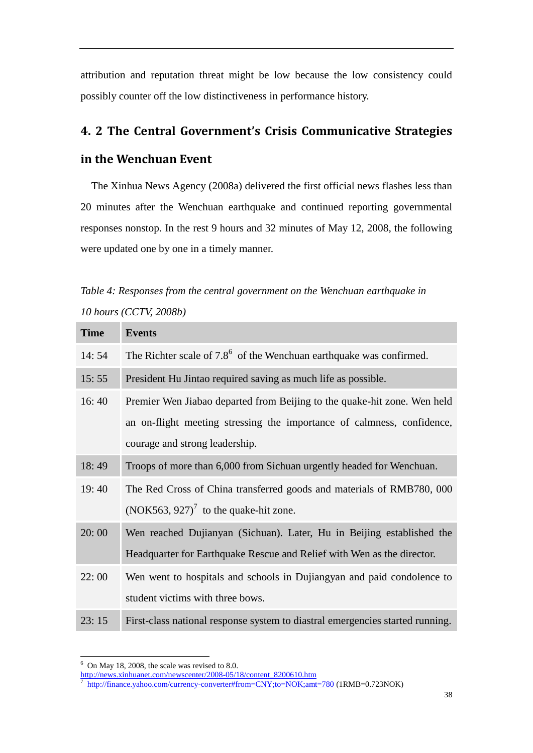attribution and reputation threat might be low because the low consistency could possibly counter off the low distinctiveness in performance history.

## 4. 2 The Central Government's Crisis Communicative Strategies in the Wenchuan Event

The Xinhua News Agency (2008a) delivered the first official news flashes less than 20 minutes after the Wenchuan earthquake and continued reporting governmental responses nonstop. In the rest 9 hours and 32 minutes of May 12, 2008, the following were updated one by one in a timely manner.

*Table 4: Responses from the central government on the Wenchuan earthquake in 10 hours (CCTV, 2008b)*

| Time | Events |
|---|---|
| 14: 54 | The Richter scale of 7.8[6] of the Wenchuan earthquake was confirmed. |
| 15: 55 | President Hu Jintao required saving as much life as possible. |
| 16: 40 | Premier Wen Jiabao departed from Beijing to the quake-hit zone. Wen held an on-flight meeting stressing the importance of calmness, confidence, courage and strong leadership. |
| 18: 49 | Troops of more than 6,000 from Sichuan urgently headed for Wenchuan. |
| 19: 40 | The Red Cross of China transferred goods and materials of RMB780, 000 (NOK563, 927)[7] to the quake-hit zone. |
| 20: 00 | Wen reached Dujianyan (Sichuan). Later, Hu in Beijing established the Headquarter for Earthquake Rescue and Relief with Wen as the director. |
| 22: 00 | Wen went to hospitals and schools in Dujiangyan and paid condolence to student victims with three bows. |
| 23: 15 | First-class national response system to diastral emergencies started running. |

[6] On May 18, 2008, the scale was revised to 8.0. http://news.xinhuanet.com/newscenter/2008-05/18/content_8200610.htm

[7] http://finance.yahoo.com/currency-converter#from=CNY;to=NOK;amt=780 (1RMB=0.723NOK)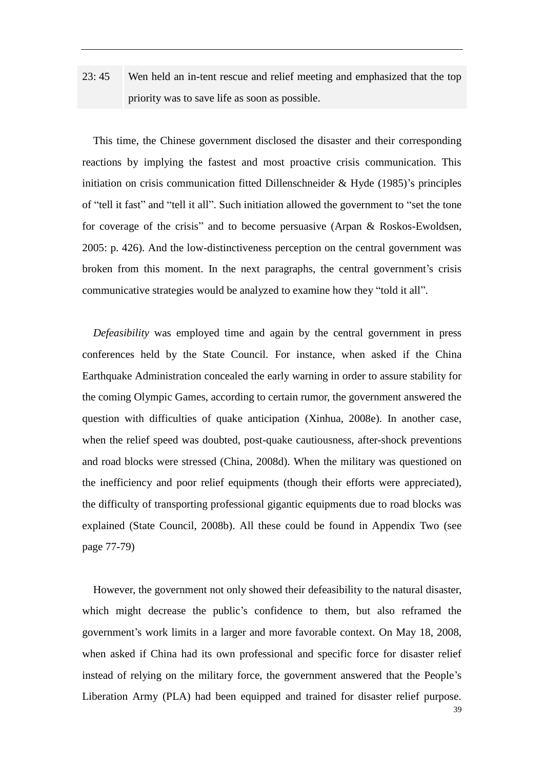| 23: 45 | Wen held an in-tent rescue and relief meeting and emphasized that the top priority was to save life as soon as possible. |
|---|---|

This time, the Chinese government disclosed the disaster and their corresponding reactions by implying the fastest and most proactive crisis communication. This initiation on crisis communication fitted Dillenschneider & Hyde (1985)'s principles of "tell it fast" and "tell it all". Such initiation allowed the government to "set the tone for coverage of the crisis" and to become persuasive (Arpan & Roskos-Ewoldsen, 2005: p. 426). And the low-distinctiveness perception on the central government was broken from this moment. In the next paragraphs, the central government's crisis communicative strategies would be analyzed to examine how they "told it all".

*Defeasibility* was employed time and again by the central government in press conferences held by the State Council. For instance, when asked if the China Earthquake Administration concealed the early warning in order to assure stability for the coming Olympic Games, according to certain rumor, the government answered the question with difficulties of quake anticipation (Xinhua, 2008e). In another case, when the relief speed was doubted, post-quake cautiousness, after-shock preventions and road blocks were stressed (China, 2008d). When the military was questioned on the inefficiency and poor relief equipments (though their efforts were appreciated), the difficulty of transporting professional gigantic equipments due to road blocks was explained (State Council, 2008b). All these could be found in Appendix Two (see page 77-79)

However, the government not only showed their defeasibility to the natural disaster, which might decrease the public's confidence to them, but also reframed the government's work limits in a larger and more favorable context. On May 18, 2008, when asked if China had its own professional and specific force for disaster relief instead of relying on the military force, the government answered that the People's Liberation Army (PLA) had been equipped and trained for disaster relief purpose.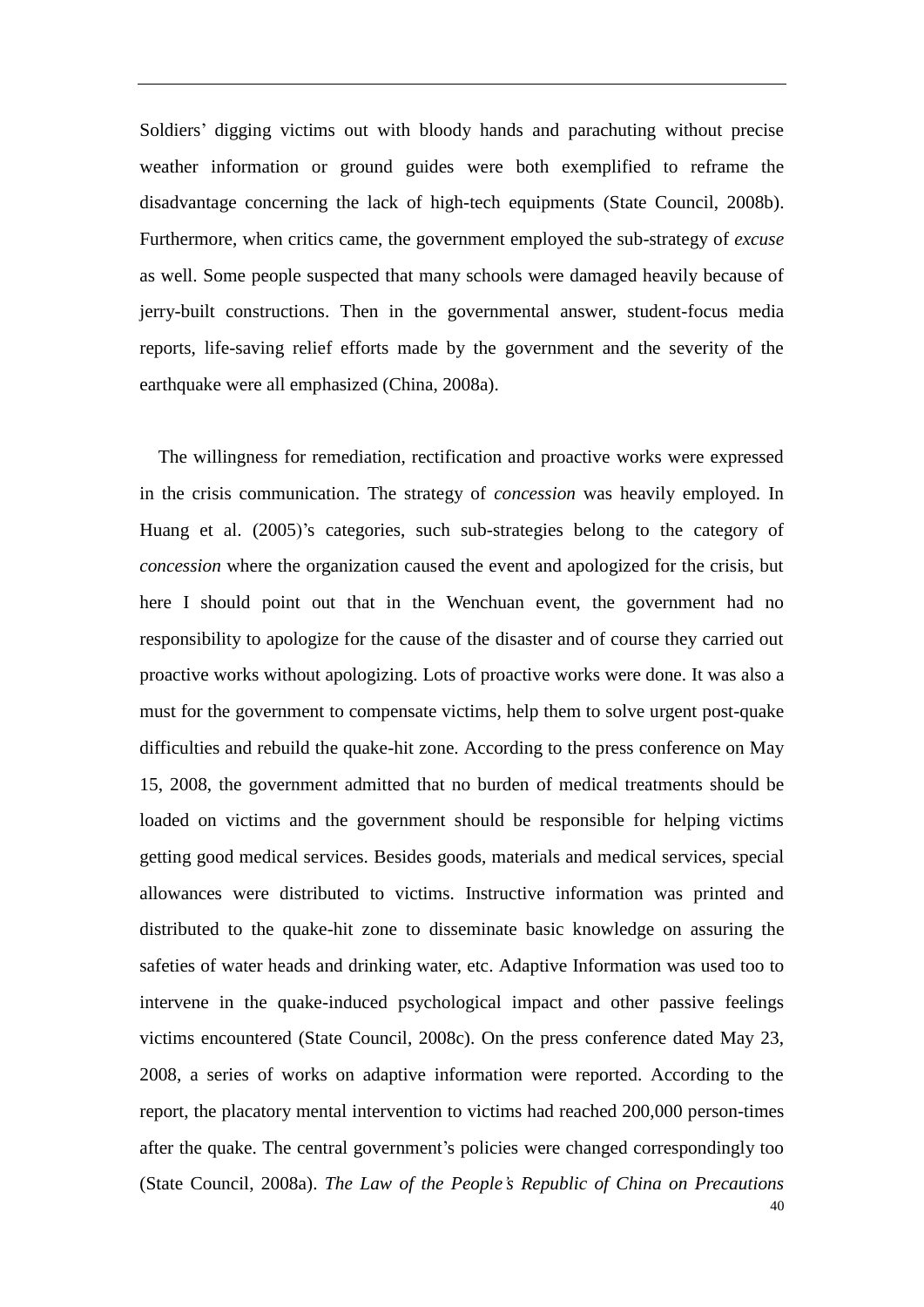Soldiers' digging victims out with bloody hands and parachuting without precise weather information or ground guides were both exemplified to reframe the disadvantage concerning the lack of high-tech equipments (State Council, 2008b). Furthermore, when critics came, the government employed the sub-strategy of *excuse* as well. Some people suspected that many schools were damaged heavily because of jerry-built constructions. Then in the governmental answer, student-focus media reports, life-saving relief efforts made by the government and the severity of the earthquake were all emphasized (China, 2008a).

The willingness for remediation, rectification and proactive works were expressed in the crisis communication. The strategy of *concession* was heavily employed. In Huang et al. (2005)'s categories, such sub-strategies belong to the category of *concession* where the organization caused the event and apologized for the crisis, but here I should point out that in the Wenchuan event, the government had no responsibility to apologize for the cause of the disaster and of course they carried out proactive works without apologizing. Lots of proactive works were done. It was also a must for the government to compensate victims, help them to solve urgent post-quake difficulties and rebuild the quake-hit zone. According to the press conference on May 15, 2008, the government admitted that no burden of medical treatments should be loaded on victims and the government should be responsible for helping victims getting good medical services. Besides goods, materials and medical services, special allowances were distributed to victims. Instructive information was printed and distributed to the quake-hit zone to disseminate basic knowledge on assuring the safeties of water heads and drinking water, etc. Adaptive Information was used too to intervene in the quake-induced psychological impact and other passive feelings victims encountered (State Council, 2008c). On the press conference dated May 23, 2008, a series of works on adaptive information were reported. According to the report, the placatory mental intervention to victims had reached 200,000 person-times after the quake. The central government's policies were changed correspondingly too (State Council, 2008a). *The Law of the People's Republic of China on Precautions*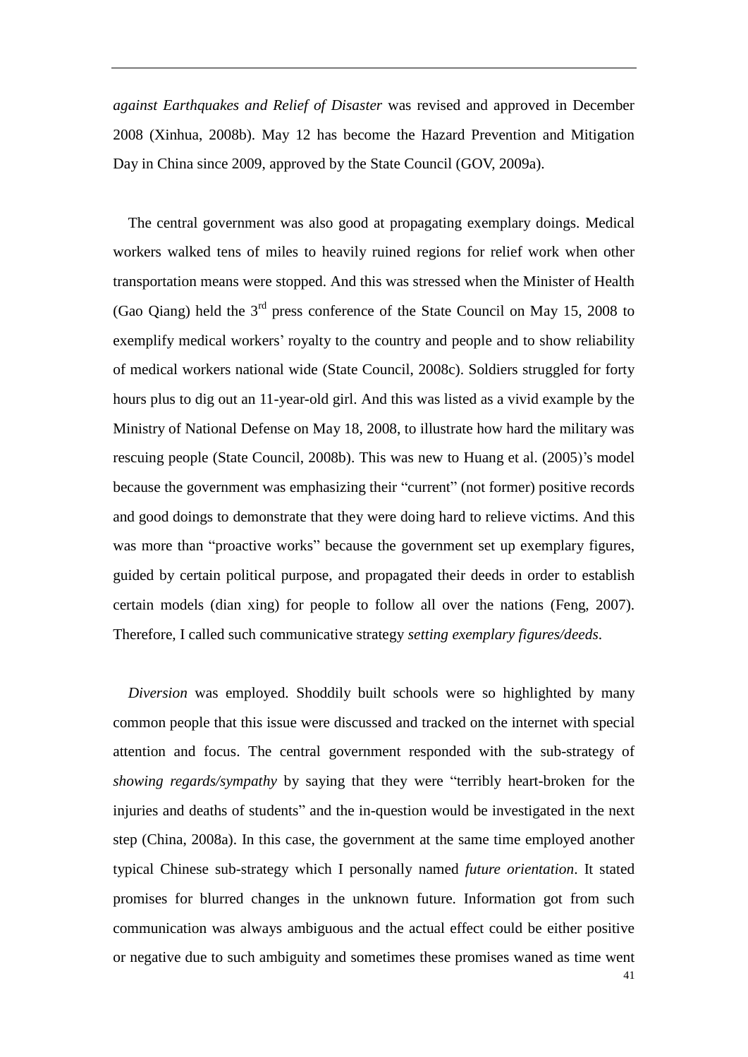*against Earthquakes and Relief of Disaster* was revised and approved in December 2008 (Xinhua, 2008b). May 12 has become the Hazard Prevention and Mitigation Day in China since 2009, approved by the State Council (GOV, 2009a).

The central government was also good at propagating exemplary doings. Medical workers walked tens of miles to heavily ruined regions for relief work when other transportation means were stopped. And this was stressed when the Minister of Health (Gao Qiang) held the 3rd press conference of the State Council on May 15, 2008 to exemplify medical workers' royalty to the country and people and to show reliability of medical workers national wide (State Council, 2008c). Soldiers struggled for forty hours plus to dig out an 11-year-old girl. And this was listed as a vivid example by the Ministry of National Defense on May 18, 2008, to illustrate how hard the military was rescuing people (State Council, 2008b). This was new to Huang et al. (2005)'s model because the government was emphasizing their "current" (not former) positive records and good doings to demonstrate that they were doing hard to relieve victims. And this was more than "proactive works" because the government set up exemplary figures, guided by certain political purpose, and propagated their deeds in order to establish certain models (dian xing) for people to follow all over the nations (Feng, 2007). Therefore, I called such communicative strategy *setting exemplary figures/deeds*.

*Diversion* was employed. Shoddily built schools were so highlighted by many common people that this issue were discussed and tracked on the internet with special attention and focus. The central government responded with the sub-strategy of *showing regards/sympathy* by saying that they were "terribly heart-broken for the injuries and deaths of students" and the in-question would be investigated in the next step (China, 2008a). In this case, the government at the same time employed another typical Chinese sub-strategy which I personally named *future orientation*. It stated promises for blurred changes in the unknown future. Information got from such communication was always ambiguous and the actual effect could be either positive or negative due to such ambiguity and sometimes these promises waned as time went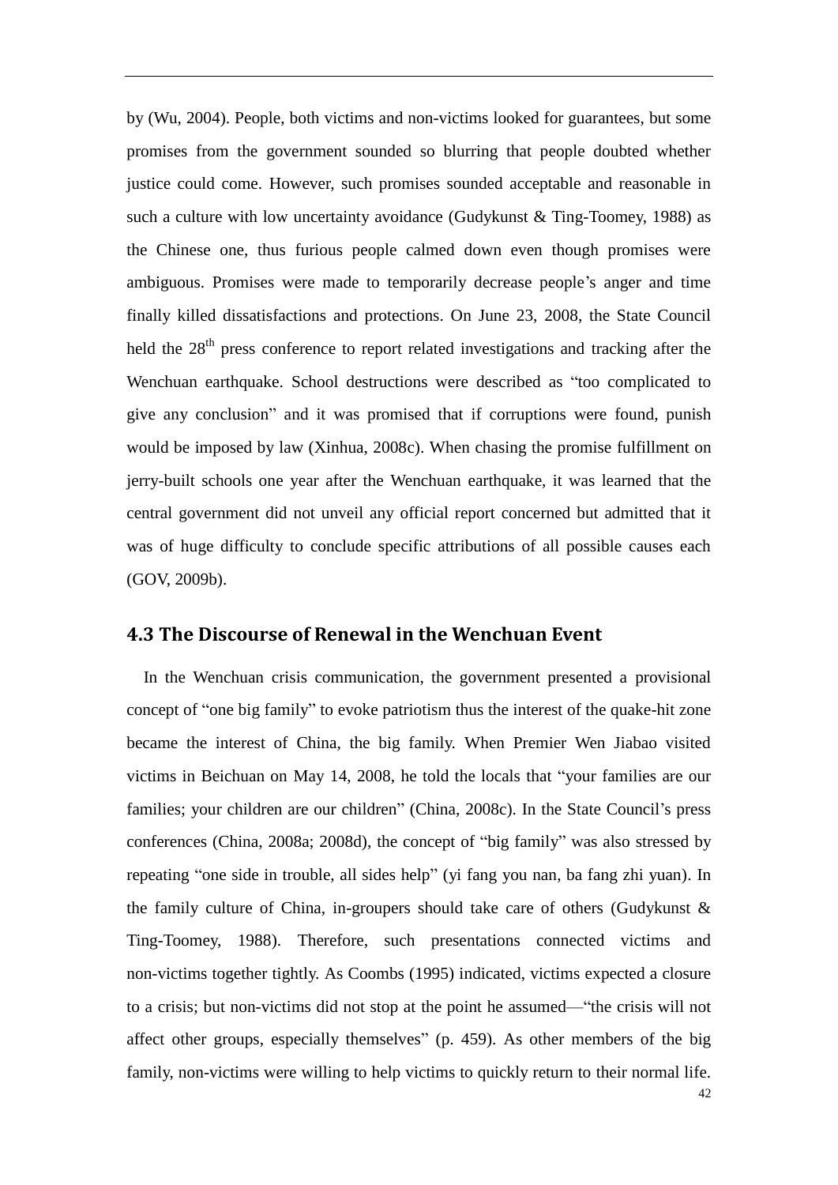by (Wu, 2004). People, both victims and non-victims looked for guarantees, but some promises from the government sounded so blurring that people doubted whether justice could come. However, such promises sounded acceptable and reasonable in such a culture with low uncertainty avoidance (Gudykunst & Ting-Toomey, 1988) as the Chinese one, thus furious people calmed down even though promises were ambiguous. Promises were made to temporarily decrease people's anger and time finally killed dissatisfactions and protections. On June 23, 2008, the State Council held the 28th press conference to report related investigations and tracking after the Wenchuan earthquake. School destructions were described as "too complicated to give any conclusion" and it was promised that if corruptions were found, punish would be imposed by law (Xinhua, 2008c). When chasing the promise fulfillment on jerry-built schools one year after the Wenchuan earthquake, it was learned that the central government did not unveil any official report concerned but admitted that it was of huge difficulty to conclude specific attributions of all possible causes each (GOV, 2009b).

## 4.3 The Discourse of Renewal in the Wenchuan Event

In the Wenchuan crisis communication, the government presented a provisional concept of "one big family" to evoke patriotism thus the interest of the quake-hit zone became the interest of China, the big family. When Premier Wen Jiabao visited victims in Beichuan on May 14, 2008, he told the locals that "your families are our families; your children are our children" (China, 2008c). In the State Council's press conferences (China, 2008a; 2008d), the concept of "big family" was also stressed by repeating "one side in trouble, all sides help" (yi fang you nan, ba fang zhi yuan). In the family culture of China, in-groupers should take care of others (Gudykunst & Ting-Toomey, 1988). Therefore, such presentations connected victims and non-victims together tightly. As Coombs (1995) indicated, victims expected a closure to a crisis; but non-victims did not stop at the point he assumed—"the crisis will not affect other groups, especially themselves" (p. 459). As other members of the big family, non-victims were willing to help victims to quickly return to their normal life.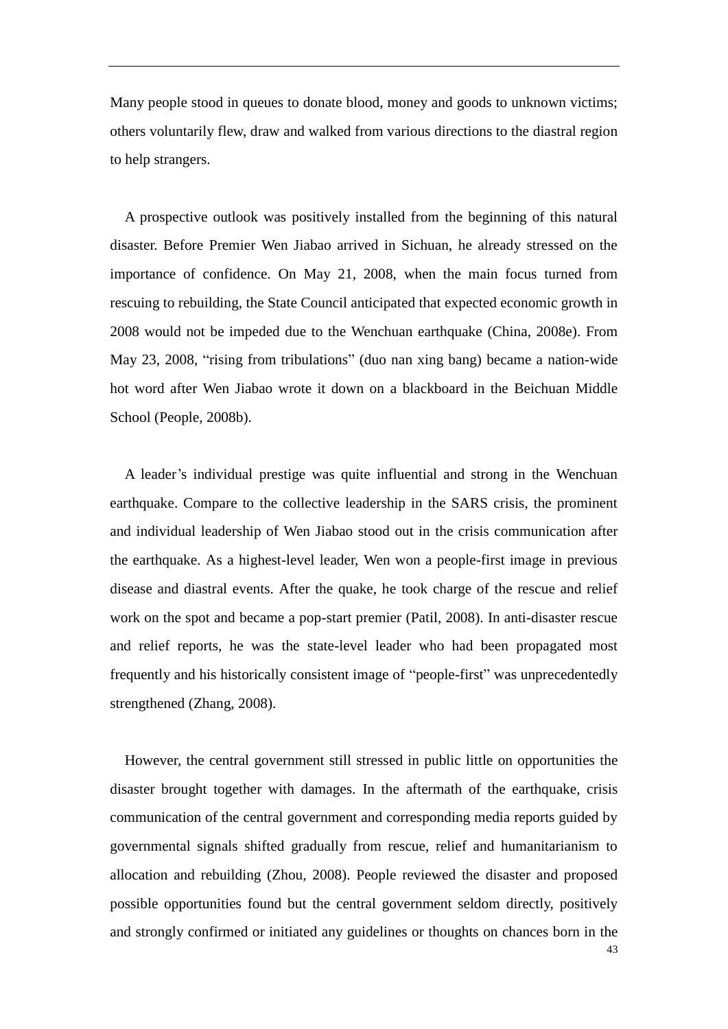Many people stood in queues to donate blood, money and goods to unknown victims; others voluntarily flew, draw and walked from various directions to the diastral region to help strangers.

A prospective outlook was positively installed from the beginning of this natural disaster. Before Premier Wen Jiabao arrived in Sichuan, he already stressed on the importance of confidence. On May 21, 2008, when the main focus turned from rescuing to rebuilding, the State Council anticipated that expected economic growth in 2008 would not be impeded due to the Wenchuan earthquake (China, 2008e). From May 23, 2008, "rising from tribulations" (duo nan xing bang) became a nation-wide hot word after Wen Jiabao wrote it down on a blackboard in the Beichuan Middle School (People, 2008b).

A leader's individual prestige was quite influential and strong in the Wenchuan earthquake. Compare to the collective leadership in the SARS crisis, the prominent and individual leadership of Wen Jiabao stood out in the crisis communication after the earthquake. As a highest-level leader, Wen won a people-first image in previous disease and diastral events. After the quake, he took charge of the rescue and relief work on the spot and became a pop-start premier (Patil, 2008). In anti-disaster rescue and relief reports, he was the state-level leader who had been propagated most frequently and his historically consistent image of "people-first" was unprecedentedly strengthened (Zhang, 2008).

However, the central government still stressed in public little on opportunities the disaster brought together with damages. In the aftermath of the earthquake, crisis communication of the central government and corresponding media reports guided by governmental signals shifted gradually from rescue, relief and humanitarianism to allocation and rebuilding (Zhou, 2008). People reviewed the disaster and proposed possible opportunities found but the central government seldom directly, positively and strongly confirmed or initiated any guidelines or thoughts on chances born in the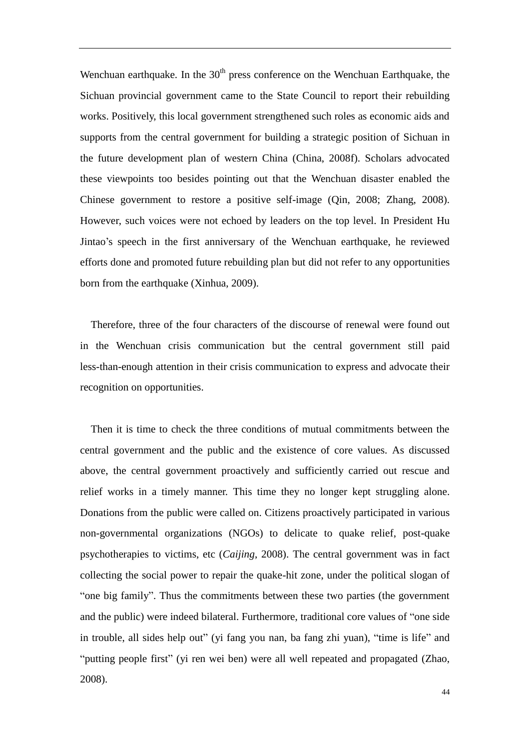Wenchuan earthquake. In the $30^{th}$ press conference on the Wenchuan Earthquake, the Sichuan provincial government came to the State Council to report their rebuilding works. Positively, this local government strengthened such roles as economic aids and supports from the central government for building a strategic position of Sichuan in the future development plan of western China (China, 2008f). Scholars advocated these viewpoints too besides pointing out that the Wenchuan disaster enabled the Chinese government to restore a positive self-image (Qin, 2008; Zhang, 2008). However, such voices were not echoed by leaders on the top level. In President Hu Jintao's speech in the first anniversary of the Wenchuan earthquake, he reviewed efforts done and promoted future rebuilding plan but did not refer to any opportunities born from the earthquake (Xinhua, 2009).

Therefore, three of the four characters of the discourse of renewal were found out in the Wenchuan crisis communication but the central government still paid less-than-enough attention in their crisis communication to express and advocate their recognition on opportunities.

Then it is time to check the three conditions of mutual commitments between the central government and the public and the existence of core values. As discussed above, the central government proactively and sufficiently carried out rescue and relief works in a timely manner. This time they no longer kept struggling alone. Donations from the public were called on. Citizens proactively participated in various non-governmental organizations (NGOs) to delicate to quake relief, post-quake psychotherapies to victims, etc (*Caijing*, 2008). The central government was in fact collecting the social power to repair the quake-hit zone, under the political slogan of "one big family". Thus the commitments between these two parties (the government and the public) were indeed bilateral. Furthermore, traditional core values of "one side in trouble, all sides help out" (yi fang you nan, ba fang zhi yuan), "time is life" and "putting people first" (yi ren wei ben) were all well repeated and propagated (Zhao, 2008).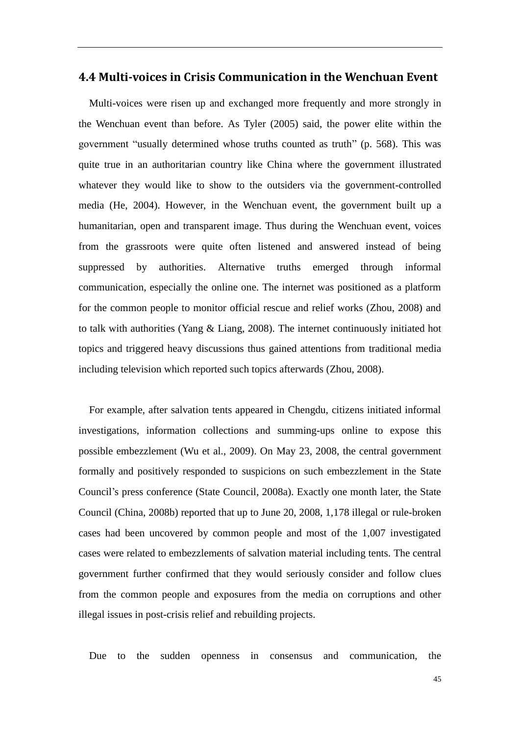## 4.4 Multi-voices in Crisis Communication in the Wenchuan Event

Multi-voices were risen up and exchanged more frequently and more strongly in the Wenchuan event than before. As Tyler (2005) said, the power elite within the government "usually determined whose truths counted as truth" (p. 568). This was quite true in an authoritarian country like China where the government illustrated whatever they would like to show to the outsiders via the government-controlled media (He, 2004). However, in the Wenchuan event, the government built up a humanitarian, open and transparent image. Thus during the Wenchuan event, voices from the grassroots were quite often listened and answered instead of being suppressed by authorities. Alternative truths emerged through informal communication, especially the online one. The internet was positioned as a platform for the common people to monitor official rescue and relief works (Zhou, 2008) and to talk with authorities (Yang & Liang, 2008). The internet continuously initiated hot topics and triggered heavy discussions thus gained attentions from traditional media including television which reported such topics afterwards (Zhou, 2008).

For example, after salvation tents appeared in Chengdu, citizens initiated informal investigations, information collections and summing-ups online to expose this possible embezzlement (Wu et al., 2009). On May 23, 2008, the central government formally and positively responded to suspicions on such embezzlement in the State Council's press conference (State Council, 2008a). Exactly one month later, the State Council (China, 2008b) reported that up to June 20, 2008, 1,178 illegal or rule-broken cases had been uncovered by common people and most of the 1,007 investigated cases were related to embezzlements of salvation material including tents. The central government further confirmed that they would seriously consider and follow clues from the common people and exposures from the media on corruptions and other illegal issues in post-crisis relief and rebuilding projects.

Due to the sudden openness in consensus and communication, the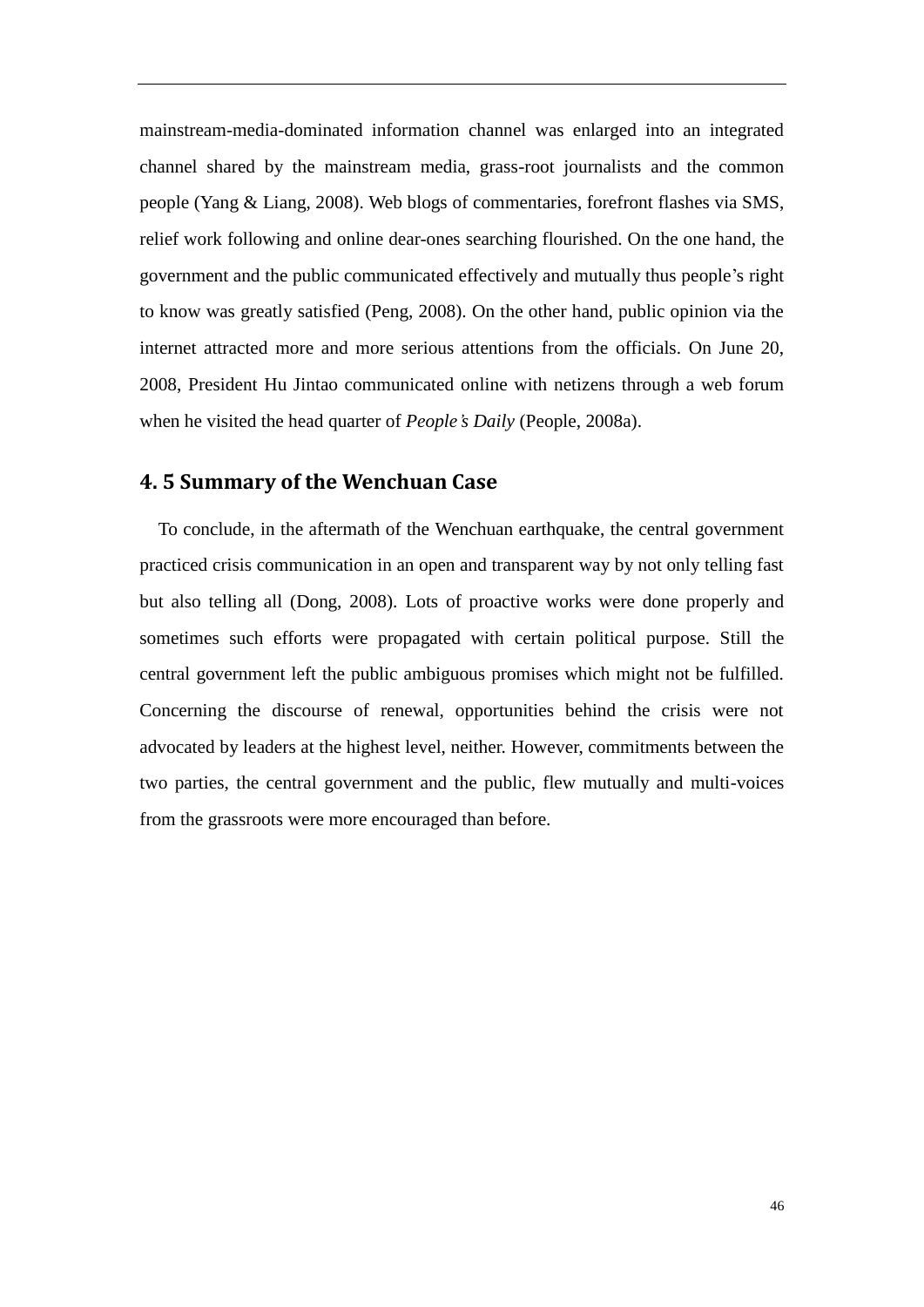mainstream-media-dominated information channel was enlarged into an integrated channel shared by the mainstream media, grass-root journalists and the common people (Yang & Liang, 2008). Web blogs of commentaries, forefront flashes via SMS, relief work following and online dear-ones searching flourished. On the one hand, the government and the public communicated effectively and mutually thus people's right to know was greatly satisfied (Peng, 2008). On the other hand, public opinion via the internet attracted more and more serious attentions from the officials. On June 20, 2008, President Hu Jintao communicated online with netizens through a web forum when he visited the head quarter of *People's Daily* (People, 2008a).

## 4. 5 Summary of the Wenchuan Case

To conclude, in the aftermath of the Wenchuan earthquake, the central government practiced crisis communication in an open and transparent way by not only telling fast but also telling all (Dong, 2008). Lots of proactive works were done properly and sometimes such efforts were propagated with certain political purpose. Still the central government left the public ambiguous promises which might not be fulfilled. Concerning the discourse of renewal, opportunities behind the crisis were not advocated by leaders at the highest level, neither. However, commitments between the two parties, the central government and the public, flew mutually and multi-voices from the grassroots were more encouraged than before.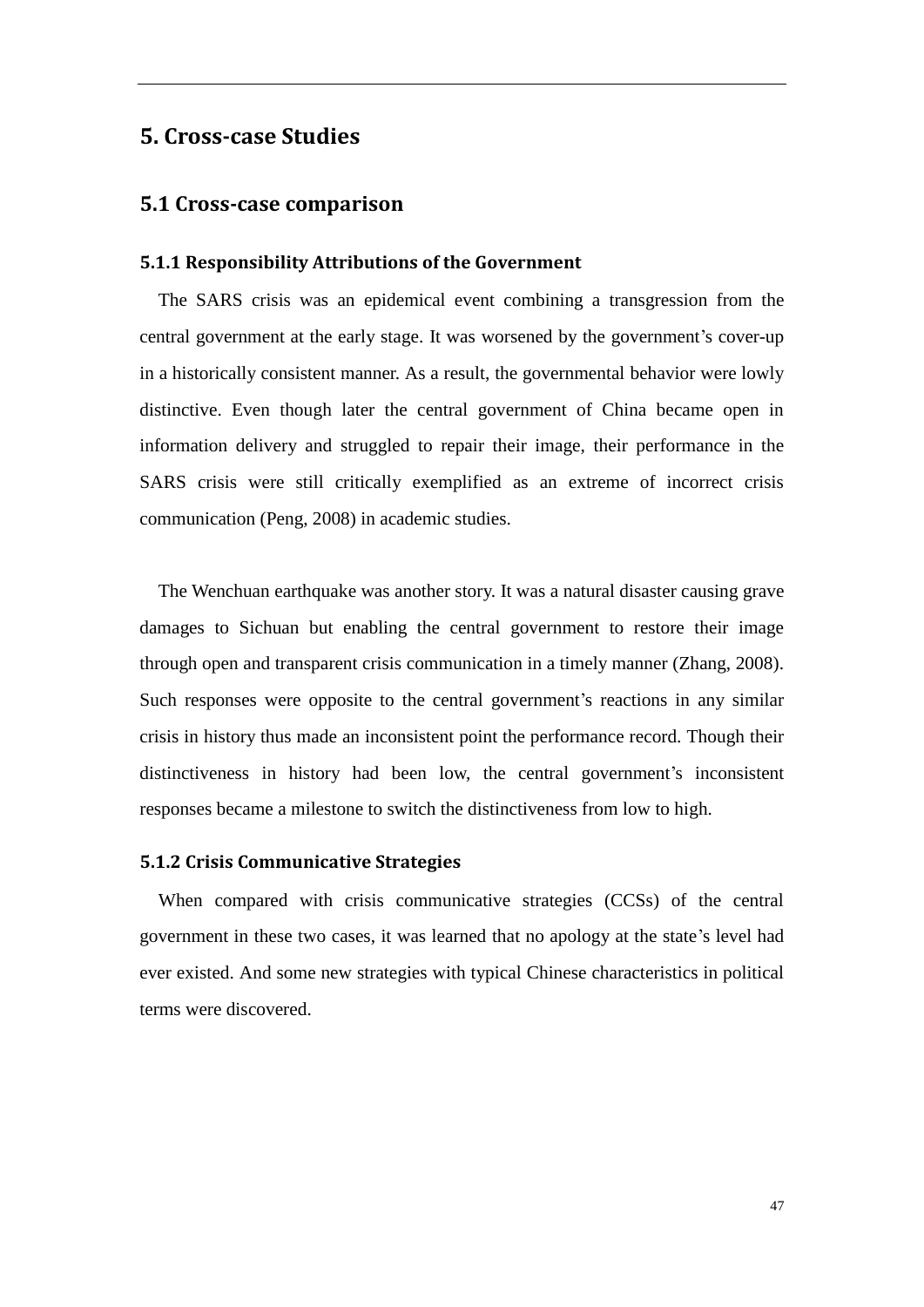# 5. Cross-case Studies

## 5.1 Cross-case comparison

### 5.1.1 Responsibility Attributions of the Government

The SARS crisis was an epidemical event combining a transgression from the central government at the early stage. It was worsened by the government's cover-up in a historically consistent manner. As a result, the governmental behavior were lowly distinctive. Even though later the central government of China became open in information delivery and struggled to repair their image, their performance in the SARS crisis were still critically exemplified as an extreme of incorrect crisis communication (Peng, 2008) in academic studies.

The Wenchuan earthquake was another story. It was a natural disaster causing grave damages to Sichuan but enabling the central government to restore their image through open and transparent crisis communication in a timely manner (Zhang, 2008). Such responses were opposite to the central government's reactions in any similar crisis in history thus made an inconsistent point the performance record. Though their distinctiveness in history had been low, the central government's inconsistent responses became a milestone to switch the distinctiveness from low to high.

### 5.1.2 Crisis Communicative Strategies

When compared with crisis communicative strategies (CCSs) of the central government in these two cases, it was learned that no apology at the state's level had ever existed. And some new strategies with typical Chinese characteristics in political terms were discovered.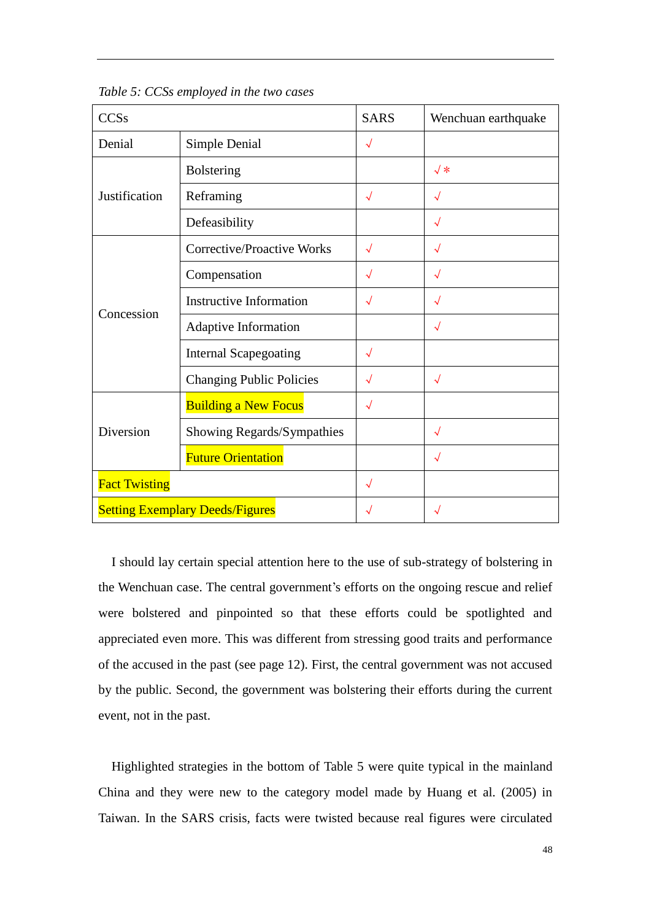*Table 5: CCSs employed in the two cases*

| CCSs | | SARS | Wenchuan earthquake |
|---|---|---|---|
| Denial | Simple Denial | √ | |
| Justification | Bolstering | | √* |
| | Reframing | √ | √ |
| | Defeasibility | | √ |
| Concession | Corrective/Proactive Works | √ | √ |
| | Compensation | √ | √ |
| | Instructive Information | √ | √ |
| | Adaptive Information | | √ |
| | Internal Scapegoating | √ | |
| | Changing Public Policies | √ | √ |
| Diversion | Building a New Focus | √ | |
| | Showing Regards/Sympathies | | √ |
| | Future Orientation | | √ |
| Fact Twisting | | √ | |
| Setting Exemplary Deeds/Figures | | √ | √ |

I should lay certain special attention here to the use of sub-strategy of bolstering in the Wenchuan case. The central government's efforts on the ongoing rescue and relief were bolstered and pinpointed so that these efforts could be spotlighted and appreciated even more. This was different from stressing good traits and performance of the accused in the past (see page 12). First, the central government was not accused by the public. Second, the government was bolstering their efforts during the current event, not in the past.

Highlighted strategies in the bottom of Table 5 were quite typical in the mainland China and they were new to the category model made by Huang et al. (2005) in Taiwan. In the SARS crisis, facts were twisted because real figures were circulated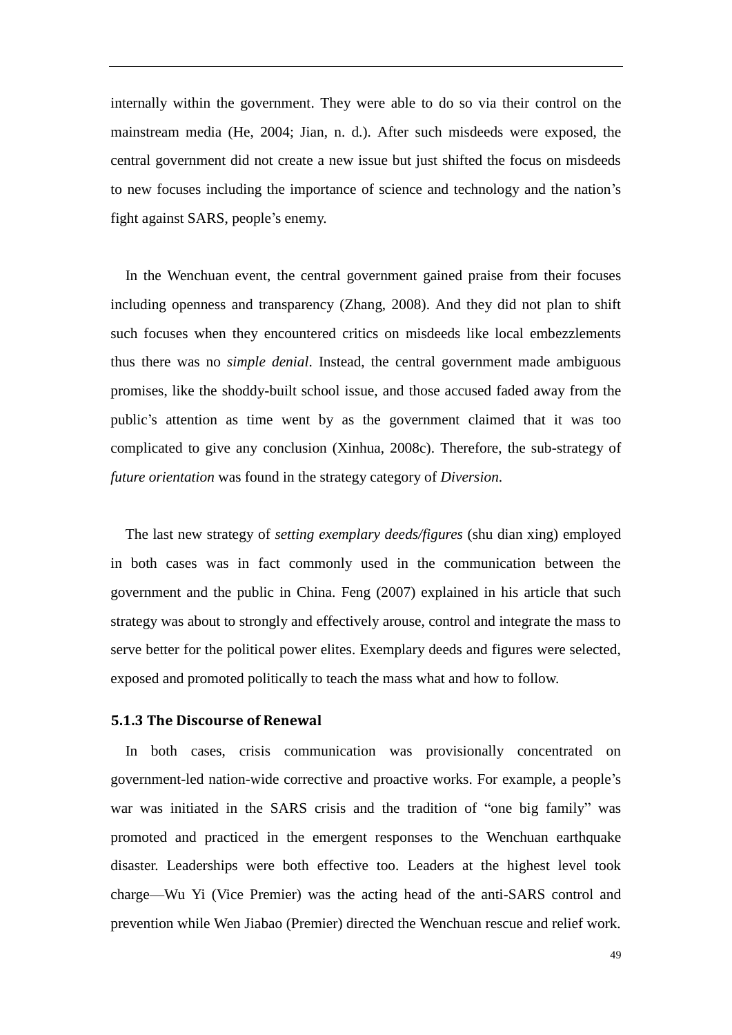internally within the government. They were able to do so via their control on the mainstream media (He, 2004; Jian, n. d.). After such misdeeds were exposed, the central government did not create a new issue but just shifted the focus on misdeeds to new focuses including the importance of science and technology and the nation's fight against SARS, people's enemy.

In the Wenchuan event, the central government gained praise from their focuses including openness and transparency (Zhang, 2008). And they did not plan to shift such focuses when they encountered critics on misdeeds like local embezzlements thus there was no *simple denial*. Instead, the central government made ambiguous promises, like the shoddy-built school issue, and those accused faded away from the public's attention as time went by as the government claimed that it was too complicated to give any conclusion (Xinhua, 2008c). Therefore, the sub-strategy of *future orientation* was found in the strategy category of *Diversion*.

The last new strategy of *setting exemplary deeds/figures* (shu dian xing) employed in both cases was in fact commonly used in the communication between the government and the public in China. Feng (2007) explained in his article that such strategy was about to strongly and effectively arouse, control and integrate the mass to serve better for the political power elites. Exemplary deeds and figures were selected, exposed and promoted politically to teach the mass what and how to follow.

### 5.1.3 The Discourse of Renewal

In both cases, crisis communication was provisionally concentrated on government-led nation-wide corrective and proactive works. For example, a people's war was initiated in the SARS crisis and the tradition of "one big family" was promoted and practiced in the emergent responses to the Wenchuan earthquake disaster. Leaderships were both effective too. Leaders at the highest level took charge—Wu Yi (Vice Premier) was the acting head of the anti-SARS control and prevention while Wen Jiabao (Premier) directed the Wenchuan rescue and relief work.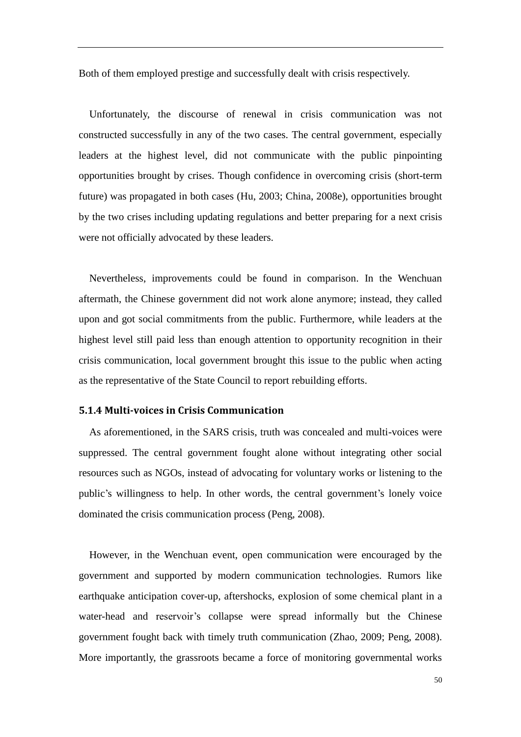Both of them employed prestige and successfully dealt with crisis respectively.

Unfortunately, the discourse of renewal in crisis communication was not constructed successfully in any of the two cases. The central government, especially leaders at the highest level, did not communicate with the public pinpointing opportunities brought by crises. Though confidence in overcoming crisis (short-term future) was propagated in both cases (Hu, 2003; China, 2008e), opportunities brought by the two crises including updating regulations and better preparing for a next crisis were not officially advocated by these leaders.

Nevertheless, improvements could be found in comparison. In the Wenchuan aftermath, the Chinese government did not work alone anymore; instead, they called upon and got social commitments from the public. Furthermore, while leaders at the highest level still paid less than enough attention to opportunity recognition in their crisis communication, local government brought this issue to the public when acting as the representative of the State Council to report rebuilding efforts.

#### 5.1.4 Multi-voices in Crisis Communication

As aforementioned, in the SARS crisis, truth was concealed and multi-voices were suppressed. The central government fought alone without integrating other social resources such as NGOs, instead of advocating for voluntary works or listening to the public's willingness to help. In other words, the central government's lonely voice dominated the crisis communication process (Peng, 2008).

However, in the Wenchuan event, open communication were encouraged by the government and supported by modern communication technologies. Rumors like earthquake anticipation cover-up, aftershocks, explosion of some chemical plant in a water-head and reservoir's collapse were spread informally but the Chinese government fought back with timely truth communication (Zhao, 2009; Peng, 2008). More importantly, the grassroots became a force of monitoring governmental works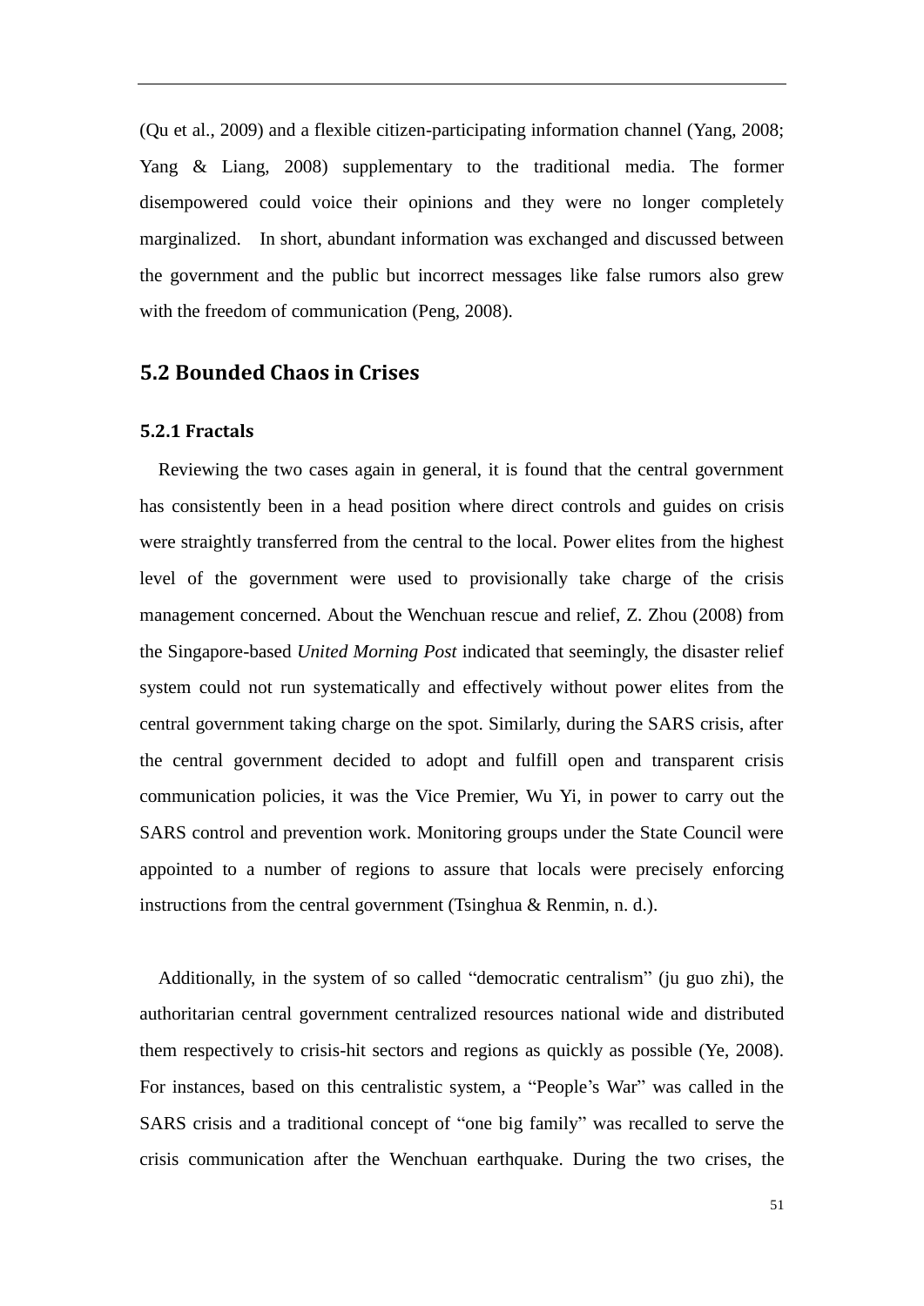(Qu et al., 2009) and a flexible citizen-participating information channel (Yang, 2008; Yang & Liang, 2008) supplementary to the traditional media. The former disempowered could voice their opinions and they were no longer completely marginalized. In short, abundant information was exchanged and discussed between the government and the public but incorrect messages like false rumors also grew with the freedom of communication (Peng, 2008).

## 5.2 Bounded Chaos in Crises

### 5.2.1 Fractals

Reviewing the two cases again in general, it is found that the central government has consistently been in a head position where direct controls and guides on crisis were straightly transferred from the central to the local. Power elites from the highest level of the government were used to provisionally take charge of the crisis management concerned. About the Wenchuan rescue and relief, Z. Zhou (2008) from the Singapore-based *United Morning Post* indicated that seemingly, the disaster relief system could not run systematically and effectively without power elites from the central government taking charge on the spot. Similarly, during the SARS crisis, after the central government decided to adopt and fulfill open and transparent crisis communication policies, it was the Vice Premier, Wu Yi, in power to carry out the SARS control and prevention work. Monitoring groups under the State Council were appointed to a number of regions to assure that locals were precisely enforcing instructions from the central government (Tsinghua & Renmin, n. d.).

Additionally, in the system of so called "democratic centralism" (ju guo zhi), the authoritarian central government centralized resources national wide and distributed them respectively to crisis-hit sectors and regions as quickly as possible (Ye, 2008). For instances, based on this centralistic system, a "People's War" was called in the SARS crisis and a traditional concept of "one big family" was recalled to serve the crisis communication after the Wenchuan earthquake. During the two crises, the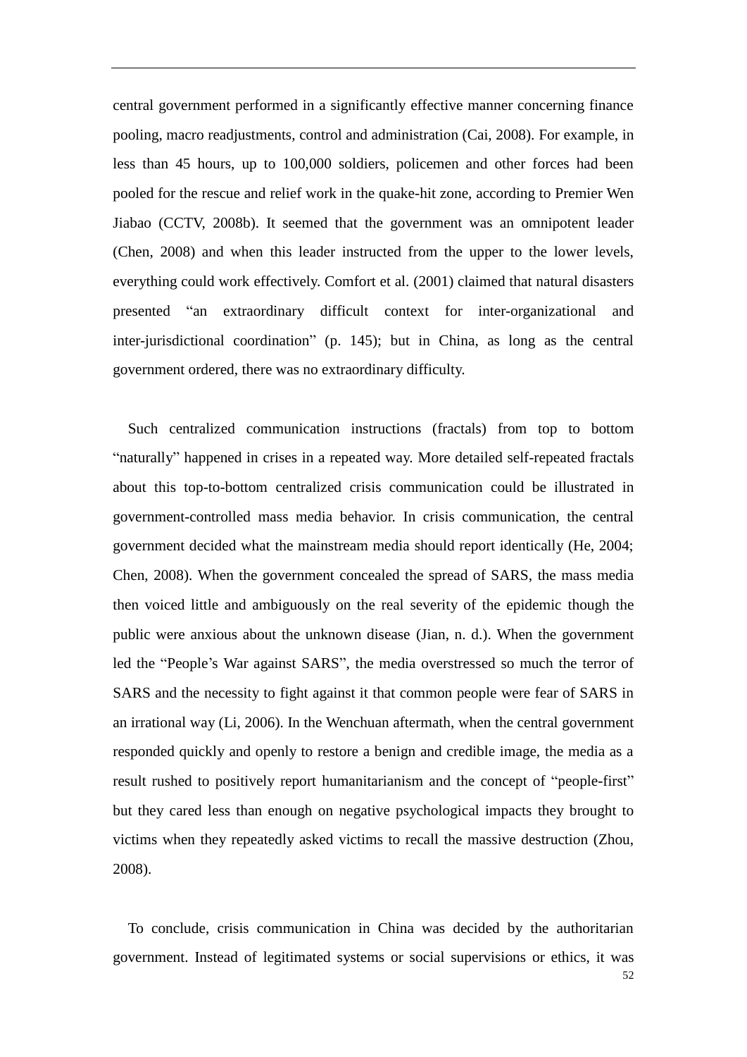central government performed in a significantly effective manner concerning finance pooling, macro readjustments, control and administration (Cai, 2008). For example, in less than 45 hours, up to 100,000 soldiers, policemen and other forces had been pooled for the rescue and relief work in the quake-hit zone, according to Premier Wen Jiabao (CCTV, 2008b). It seemed that the government was an omnipotent leader (Chen, 2008) and when this leader instructed from the upper to the lower levels, everything could work effectively. Comfort et al. (2001) claimed that natural disasters presented "an extraordinary difficult context for inter-organizational and inter-jurisdictional coordination" (p. 145); but in China, as long as the central government ordered, there was no extraordinary difficulty.

Such centralized communication instructions (fractals) from top to bottom "naturally" happened in crises in a repeated way. More detailed self-repeated fractals about this top-to-bottom centralized crisis communication could be illustrated in government-controlled mass media behavior. In crisis communication, the central government decided what the mainstream media should report identically (He, 2004; Chen, 2008). When the government concealed the spread of SARS, the mass media then voiced little and ambiguously on the real severity of the epidemic though the public were anxious about the unknown disease (Jian, n. d.). When the government led the "People's War against SARS", the media overstressed so much the terror of SARS and the necessity to fight against it that common people were fear of SARS in an irrational way (Li, 2006). In the Wenchuan aftermath, when the central government responded quickly and openly to restore a benign and credible image, the media as a result rushed to positively report humanitarianism and the concept of "people-first" but they cared less than enough on negative psychological impacts they brought to victims when they repeatedly asked victims to recall the massive destruction (Zhou, 2008).

To conclude, crisis communication in China was decided by the authoritarian government. Instead of legitimated systems or social supervisions or ethics, it was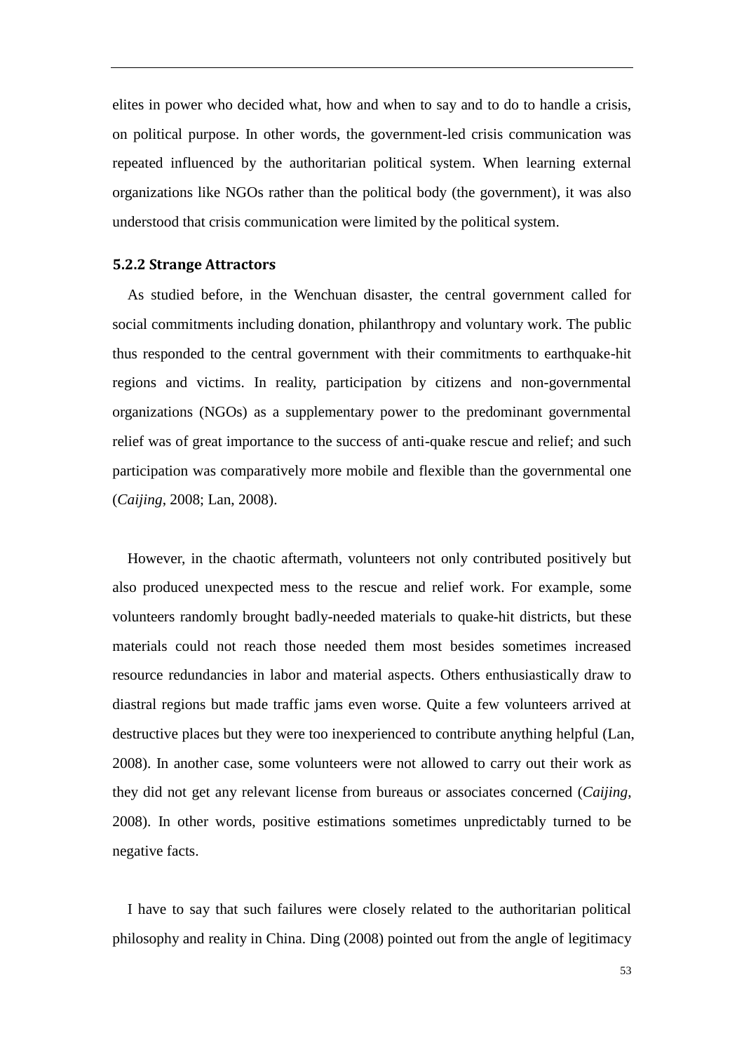elites in power who decided what, how and when to say and to do to handle a crisis, on political purpose. In other words, the government-led crisis communication was repeated influenced by the authoritarian political system. When learning external organizations like NGOs rather than the political body (the government), it was also understood that crisis communication were limited by the political system.

### 5.2.2 Strange Attractors

As studied before, in the Wenchuan disaster, the central government called for social commitments including donation, philanthropy and voluntary work. The public thus responded to the central government with their commitments to earthquake-hit regions and victims. In reality, participation by citizens and non-governmental organizations (NGOs) as a supplementary power to the predominant governmental relief was of great importance to the success of anti-quake rescue and relief; and such participation was comparatively more mobile and flexible than the governmental one (*Caijing*, 2008; Lan, 2008).

However, in the chaotic aftermath, volunteers not only contributed positively but also produced unexpected mess to the rescue and relief work. For example, some volunteers randomly brought badly-needed materials to quake-hit districts, but these materials could not reach those needed them most besides sometimes increased resource redundancies in labor and material aspects. Others enthusiastically draw to diastral regions but made traffic jams even worse. Quite a few volunteers arrived at destructive places but they were too inexperienced to contribute anything helpful (Lan, 2008). In another case, some volunteers were not allowed to carry out their work as they did not get any relevant license from bureaus or associates concerned (*Caijing*, 2008). In other words, positive estimations sometimes unpredictably turned to be negative facts.

I have to say that such failures were closely related to the authoritarian political philosophy and reality in China. Ding (2008) pointed out from the angle of legitimacy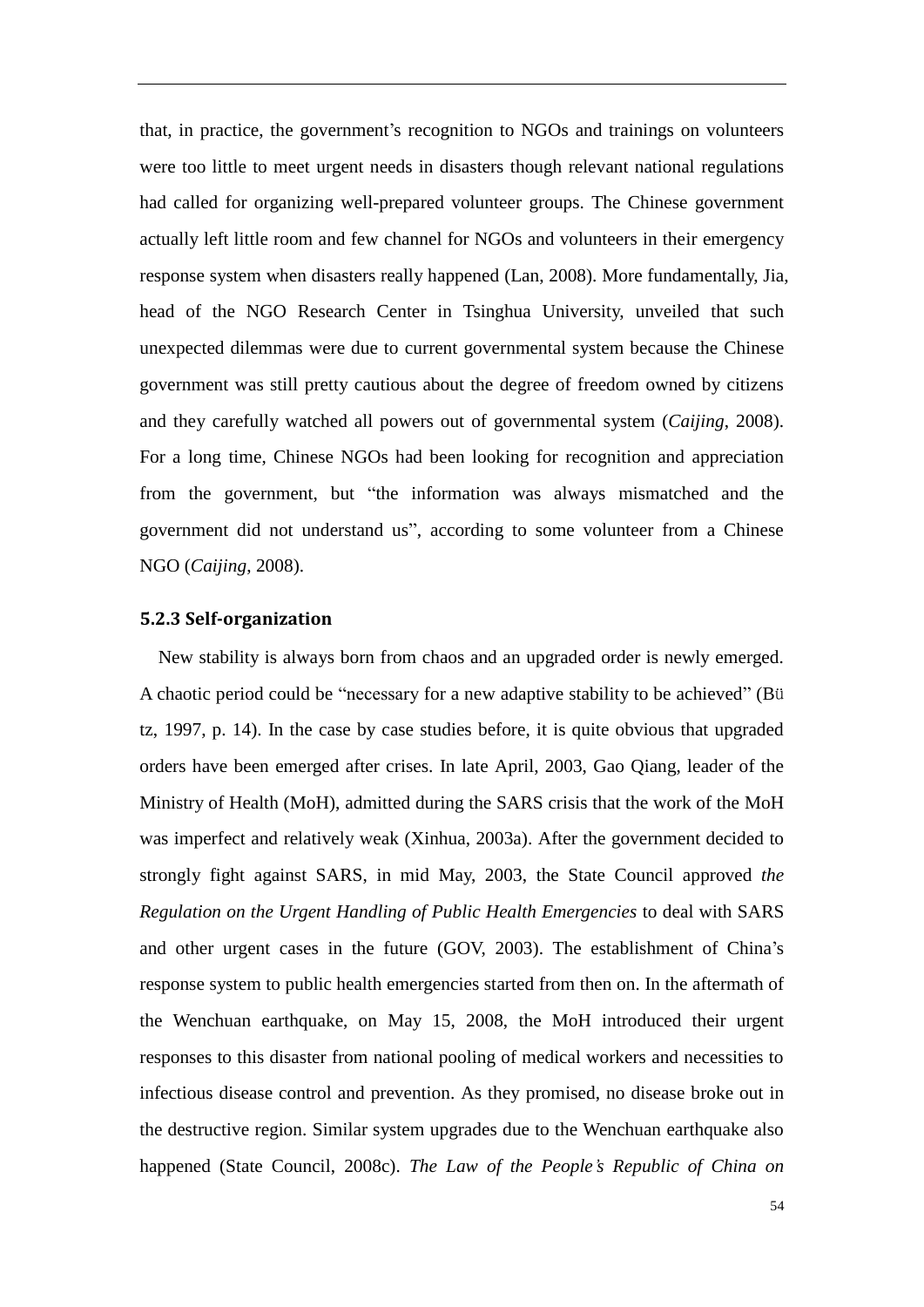that, in practice, the government's recognition to NGOs and trainings on volunteers were too little to meet urgent needs in disasters though relevant national regulations had called for organizing well-prepared volunteer groups. The Chinese government actually left little room and few channel for NGOs and volunteers in their emergency response system when disasters really happened (Lan, 2008). More fundamentally, Jia, head of the NGO Research Center in Tsinghua University, unveiled that such unexpected dilemmas were due to current governmental system because the Chinese government was still pretty cautious about the degree of freedom owned by citizens and they carefully watched all powers out of governmental system (*Caijing*, 2008). For a long time, Chinese NGOs had been looking for recognition and appreciation from the government, but "the information was always mismatched and the government did not understand us", according to some volunteer from a Chinese NGO (*Caijing*, 2008).

### 5.2.3 Self-organization

New stability is always born from chaos and an upgraded order is newly emerged. A chaotic period could be "necessary for a new adaptive stability to be achieved" (Bütz, 1997, p. 14). In the case by case studies before, it is quite obvious that upgraded orders have been emerged after crises. In late April, 2003, Gao Qiang, leader of the Ministry of Health (MoH), admitted during the SARS crisis that the work of the MoH was imperfect and relatively weak (Xinhua, 2003a). After the government decided to strongly fight against SARS, in mid May, 2003, the State Council approved *the Regulation on the Urgent Handling of Public Health Emergencies* to deal with SARS and other urgent cases in the future (GOV, 2003). The establishment of China's response system to public health emergencies started from then on. In the aftermath of the Wenchuan earthquake, on May 15, 2008, the MoH introduced their urgent responses to this disaster from national pooling of medical workers and necessities to infectious disease control and prevention. As they promised, no disease broke out in the destructive region. Similar system upgrades due to the Wenchuan earthquake also happened (State Council, 2008c). *The Law of the People's Republic of China on*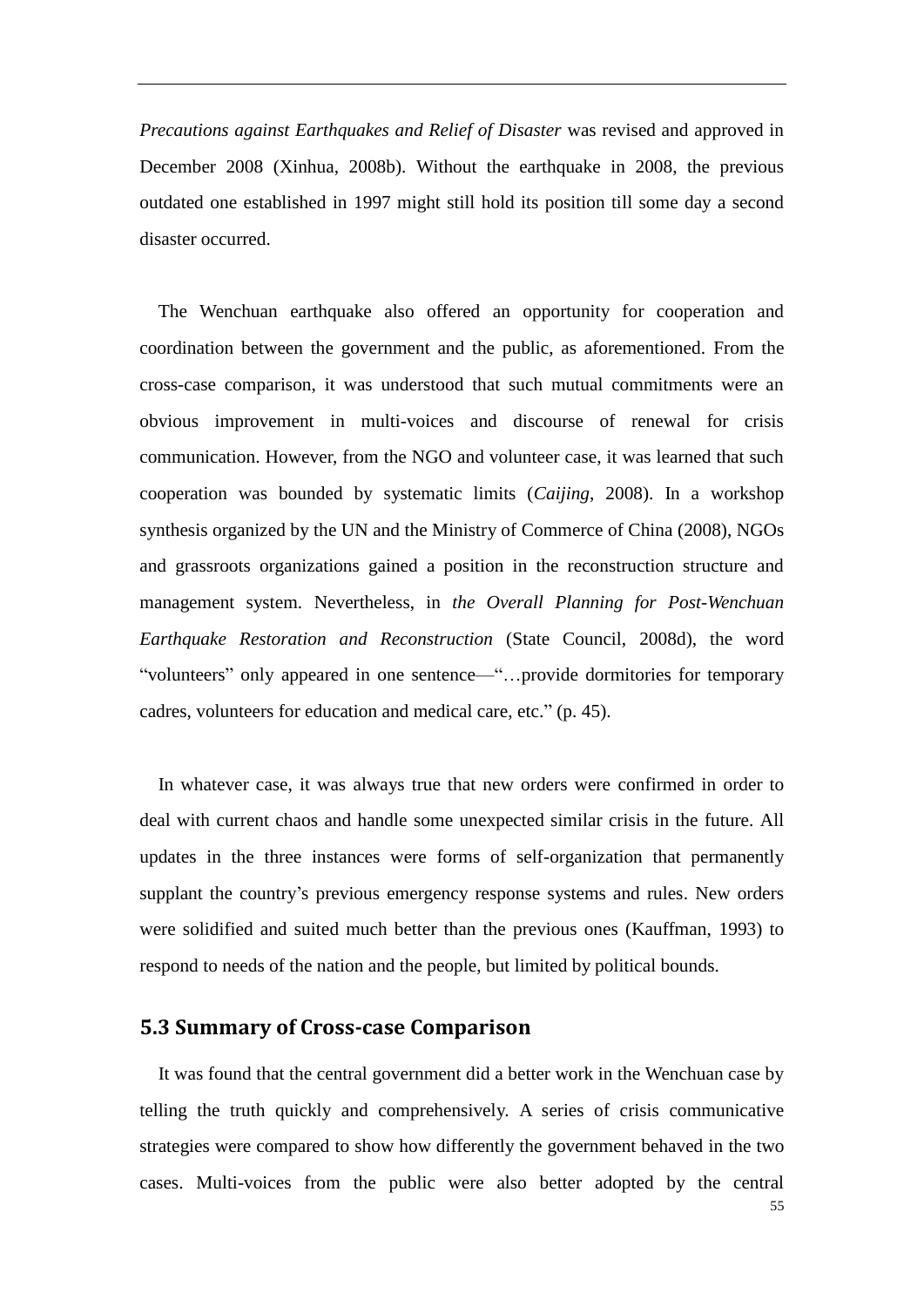*Precautions against Earthquakes and Relief of Disaster* was revised and approved in December 2008 (Xinhua, 2008b). Without the earthquake in 2008, the previous outdated one established in 1997 might still hold its position till some day a second disaster occurred.

The Wenchuan earthquake also offered an opportunity for cooperation and coordination between the government and the public, as aforementioned. From the cross-case comparison, it was understood that such mutual commitments were an obvious improvement in multi-voices and discourse of renewal for crisis communication. However, from the NGO and volunteer case, it was learned that such cooperation was bounded by systematic limits (*Caijing*, 2008). In a workshop synthesis organized by the UN and the Ministry of Commerce of China (2008), NGOs and grassroots organizations gained a position in the reconstruction structure and management system. Nevertheless, in *the Overall Planning for Post-Wenchuan Earthquake Restoration and Reconstruction* (State Council, 2008d), the word "volunteers" only appeared in one sentence—"…provide dormitories for temporary cadres, volunteers for education and medical care, etc." (p. 45).

In whatever case, it was always true that new orders were confirmed in order to deal with current chaos and handle some unexpected similar crisis in the future. All updates in the three instances were forms of self-organization that permanently supplant the country's previous emergency response systems and rules. New orders were solidified and suited much better than the previous ones (Kauffman, 1993) to respond to needs of the nation and the people, but limited by political bounds.

## 5.3 Summary of Cross-case Comparison

It was found that the central government did a better work in the Wenchuan case by telling the truth quickly and comprehensively. A series of crisis communicative strategies were compared to show how differently the government behaved in the two cases. Multi-voices from the public were also better adopted by the central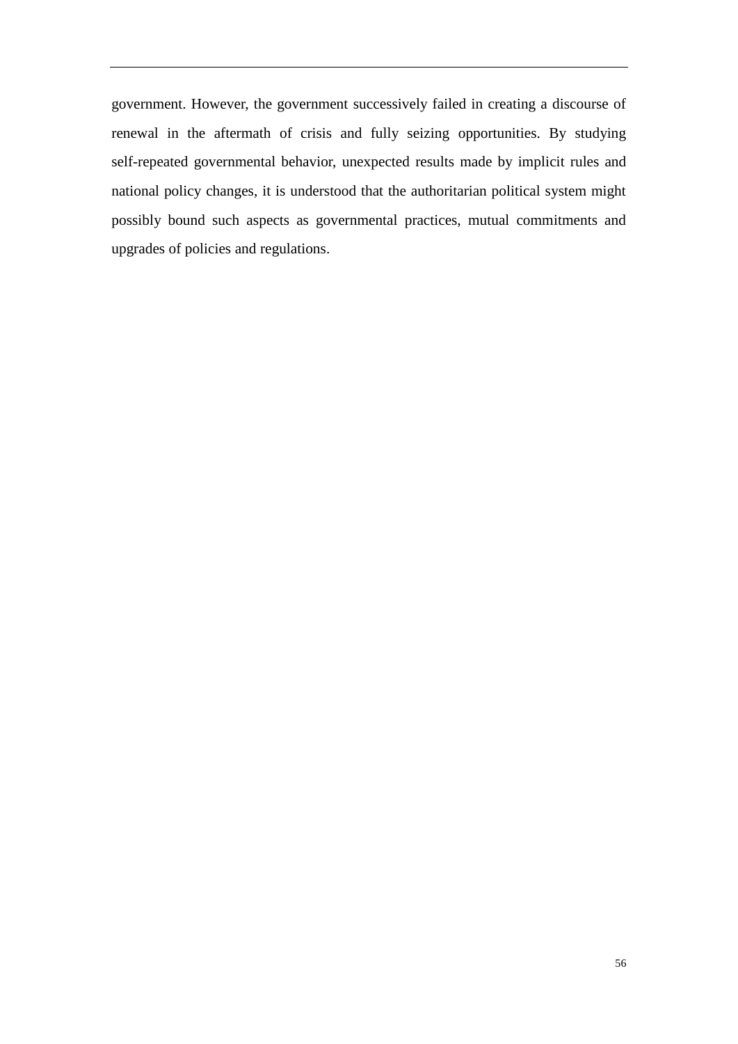government. However, the government successively failed in creating a discourse of renewal in the aftermath of crisis and fully seizing opportunities. By studying self-repeated governmental behavior, unexpected results made by implicit rules and national policy changes, it is understood that the authoritarian political system might possibly bound such aspects as governmental practices, mutual commitments and upgrades of policies and regulations.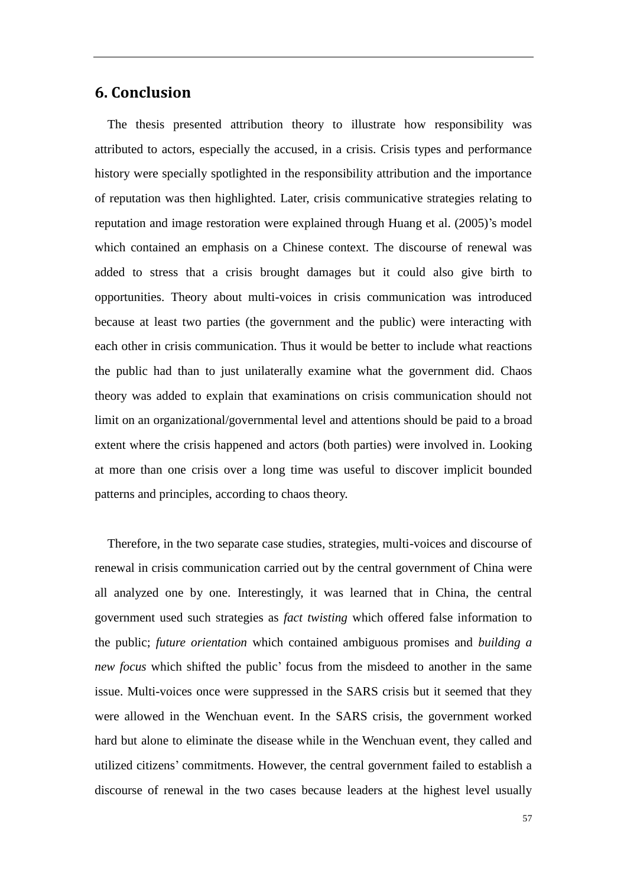## 6. Conclusion

The thesis presented attribution theory to illustrate how responsibility was attributed to actors, especially the accused, in a crisis. Crisis types and performance history were specially spotlighted in the responsibility attribution and the importance of reputation was then highlighted. Later, crisis communicative strategies relating to reputation and image restoration were explained through Huang et al. (2005)'s model which contained an emphasis on a Chinese context. The discourse of renewal was added to stress that a crisis brought damages but it could also give birth to opportunities. Theory about multi-voices in crisis communication was introduced because at least two parties (the government and the public) were interacting with each other in crisis communication. Thus it would be better to include what reactions the public had than to just unilaterally examine what the government did. Chaos theory was added to explain that examinations on crisis communication should not limit on an organizational/governmental level and attentions should be paid to a broad extent where the crisis happened and actors (both parties) were involved in. Looking at more than one crisis over a long time was useful to discover implicit bounded patterns and principles, according to chaos theory.

Therefore, in the two separate case studies, strategies, multi-voices and discourse of renewal in crisis communication carried out by the central government of China were all analyzed one by one. Interestingly, it was learned that in China, the central government used such strategies as *fact twisting* which offered false information to the public; *future orientation* which contained ambiguous promises and *building a new focus* which shifted the public' focus from the misdeed to another in the same issue. Multi-voices once were suppressed in the SARS crisis but it seemed that they were allowed in the Wenchuan event. In the SARS crisis, the government worked hard but alone to eliminate the disease while in the Wenchuan event, they called and utilized citizens' commitments. However, the central government failed to establish a discourse of renewal in the two cases because leaders at the highest level usually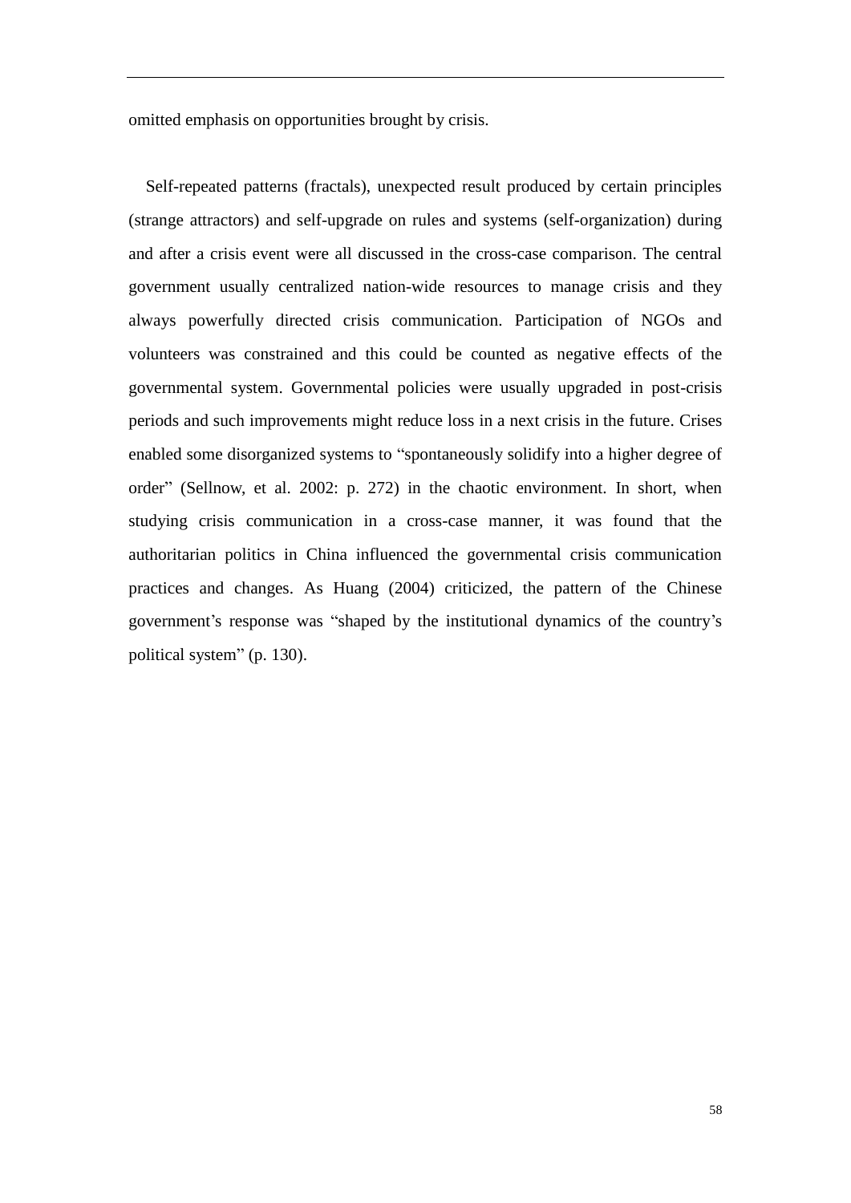omitted emphasis on opportunities brought by crisis.

Self-repeated patterns (fractals), unexpected result produced by certain principles (strange attractors) and self-upgrade on rules and systems (self-organization) during and after a crisis event were all discussed in the cross-case comparison. The central government usually centralized nation-wide resources to manage crisis and they always powerfully directed crisis communication. Participation of NGOs and volunteers was constrained and this could be counted as negative effects of the governmental system. Governmental policies were usually upgraded in post-crisis periods and such improvements might reduce loss in a next crisis in the future. Crises enabled some disorganized systems to "spontaneously solidify into a higher degree of order" (Sellnow, et al. 2002: p. 272) in the chaotic environment. In short, when studying crisis communication in a cross-case manner, it was found that the authoritarian politics in China influenced the governmental crisis communication practices and changes. As Huang (2004) criticized, the pattern of the Chinese government's response was "shaped by the institutional dynamics of the country's political system" (p. 130).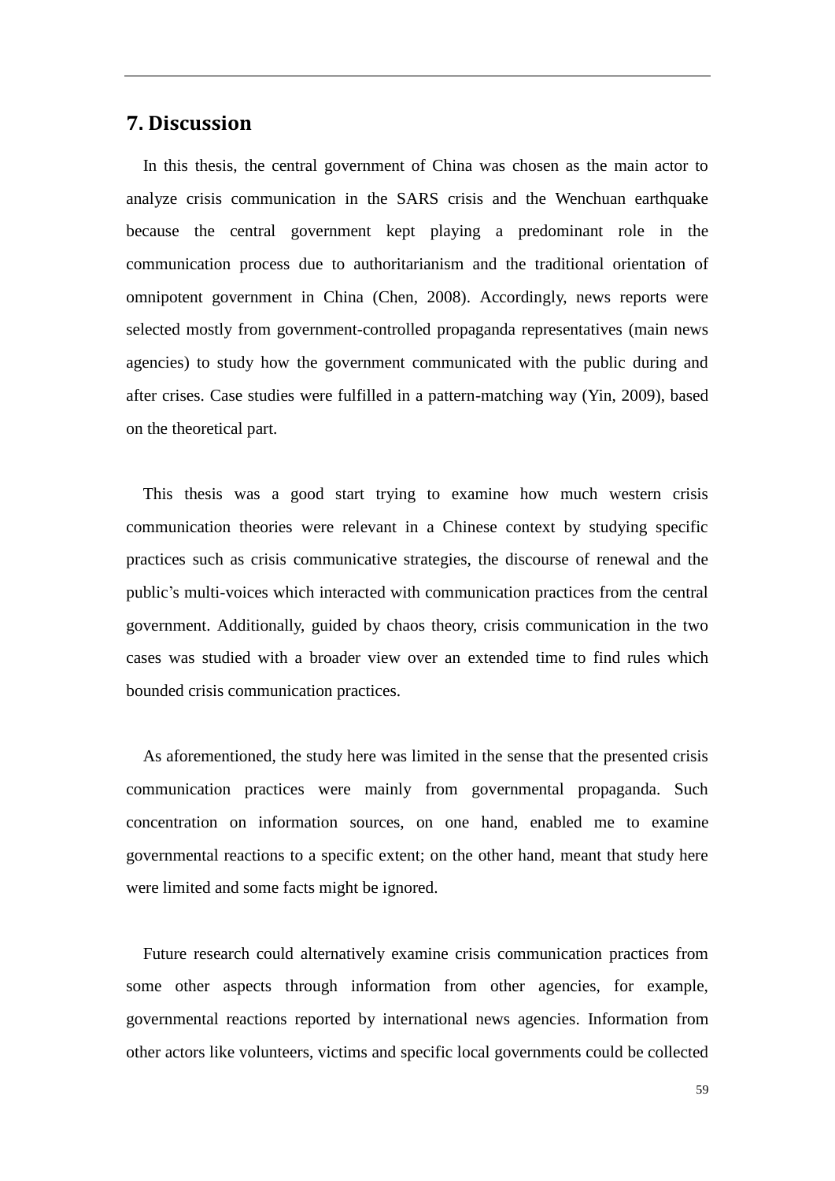# 7. Discussion

In this thesis, the central government of China was chosen as the main actor to analyze crisis communication in the SARS crisis and the Wenchuan earthquake because the central government kept playing a predominant role in the communication process due to authoritarianism and the traditional orientation of omnipotent government in China (Chen, 2008). Accordingly, news reports were selected mostly from government-controlled propaganda representatives (main news agencies) to study how the government communicated with the public during and after crises. Case studies were fulfilled in a pattern-matching way (Yin, 2009), based on the theoretical part.

This thesis was a good start trying to examine how much western crisis communication theories were relevant in a Chinese context by studying specific practices such as crisis communicative strategies, the discourse of renewal and the public's multi-voices which interacted with communication practices from the central government. Additionally, guided by chaos theory, crisis communication in the two cases was studied with a broader view over an extended time to find rules which bounded crisis communication practices.

As aforementioned, the study here was limited in the sense that the presented crisis communication practices were mainly from governmental propaganda. Such concentration on information sources, on one hand, enabled me to examine governmental reactions to a specific extent; on the other hand, meant that study here were limited and some facts might be ignored.

Future research could alternatively examine crisis communication practices from some other aspects through information from other agencies, for example, governmental reactions reported by international news agencies. Information from other actors like volunteers, victims and specific local governments could be collected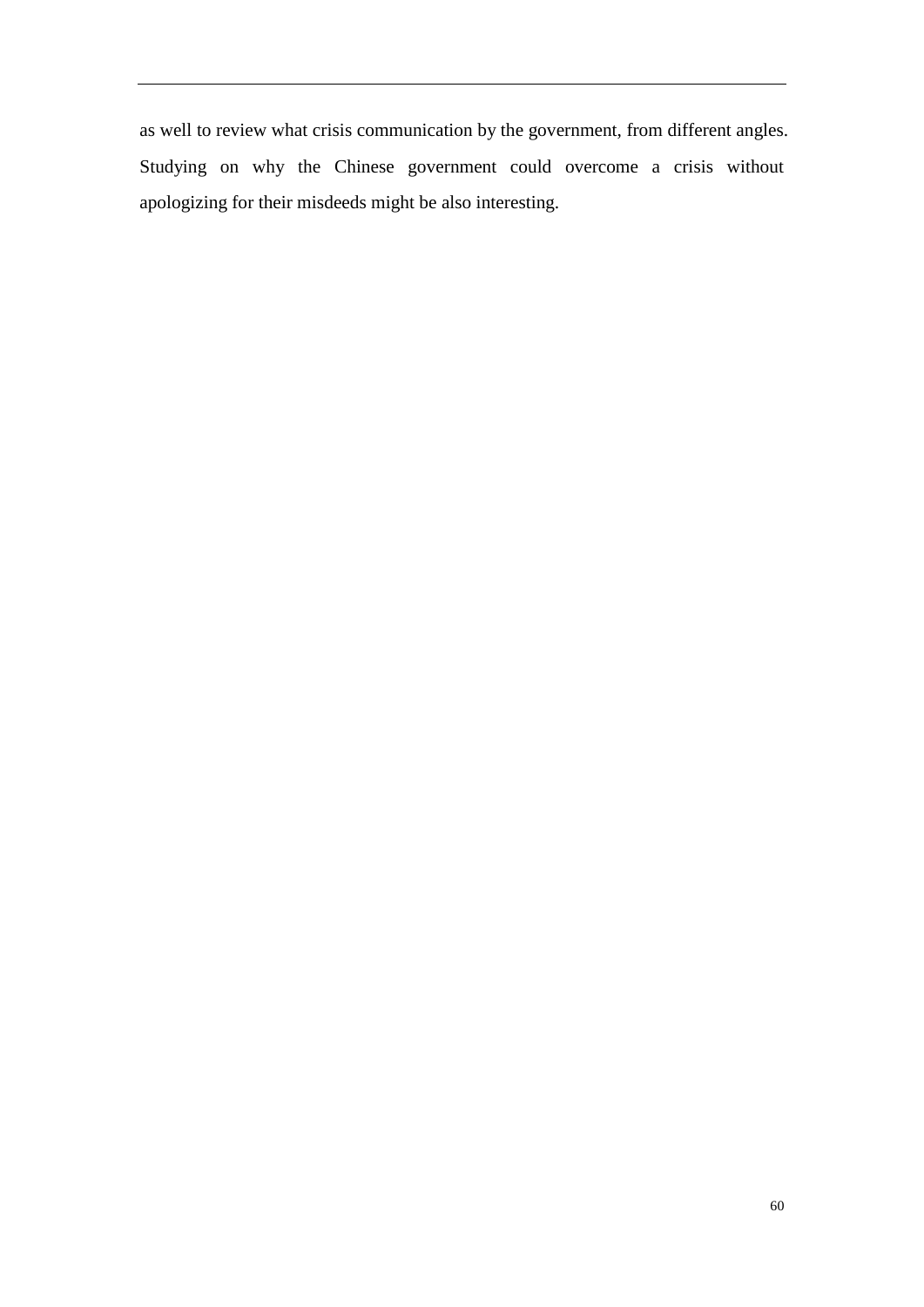as well to review what crisis communication by the government, from different angles. Studying on why the Chinese government could overcome a crisis without apologizing for their misdeeds might be also interesting.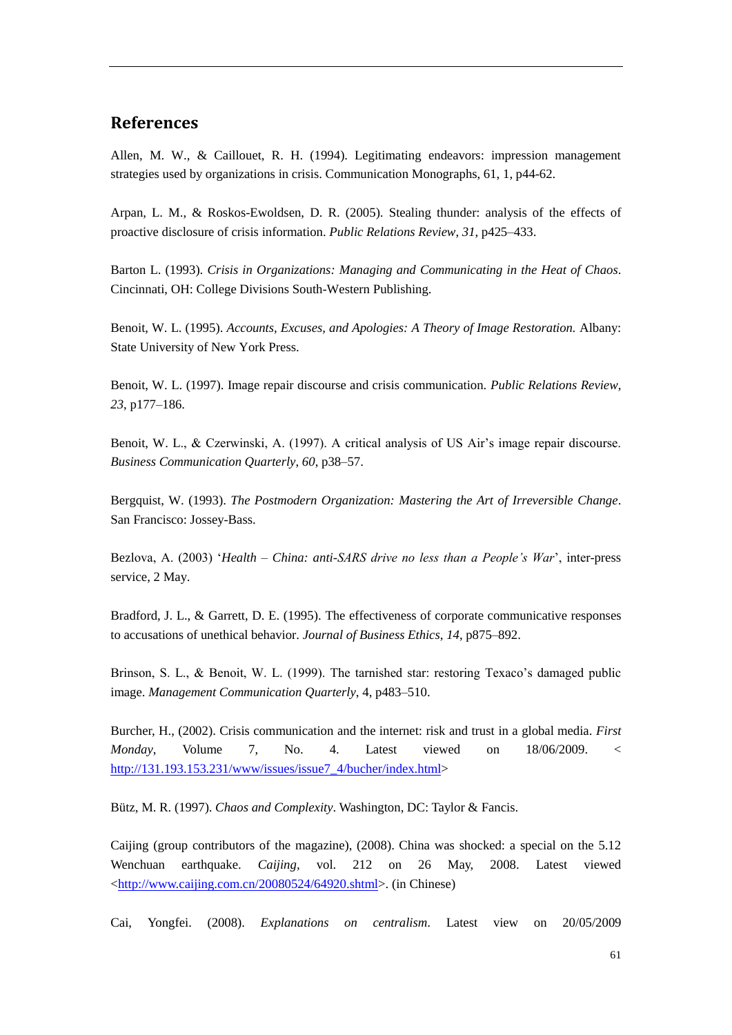## References

Allen, M. W., & Caillouet, R. H. (1994). Legitimating endeavors: impression management strategies used by organizations in crisis. Communication Monographs, 61, 1, p44-62.

Arpan, L. M., & Roskos-Ewoldsen, D. R. (2005). Stealing thunder: analysis of the effects of proactive disclosure of crisis information. *Public Relations Review*, *31*, p425–433.

Barton L. (1993). *Crisis in Organizations: Managing and Communicating in the Heat of Chaos*. Cincinnati, OH: College Divisions South-Western Publishing.

Benoit, W. L. (1995). *Accounts, Excuses, and Apologies: A Theory of Image Restoration.* Albany: State University of New York Press.

Benoit, W. L. (1997). Image repair discourse and crisis communication. *Public Relations Review*, *23*, p177–186.

Benoit, W. L., & Czerwinski, A. (1997). A critical analysis of US Air's image repair discourse. *Business Communication Quarterly*, *60*, p38–57.

Bergquist, W. (1993). *The Postmodern Organization: Mastering the Art of Irreversible Change*. San Francisco: Jossey-Bass.

Bezlova, A. (2003) '*Health – China: anti-SARS drive no less than a People's War*', inter-press service, 2 May.

Bradford, J. L., & Garrett, D. E. (1995). The effectiveness of corporate communicative responses to accusations of unethical behavior. *Journal of Business Ethics*, *14*, p875–892.

Brinson, S. L., & Benoit, W. L. (1999). The tarnished star: restoring Texaco's damaged public image. *Management Communication Quarterly*, 4, p483–510.

Burcher, H., (2002). Crisis communication and the internet: risk and trust in a global media. *First Monday*, Volume 7, No. 4. Latest viewed on 18/06/2009. <http://131.193.153.231/www/issues/issue7_4/bucher/index.html>

Bütz, M. R. (1997). *Chaos and Complexity*. Washington, DC: Taylor & Fancis.

Caijing (group contributors of the magazine), (2008). China was shocked: a special on the 5.12 Wenchuan earthquake. *Caijing*, vol. 212 on 26 May, 2008. Latest viewed <http://www.caijing.com.cn/20080524/64920.shtml>. (in Chinese)

Cai, Yongfei. (2008). *Explanations on centralism*. Latest view on 20/05/2009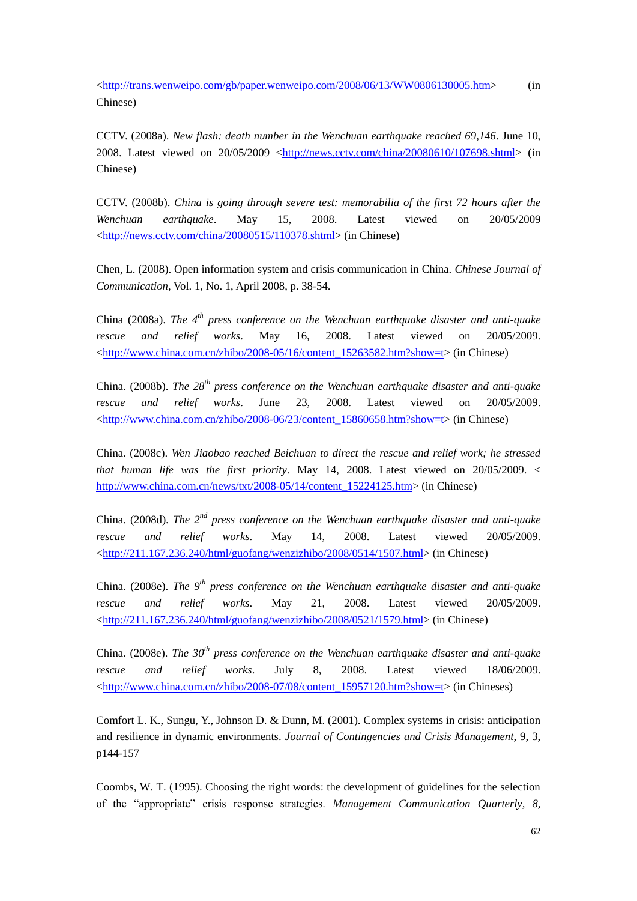<http://trans.wenweipo.com/gb/paper.wenweipo.com/2008/06/13/WW0806130005.htm> (in Chinese)

CCTV. (2008a). *New flash: death number in the Wenchuan earthquake reached 69,146*. June 10, 2008. Latest viewed on 20/05/2009 <http://news.cctv.com/china/20080610/107698.shtml> (in Chinese)

CCTV. (2008b). *China is going through severe test: memorabilia of the first 72 hours after the Wenchuan earthquake*. May 15, 2008. Latest viewed on 20/05/2009 <http://news.cctv.com/china/20080515/110378.shtml> (in Chinese)

Chen, L. (2008). Open information system and crisis communication in China. *Chinese Journal of Communication*, Vol. 1, No. 1, April 2008, p. 38-54.

China (2008a). *The 4th press conference on the Wenchuan earthquake disaster and anti-quake rescue and relief works*. May 16, 2008. Latest viewed on 20/05/2009. <http://www.china.com.cn/zhibo/2008-05/16/content_15263582.htm?show=t> (in Chinese)

China. (2008b). *The 28th press conference on the Wenchuan earthquake disaster and anti-quake rescue and relief works*. June 23, 2008. Latest viewed on 20/05/2009. <http://www.china.com.cn/zhibo/2008-06/23/content_15860658.htm?show=t> (in Chinese)

China. (2008c). *Wen Jiaobao reached Beichuan to direct the rescue and relief work; he stressed that human life was the first priority*. May 14, 2008. Latest viewed on 20/05/2009. < http://www.china.com.cn/news/txt/2008-05/14/content_15224125.htm> (in Chinese)

China. (2008d). *The 2nd press conference on the Wenchuan earthquake disaster and anti-quake rescue and relief works*. May 14, 2008. Latest viewed 20/05/2009. <http://211.167.236.240/html/guofang/wenzizhibo/2008/0514/1507.html> (in Chinese)

China. (2008e). *The 9th press conference on the Wenchuan earthquake disaster and anti-quake rescue and relief works*. May 21, 2008. Latest viewed 20/05/2009. <http://211.167.236.240/html/guofang/wenzizhibo/2008/0521/1579.html> (in Chinese)

China. (2008e). *The 30th press conference on the Wenchuan earthquake disaster and anti-quake rescue and relief works*. July 8, 2008. Latest viewed 18/06/2009. <http://www.china.com.cn/zhibo/2008-07/08/content_15957120.htm?show=t> (in Chineses)

Comfort L. K., Sungu, Y., Johnson D. & Dunn, M. (2001). Complex systems in crisis: anticipation and resilience in dynamic environments. *Journal of Contingencies and Crisis Management*, 9, 3, p144-157

Coombs, W. T. (1995). Choosing the right words: the development of guidelines for the selection of the "appropriate" crisis response strategies. *Management Communication Quarterly, 8,*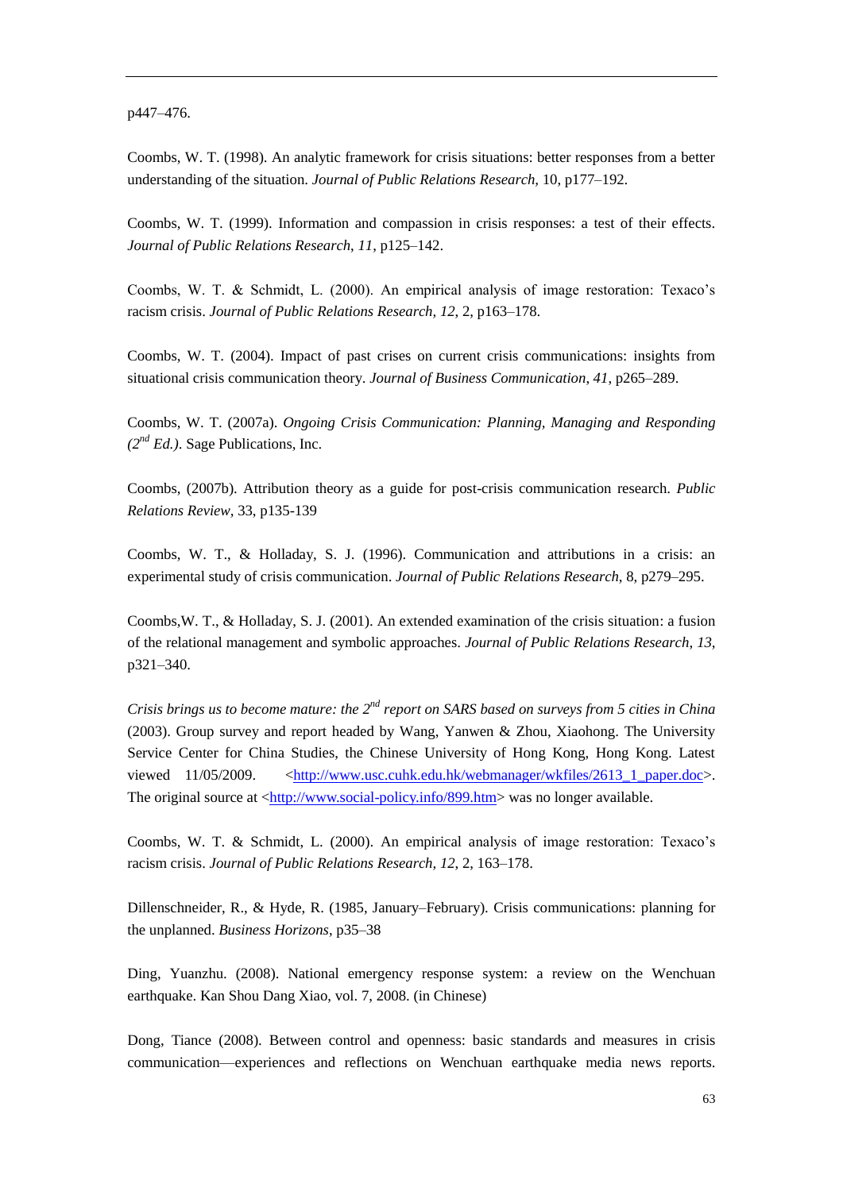p447–476.

Coombs, W. T. (1998). An analytic framework for crisis situations: better responses from a better understanding of the situation. *Journal of Public Relations Research,* 10, p177–192.

Coombs, W. T. (1999). Information and compassion in crisis responses: a test of their effects. *Journal of Public Relations Research, 11*, p125–142.

Coombs, W. T. & Schmidt, L. (2000). An empirical analysis of image restoration: Texaco's racism crisis. *Journal of Public Relations Research, 12*, 2, p163–178.

Coombs, W. T. (2004). Impact of past crises on current crisis communications: insights from situational crisis communication theory. *Journal of Business Communication, 41*, p265–289.

Coombs, W. T. (2007a). *Ongoing Crisis Communication: Planning, Managing and Responding (2nd Ed.)*. Sage Publications, Inc.

Coombs, (2007b). Attribution theory as a guide for post-crisis communication research. *Public Relations Review,* 33, p135-139

Coombs, W. T., & Holladay, S. J. (1996). Communication and attributions in a crisis: an experimental study of crisis communication. *Journal of Public Relations Research*, 8, p279–295.

Coombs,W. T., & Holladay, S. J. (2001). An extended examination of the crisis situation: a fusion of the relational management and symbolic approaches. *Journal of Public Relations Research, 13*, p321–340.

*Crisis brings us to become mature: the 2nd report on SARS based on surveys from 5 cities in China* (2003). Group survey and report headed by Wang, Yanwen & Zhou, Xiaohong. The University Service Center for China Studies, the Chinese University of Hong Kong, Hong Kong. Latest viewed 11/05/2009. <http://www.usc.cuhk.edu.hk/webmanager/wkfiles/2613_1_paper.doc>. The original source at <http://www.social-policy.info/899.htm> was no longer available.

Coombs, W. T. & Schmidt, L. (2000). An empirical analysis of image restoration: Texaco's racism crisis. *Journal of Public Relations Research, 12*, 2, 163–178.

Dillenschneider, R., & Hyde, R. (1985, January–February). Crisis communications: planning for the unplanned. *Business Horizons*, p35–38

Ding, Yuanzhu. (2008). National emergency response system: a review on the Wenchuan earthquake. Kan Shou Dang Xiao, vol. 7, 2008. (in Chinese)

Dong, Tiance (2008). Between control and openness: basic standards and measures in crisis communication—experiences and reflections on Wenchuan earthquake media news reports.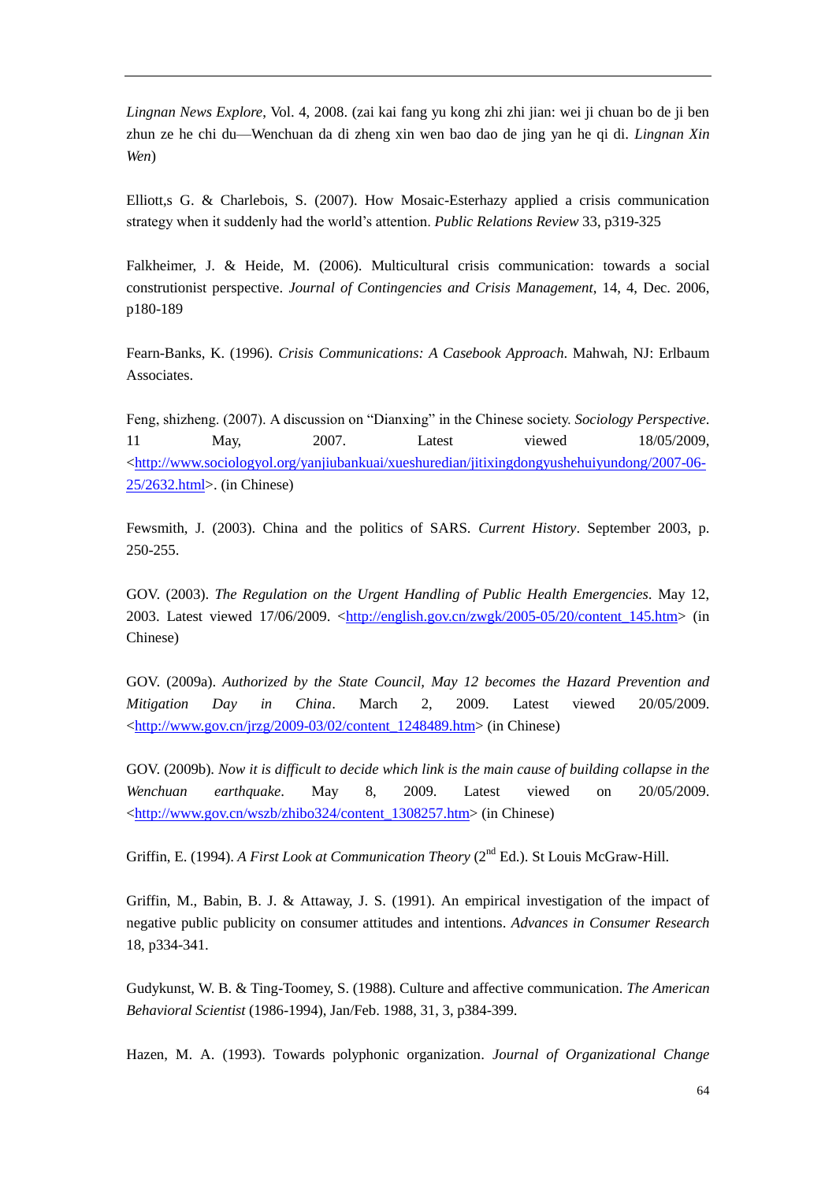*Lingnan News Explore*, Vol. 4, 2008. (zai kai fang yu kong zhi zhi jian: wei ji chuan bo de ji ben zhun ze he chi du—Wenchuan da di zheng xin wen bao dao de jing yan he qi di. *Lingnan Xin Wen*)

Elliott,s G. & Charlebois, S. (2007). How Mosaic-Esterhazy applied a crisis communication strategy when it suddenly had the world's attention. *Public Relations Review* 33, p319-325

Falkheimer, J. & Heide, M. (2006). Multicultural crisis communication: towards a social construtionist perspective. *Journal of Contingencies and Crisis Management*, 14, 4, Dec. 2006, p180-189

Fearn-Banks, K. (1996). *Crisis Communications: A Casebook Approach*. Mahwah, NJ: Erlbaum Associates.

Feng, shizheng. (2007). A discussion on "Dianxing" in the Chinese society. *Sociology Perspective*. 11 May, 2007. Latest viewed 18/05/2009, <http://www.sociologyol.org/yanjiubankuai/xueshuredian/jitixingdongyushehuiyundong/2007-06-25/2632.html>. (in Chinese)

Fewsmith, J. (2003). China and the politics of SARS. *Current History*. September 2003, p. 250-255.

GOV. (2003). *The Regulation on the Urgent Handling of Public Health Emergencies*. May 12, 2003. Latest viewed 17/06/2009. <http://english.gov.cn/zwgk/2005-05/20/content_145.htm> (in Chinese)

GOV. (2009a). *Authorized by the State Council, May 12 becomes the Hazard Prevention and Mitigation Day in China*. March 2, 2009. Latest viewed 20/05/2009. <http://www.gov.cn/jrzg/2009-03/02/content_1248489.htm> (in Chinese)

GOV. (2009b). *Now it is difficult to decide which link is the main cause of building collapse in the Wenchuan earthquake*. May 8, 2009. Latest viewed on 20/05/2009. <http://www.gov.cn/wszb/zhibo324/content_1308257.htm> (in Chinese)

Griffin, E. (1994). *A First Look at Communication Theory* (2nd Ed.). St Louis McGraw-Hill.

Griffin, M., Babin, B. J. & Attaway, J. S. (1991). An empirical investigation of the impact of negative public publicity on consumer attitudes and intentions. *Advances in Consumer Research* 18, p334-341.

Gudykunst, W. B. & Ting-Toomey, S. (1988). Culture and affective communication. *The American Behavioral Scientist* (1986-1994), Jan/Feb. 1988, 31, 3, p384-399.

Hazen, M. A. (1993). Towards polyphonic organization. *Journal of Organizational Change*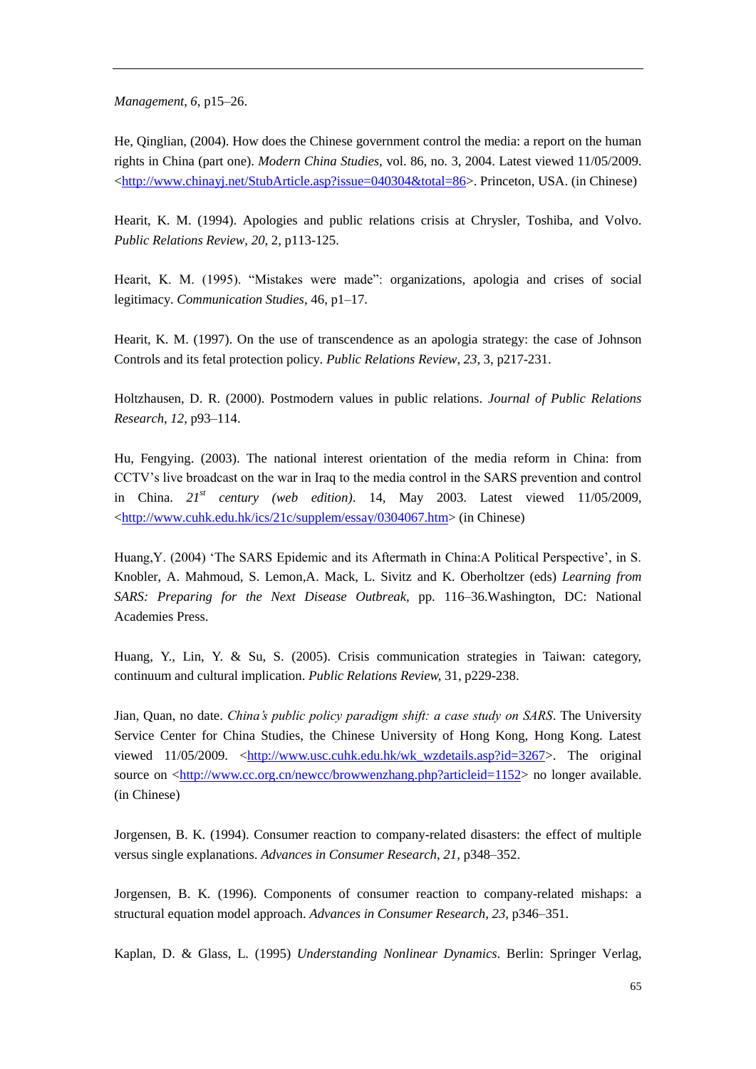*Management*, *6*, p15–26.

He, Qinglian, (2004). How does the Chinese government control the media: a report on the human rights in China (part one). *Modern China Studies*, vol. 86, no. 3, 2004. Latest viewed 11/05/2009. <http://www.chinayj.net/StubArticle.asp?issue=040304&total=86>. Princeton, USA. (in Chinese)

Hearit, K. M. (1994). Apologies and public relations crisis at Chrysler, Toshiba, and Volvo. *Public Relations Review*, *20*, 2, p113-125.

Hearit, K. M. (1995). "Mistakes were made": organizations, apologia and crises of social legitimacy. *Communication Studies*, 46, p1–17.

Hearit, K. M. (1997). On the use of transcendence as an apologia strategy: the case of Johnson Controls and its fetal protection policy. *Public Relations Review*, *23*, 3, p217-231.

Holtzhausen, D. R. (2000). Postmodern values in public relations. *Journal of Public Relations Research*, *12*, p93–114.

Hu, Fengying. (2003). The national interest orientation of the media reform in China: from CCTV's live broadcast on the war in Iraq to the media control in the SARS prevention and control in China. *21st century (web edition)*. 14, May 2003. Latest viewed 11/05/2009, <http://www.cuhk.edu.hk/ics/21c/supplem/essay/0304067.htm> (in Chinese)

Huang,Y. (2004) 'The SARS Epidemic and its Aftermath in China:A Political Perspective', in S. Knobler, A. Mahmoud, S. Lemon,A. Mack, L. Sivitz and K. Oberholtzer (eds) *Learning from SARS: Preparing for the Next Disease Outbreak*, pp. 116–36.Washington, DC: National Academies Press.

Huang, Y., Lin, Y. & Su, S. (2005). Crisis communication strategies in Taiwan: category, continuum and cultural implication. *Public Relations Review*, 31, p229-238.

Jian, Quan, no date. *China's public policy paradigm shift: a case study on SARS*. The University Service Center for China Studies, the Chinese University of Hong Kong, Hong Kong. Latest viewed 11/05/2009. <http://www.usc.cuhk.edu.hk/wk_wzdetails.asp?id=3267>. The original source on <http://www.cc.org.cn/newcc/browwenzhang.php?articleid=1152> no longer available. (in Chinese)

Jorgensen, B. K. (1994). Consumer reaction to company-related disasters: the effect of multiple versus single explanations. *Advances in Consumer Research*, *21*, p348–352.

Jorgensen, B. K. (1996). Components of consumer reaction to company-related mishaps: a structural equation model approach. *Advances in Consumer Research*, *23*, p346–351.

Kaplan, D. & Glass, L. (1995) *Understanding Nonlinear Dynamics*. Berlin: Springer Verlag,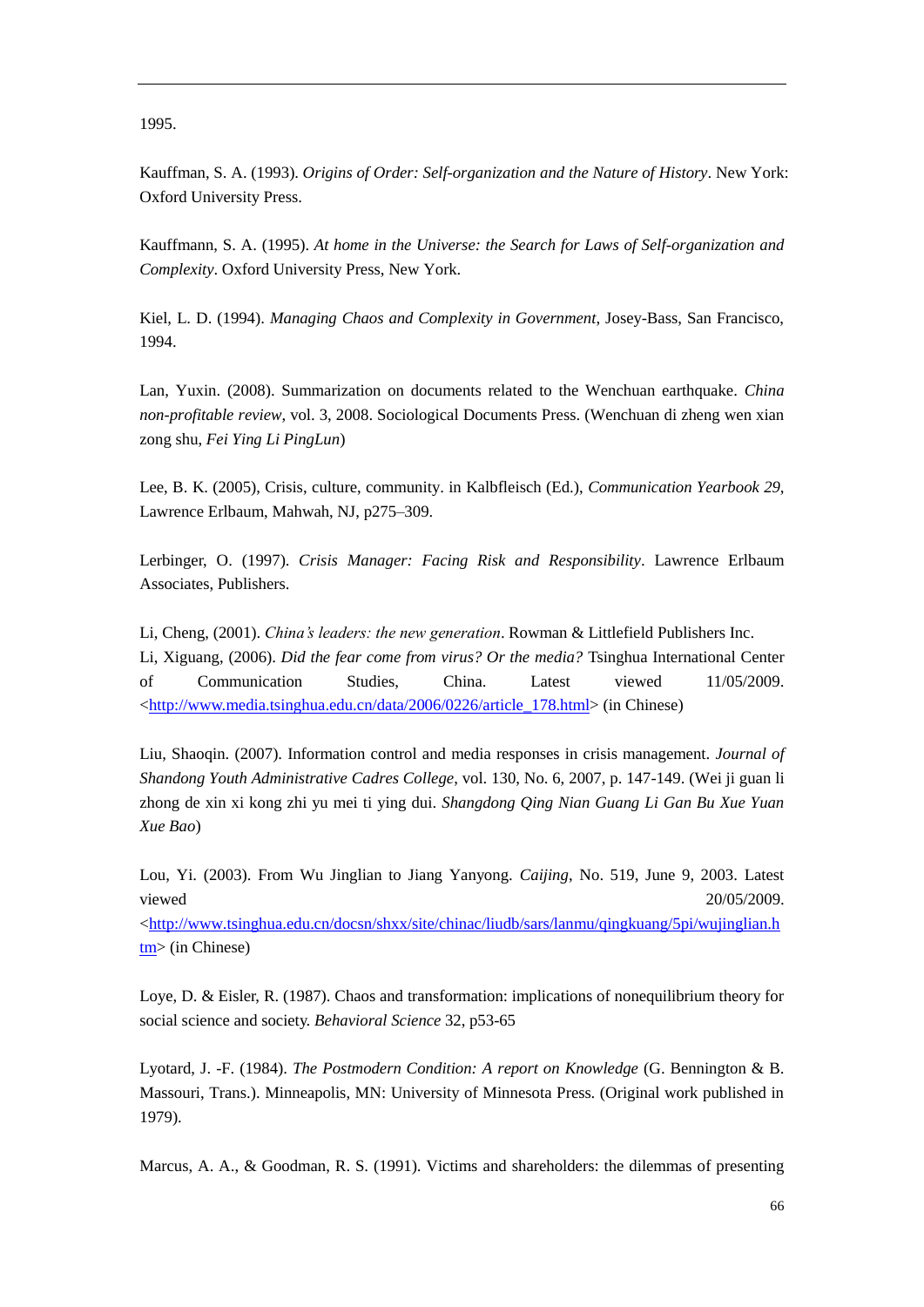1995.

Kauffman, S. A. (1993). *Origins of Order: Self-organization and the Nature of History*. New York: Oxford University Press.

Kauffmann, S. A. (1995). *At home in the Universe: the Search for Laws of Self-organization and Complexity*. Oxford University Press, New York.

Kiel, L. D. (1994). *Managing Chaos and Complexity in Government*, Josey-Bass, San Francisco, 1994.

Lan, Yuxin. (2008). Summarization on documents related to the Wenchuan earthquake. *China non-profitable review*, vol. 3, 2008. Sociological Documents Press. (Wenchuan di zheng wen xian zong shu, *Fei Ying Li PingLun*)

Lee, B. K. (2005), Crisis, culture, community. in Kalbfleisch (Ed.), *Communication Yearbook 29*, Lawrence Erlbaum, Mahwah, NJ, p275–309.

Lerbinger, O. (1997). *Crisis Manager: Facing Risk and Responsibility*. Lawrence Erlbaum Associates, Publishers.

Li, Cheng, (2001). *China's leaders: the new generation*. Rowman & Littlefield Publishers Inc.
Li, Xiguang, (2006). *Did the fear come from virus? Or the media?* Tsinghua International Center of Communication Studies, China. Latest viewed 11/05/2009. <http://www.media.tsinghua.edu.cn/data/2006/0226/article_178.html> (in Chinese)

Liu, Shaoqin. (2007). Information control and media responses in crisis management. *Journal of Shandong Youth Administrative Cadres College*, vol. 130, No. 6, 2007, p. 147-149. (Wei ji guan li zhong de xin xi kong zhi yu mei ti ying dui. *Shangdong Qing Nian Guang Li Gan Bu Xue Yuan Xue Bao*)

Lou, Yi. (2003). From Wu Jinglian to Jiang Yanyong. *Caijing*, No. 519, June 9, 2003. Latest viewed 20/05/2009. <http://www.tsinghua.edu.cn/docsn/shxx/site/chinac/liudb/sars/lanmu/qingkuang/5pi/wujinglian.htm> (in Chinese)

Loye, D. & Eisler, R. (1987). Chaos and transformation: implications of nonequilibrium theory for social science and society. *Behavioral Science* 32, p53-65

Lyotard, J. -F. (1984). *The Postmodern Condition: A report on Knowledge* (G. Bennington & B. Massouri, Trans.). Minneapolis, MN: University of Minnesota Press. (Original work published in 1979).

Marcus, A. A., & Goodman, R. S. (1991). Victims and shareholders: the dilemmas of presenting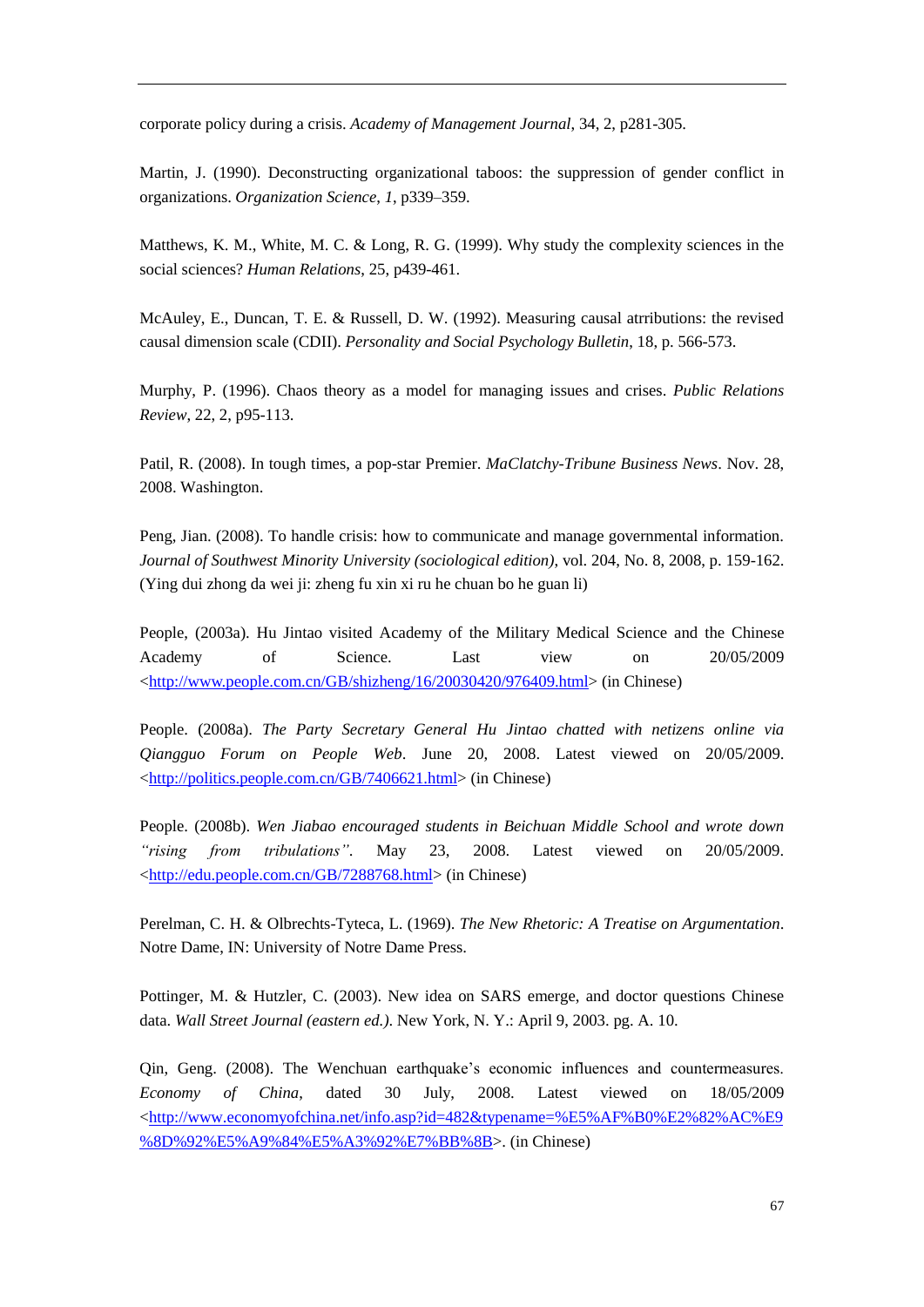corporate policy during a crisis. *Academy of Management Journal*, 34, 2, p281-305.

Martin, J. (1990). Deconstructing organizational taboos: the suppression of gender conflict in organizations. *Organization Science*, *1*, p339–359.

Matthews, K. M., White, M. C. & Long, R. G. (1999). Why study the complexity sciences in the social sciences? *Human Relations*, 25, p439-461.

McAuley, E., Duncan, T. E. & Russell, D. W. (1992). Measuring causal atrributions: the revised causal dimension scale (CDII). *Personality and Social Psychology Bulletin*, 18, p. 566-573.

Murphy, P. (1996). Chaos theory as a model for managing issues and crises. *Public Relations Review*, 22, 2, p95-113.

Patil, R. (2008). In tough times, a pop-star Premier. *MaClatchy-Tribune Business News*. Nov. 28, 2008. Washington.

Peng, Jian. (2008). To handle crisis: how to communicate and manage governmental information. *Journal of Southwest Minority University (sociological edition)*, vol. 204, No. 8, 2008, p. 159-162. (Ying dui zhong da wei ji: zheng fu xin xi ru he chuan bo he guan li)

People, (2003a). Hu Jintao visited Academy of the Military Medical Science and the Chinese Academy of Science. Last view on 20/05/2009 <http://www.people.com.cn/GB/shizheng/16/20030420/976409.html> (in Chinese)

People. (2008a). *The Party Secretary General Hu Jintao chatted with netizens online via Qiangguo Forum on People Web*. June 20, 2008. Latest viewed on 20/05/2009. <http://politics.people.com.cn/GB/7406621.html> (in Chinese)

People. (2008b). *Wen Jiabao encouraged students in Beichuan Middle School and wrote down "rising from tribulations"*. May 23, 2008. Latest viewed on 20/05/2009. <http://edu.people.com.cn/GB/7288768.html> (in Chinese)

Perelman, C. H. & Olbrechts-Tyteca, L. (1969). *The New Rhetoric: A Treatise on Argumentation*. Notre Dame, IN: University of Notre Dame Press.

Pottinger, M. & Hutzler, C. (2003). New idea on SARS emerge, and doctor questions Chinese data. *Wall Street Journal (eastern ed.)*. New York, N. Y.: April 9, 2003. pg. A. 10.

Qin, Geng. (2008). The Wenchuan earthquake's economic influences and countermeasures. *Economy of China*, dated 30 July, 2008. Latest viewed on 18/05/2009 <http://www.economyofchina.net/info.asp?id=482&typename=%E5%AF%B0%E2%82%AC%E9%8D%92%E5%A9%84%E5%A3%92%E7%BB%8B>. (in Chinese)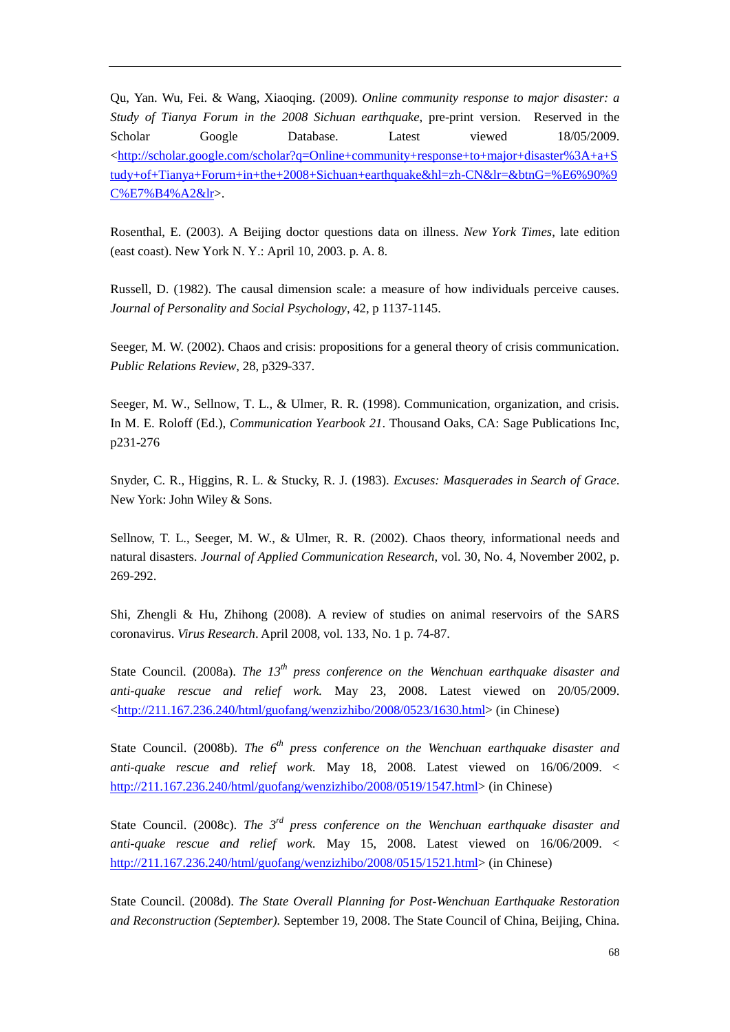Qu, Yan. Wu, Fei. & Wang, Xiaoqing. (2009). *Online community response to major disaster: a Study of Tianya Forum in the 2008 Sichuan earthquake*, pre-print version. Reserved in the Scholar Google Database. Latest viewed 18/05/2009. <http://scholar.google.com/scholar?q=Online+community+response+to+major+disaster%3A+a+Study+of+Tianya+Forum+in+the+2008+Sichuan+earthquake&hl=zh-CN&lr=&btnG=%E6%90%9C%E7%B4%A2&lr>.

Rosenthal, E. (2003). A Beijing doctor questions data on illness. *New York Times*, late edition (east coast). New York N. Y.: April 10, 2003. p. A. 8.

Russell, D. (1982). The causal dimension scale: a measure of how individuals perceive causes. *Journal of Personality and Social Psychology*, 42, p 1137-1145.

Seeger, M. W. (2002). Chaos and crisis: propositions for a general theory of crisis communication. *Public Relations Review*, 28, p329-337.

Seeger, M. W., Sellnow, T. L., & Ulmer, R. R. (1998). Communication, organization, and crisis. In M. E. Roloff (Ed.), *Communication Yearbook 21*. Thousand Oaks, CA: Sage Publications Inc, p231-276

Snyder, C. R., Higgins, R. L. & Stucky, R. J. (1983). *Excuses: Masquerades in Search of Grace*. New York: John Wiley & Sons.

Sellnow, T. L., Seeger, M. W., & Ulmer, R. R. (2002). Chaos theory, informational needs and natural disasters. *Journal of Applied Communication Research*, vol. 30, No. 4, November 2002, p. 269-292.

Shi, Zhengli & Hu, Zhihong (2008). A review of studies on animal reservoirs of the SARS coronavirus. *Virus Research*. April 2008, vol. 133, No. 1 p. 74-87.

State Council. (2008a). *The 13th press conference on the Wenchuan earthquake disaster and anti-quake rescue and relief work.* May 23, 2008. Latest viewed on 20/05/2009. <http://211.167.236.240/html/guofang/wenzizhibo/2008/0523/1630.html> (in Chinese)

State Council. (2008b). *The 6th press conference on the Wenchuan earthquake disaster and anti-quake rescue and relief work.* May 18, 2008. Latest viewed on 16/06/2009. < http://211.167.236.240/html/guofang/wenzizhibo/2008/0519/1547.html> (in Chinese)

State Council. (2008c). *The 3rd press conference on the Wenchuan earthquake disaster and anti-quake rescue and relief work.* May 15, 2008. Latest viewed on 16/06/2009. < http://211.167.236.240/html/guofang/wenzizhibo/2008/0515/1521.html> (in Chinese)

State Council. (2008d). *The State Overall Planning for Post-Wenchuan Earthquake Restoration and Reconstruction (September).* September 19, 2008. The State Council of China, Beijing, China.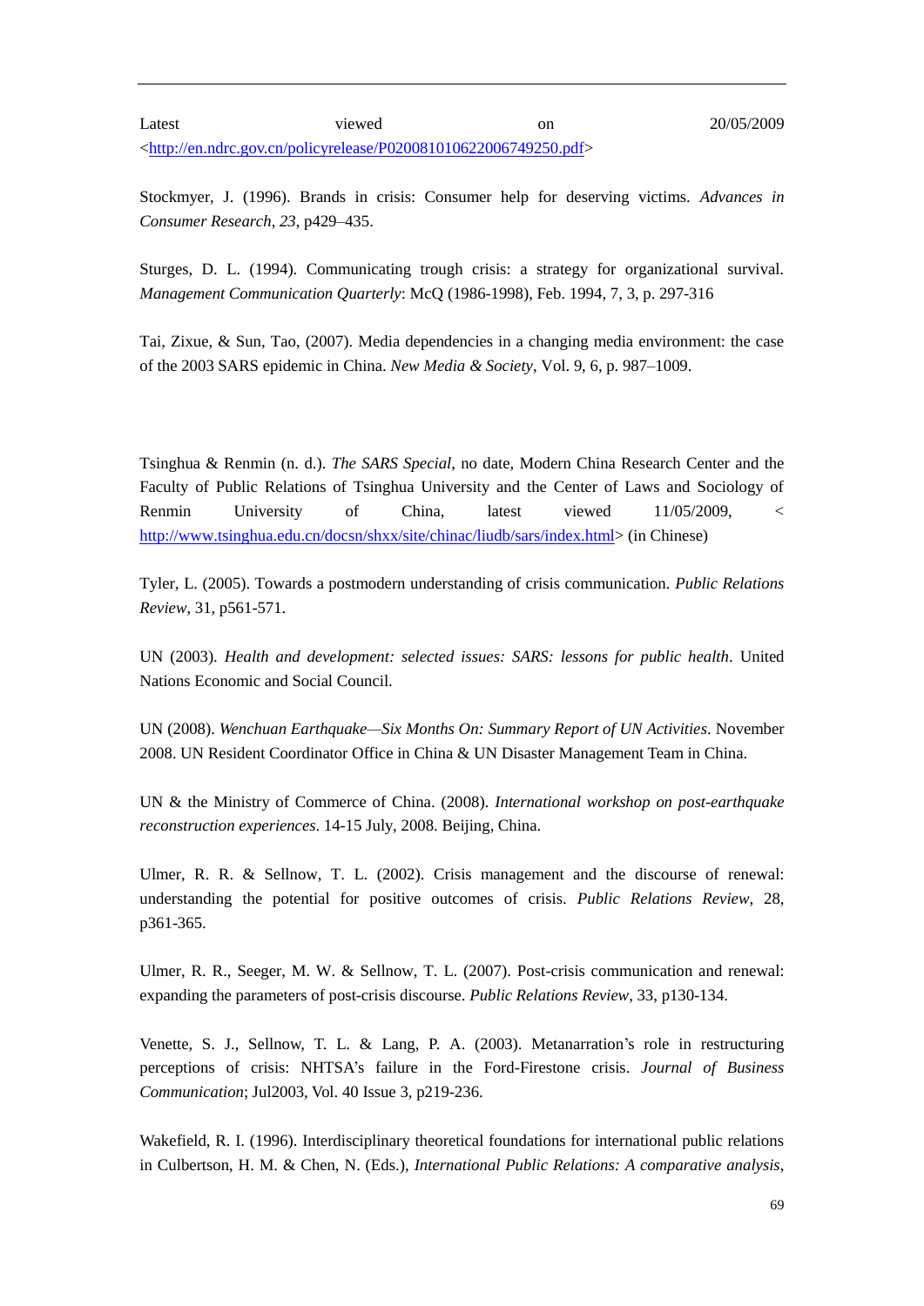Latest viewed on 20/05/2009 <http://en.ndrc.gov.cn/policyrelease/P020081010622006749250.pdf>

Stockmyer, J. (1996). Brands in crisis: Consumer help for deserving victims. *Advances in Consumer Research*, *23*, p429–435.

Sturges, D. L. (1994). Communicating trough crisis: a strategy for organizational survival. *Management Communication Quarterly*: McQ (1986-1998), Feb. 1994, 7, 3, p. 297-316

Tai, Zixue, & Sun, Tao, (2007). Media dependencies in a changing media environment: the case of the 2003 SARS epidemic in China. *New Media & Society*, Vol. 9, 6, p. 987–1009.

Tsinghua & Renmin (n. d.). *The SARS Special*, no date, Modern China Research Center and the Faculty of Public Relations of Tsinghua University and the Center of Laws and Sociology of Renmin University of China, latest viewed 11/05/2009, < http://www.tsinghua.edu.cn/docsn/shxx/site/chinac/liudb/sars/index.html> (in Chinese)

Tyler, L. (2005). Towards a postmodern understanding of crisis communication. *Public Relations Review*, 31, p561-571.

UN (2003). *Health and development: selected issues: SARS: lessons for public health*. United Nations Economic and Social Council.

UN (2008). *Wenchuan Earthquake—Six Months On: Summary Report of UN Activities*. November 2008. UN Resident Coordinator Office in China & UN Disaster Management Team in China.

UN & the Ministry of Commerce of China. (2008). *International workshop on post-earthquake reconstruction experiences*. 14-15 July, 2008. Beijing, China.

Ulmer, R. R. & Sellnow, T. L. (2002). Crisis management and the discourse of renewal: understanding the potential for positive outcomes of crisis. *Public Relations Review*, 28, p361-365.

Ulmer, R. R., Seeger, M. W. & Sellnow, T. L. (2007). Post-crisis communication and renewal: expanding the parameters of post-crisis discourse. *Public Relations Review*, 33, p130-134.

Venette, S. J., Sellnow, T. L. & Lang, P. A. (2003). Metanarration's role in restructuring perceptions of crisis: NHTSA's failure in the Ford-Firestone crisis. *Journal of Business Communication*; Jul2003, Vol. 40 Issue 3, p219-236.

Wakefield, R. I. (1996). Interdisciplinary theoretical foundations for international public relations in Culbertson, H. M. & Chen, N. (Eds.), *International Public Relations: A comparative analysis*,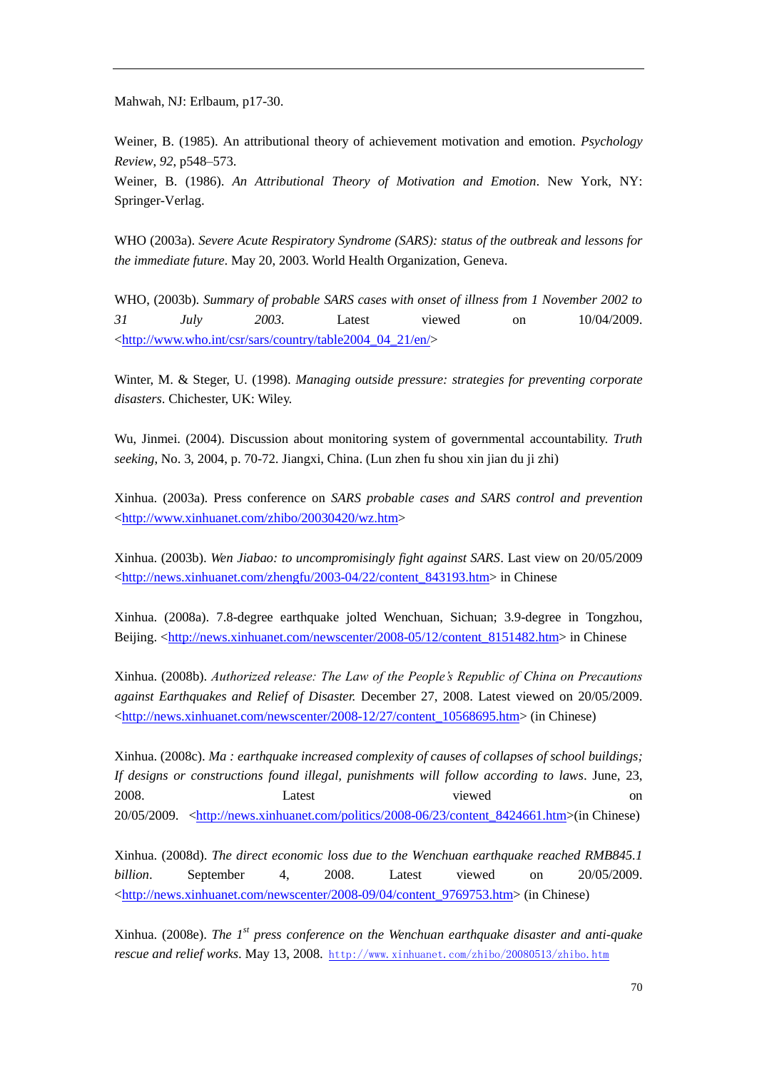Mahwah, NJ: Erlbaum, p17-30.

Weiner, B. (1985). An attributional theory of achievement motivation and emotion. *Psychology Review, 92*, p548–573.
Weiner, B. (1986). *An Attributional Theory of Motivation and Emotion*. New York, NY: Springer-Verlag.

WHO (2003a). *Severe Acute Respiratory Syndrome (SARS): status of the outbreak and lessons for the immediate future*. May 20, 2003. World Health Organization, Geneva.

WHO, (2003b). *Summary of probable SARS cases with onset of illness from 1 November 2002 to 31 July 2003*. Latest viewed on 10/04/2009. <http://www.who.int/csr/sars/country/table2004_04_21/en/>

Winter, M. & Steger, U. (1998). *Managing outside pressure: strategies for preventing corporate disasters*. Chichester, UK: Wiley.

Wu, Jinmei. (2004). Discussion about monitoring system of governmental accountability. *Truth seeking*, No. 3, 2004, p. 70-72. Jiangxi, China. (Lun zhen fu shou xin jian du ji zhi)

Xinhua. (2003a). Press conference on *SARS probable cases and SARS control and prevention* <http://www.xinhuanet.com/zhibo/20030420/wz.htm>

Xinhua. (2003b). *Wen Jiabao: to uncompromisingly fight against SARS*. Last view on 20/05/2009 <http://news.xinhuanet.com/zhengfu/2003-04/22/content_843193.htm> in Chinese

Xinhua. (2008a). 7.8-degree earthquake jolted Wenchuan, Sichuan; 3.9-degree in Tongzhou, Beijing. <http://news.xinhuanet.com/newscenter/2008-05/12/content_8151482.htm> in Chinese

Xinhua. (2008b). *Authorized release: The Law of the People's Republic of China on Precautions against Earthquakes and Relief of Disaster.* December 27, 2008. Latest viewed on 20/05/2009. <http://news.xinhuanet.com/newscenter/2008-12/27/content_10568695.htm> (in Chinese)

Xinhua. (2008c). *Ma : earthquake increased complexity of causes of collapses of school buildings; If designs or constructions found illegal, punishments will follow according to laws*. June, 23, 2008. Latest viewed on 20/05/2009. <http://news.xinhuanet.com/politics/2008-06/23/content_8424661.htm>(in Chinese)

Xinhua. (2008d). *The direct economic loss due to the Wenchuan earthquake reached RMB845.1 billion*. September 4, 2008. Latest viewed on 20/05/2009. <http://news.xinhuanet.com/newscenter/2008-09/04/content_9769753.htm> (in Chinese)

Xinhua. (2008e). *The 1st press conference on the Wenchuan earthquake disaster and anti-quake rescue and relief works*. May 13, 2008. http://www.xinhuanet.com/zhibo/20080513/zhibo.htm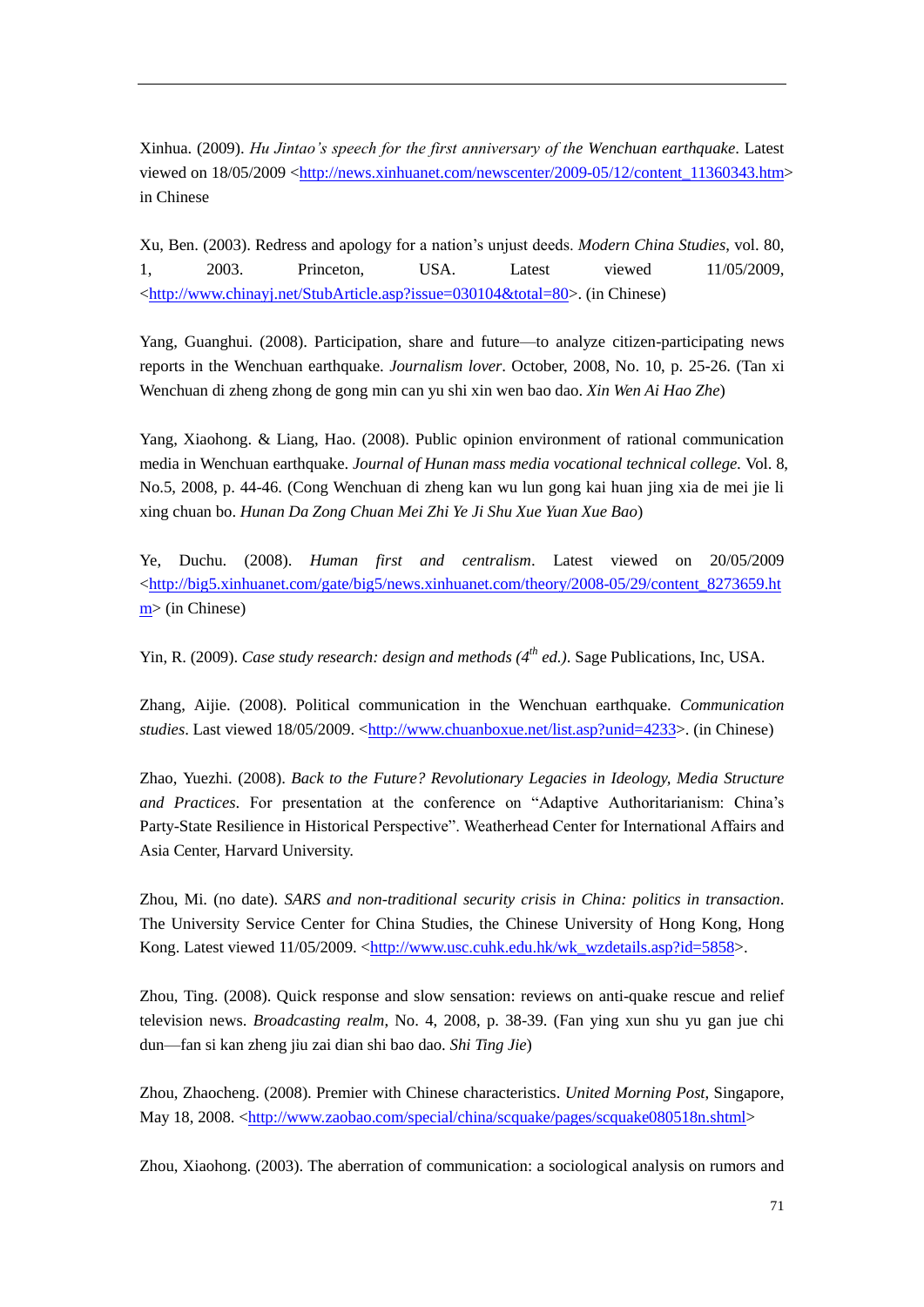Xinhua. (2009). *Hu Jintao's speech for the first anniversary of the Wenchuan earthquake*. Latest viewed on 18/05/2009 <http://news.xinhuanet.com/newscenter/2009-05/12/content_11360343.htm> in Chinese

Xu, Ben. (2003). Redress and apology for a nation's unjust deeds. *Modern China Studies*, vol. 80, 1, 2003. Princeton, USA. Latest viewed 11/05/2009, <http://www.chinayj.net/StubArticle.asp?issue=030104&total=80>. (in Chinese)

Yang, Guanghui. (2008). Participation, share and future—to analyze citizen-participating news reports in the Wenchuan earthquake. *Journalism lover*. October, 2008, No. 10, p. 25-26. (Tan xi Wenchuan di zheng zhong de gong min can yu shi xin wen bao dao. *Xin Wen Ai Hao Zhe*)

Yang, Xiaohong. & Liang, Hao. (2008). Public opinion environment of rational communication media in Wenchuan earthquake. *Journal of Hunan mass media vocational technical college*. Vol. 8, No.5, 2008, p. 44-46. (Cong Wenchuan di zheng kan wu lun gong kai huan jing xia de mei jie li xing chuan bo. *Hunan Da Zong Chuan Mei Zhi Ye Ji Shu Xue Yuan Xue Bao*)

Ye, Duchu. (2008). *Human first and centralism*. Latest viewed on 20/05/2009 <http://big5.xinhuanet.com/gate/big5/news.xinhuanet.com/theory/2008-05/29/content_8273659.htm> (in Chinese)

Yin, R. (2009). *Case study research: design and methods (4th ed.)*. Sage Publications, Inc, USA.

Zhang, Aijie. (2008). Political communication in the Wenchuan earthquake. *Communication studies*. Last viewed 18/05/2009. <http://www.chuanboxue.net/list.asp?unid=4233>. (in Chinese)

Zhao, Yuezhi. (2008). *Back to the Future? Revolutionary Legacies in Ideology, Media Structure and Practices*. For presentation at the conference on "Adaptive Authoritarianism: China's Party-State Resilience in Historical Perspective". Weatherhead Center for International Affairs and Asia Center, Harvard University.

Zhou, Mi. (no date). *SARS and non-traditional security crisis in China: politics in transaction*. The University Service Center for China Studies, the Chinese University of Hong Kong, Hong Kong. Latest viewed 11/05/2009. <http://www.usc.cuhk.edu.hk/wk_wzdetails.asp?id=5858>.

Zhou, Ting. (2008). Quick response and slow sensation: reviews on anti-quake rescue and relief television news. *Broadcasting realm*, No. 4, 2008, p. 38-39. (Fan ying xun shu yu gan jue chi dun—fan si kan zheng jiu zai dian shi bao dao. *Shi Ting Jie*)

Zhou, Zhaocheng. (2008). Premier with Chinese characteristics. *United Morning Post*, Singapore, May 18, 2008. <http://www.zaobao.com/special/china/scquake/pages/scquake080518n.shtml>

Zhou, Xiaohong. (2003). The aberration of communication: a sociological analysis on rumors and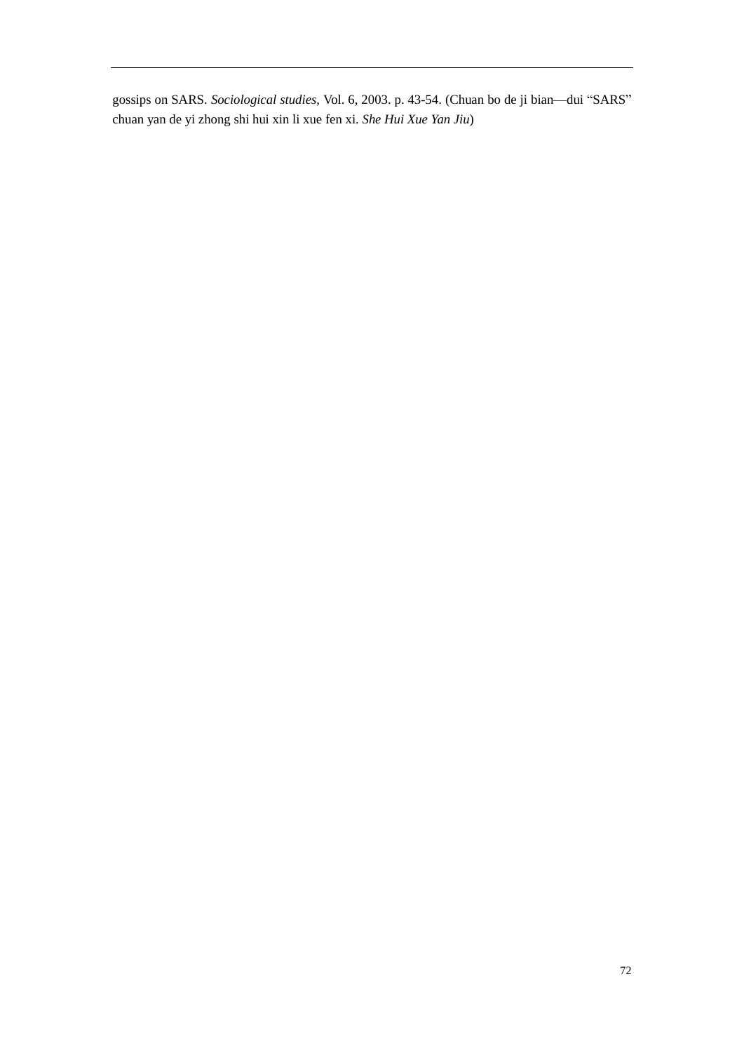gossips on SARS. *Sociological studies*, Vol. 6, 2003. p. 43-54. (Chuan bo de ji bian—dui “SARS” chuan yan de yi zhong shi hui xin li xue fen xi. *She Hui Xue Yan Jiu*)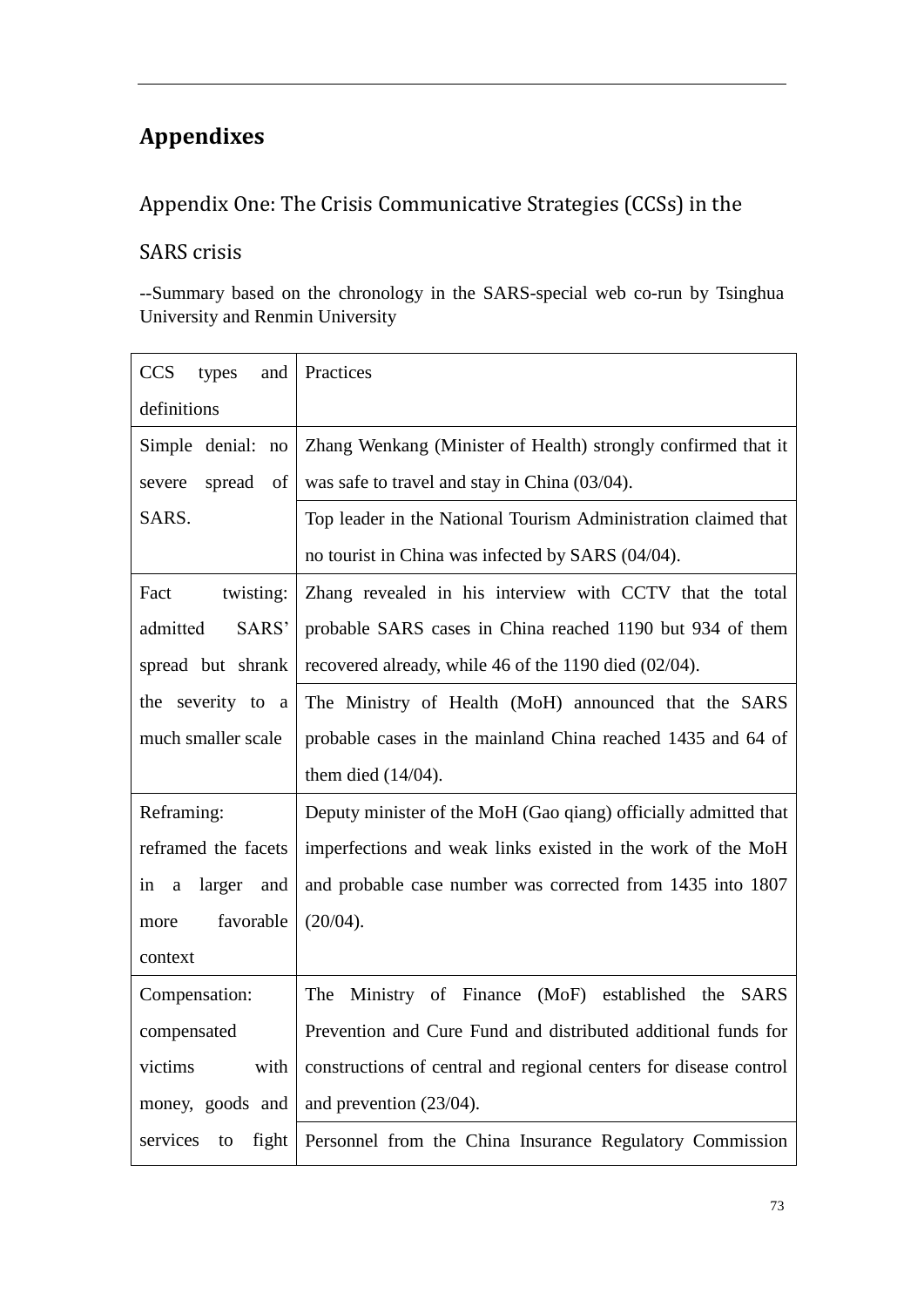# Appendixes

## Appendix One: The Crisis Communicative Strategies (CCSs) in the SARS crisis

--Summary based on the chronology in the SARS-special web co-run by Tsinghua University and Renmin University

| CCS types and definitions | Practices |
|---|---|
| Simple denial: no severe spread of SARS. | Zhang Wenkang (Minister of Health) strongly confirmed that it was safe to travel and stay in China (03/04). |
| | Top leader in the National Tourism Administration claimed that no tourist in China was infected by SARS (04/04). |
| Fact twisting: admitted SARS' spread but shrank the severity to a much smaller scale | Zhang revealed in his interview with CCTV that the total probable SARS cases in China reached 1190 but 934 of them recovered already, while 46 of the 1190 died (02/04). |
| | The Ministry of Health (MoH) announced that the SARS probable cases in the mainland China reached 1435 and 64 of them died (14/04). |
| Reframing: reframed the facets in a larger and more favorable context | Deputy minister of the MoH (Gao qiang) officially admitted that imperfections and weak links existed in the work of the MoH and probable case number was corrected from 1435 into 1807 (20/04). |
| Compensation: compensated victims with money, goods and services to fight | The Ministry of Finance (MoF) established the SARS Prevention and Cure Fund and distributed additional funds for constructions of central and regional centers for disease control and prevention (23/04). |
| | Personnel from the China Insurance Regulatory Commission |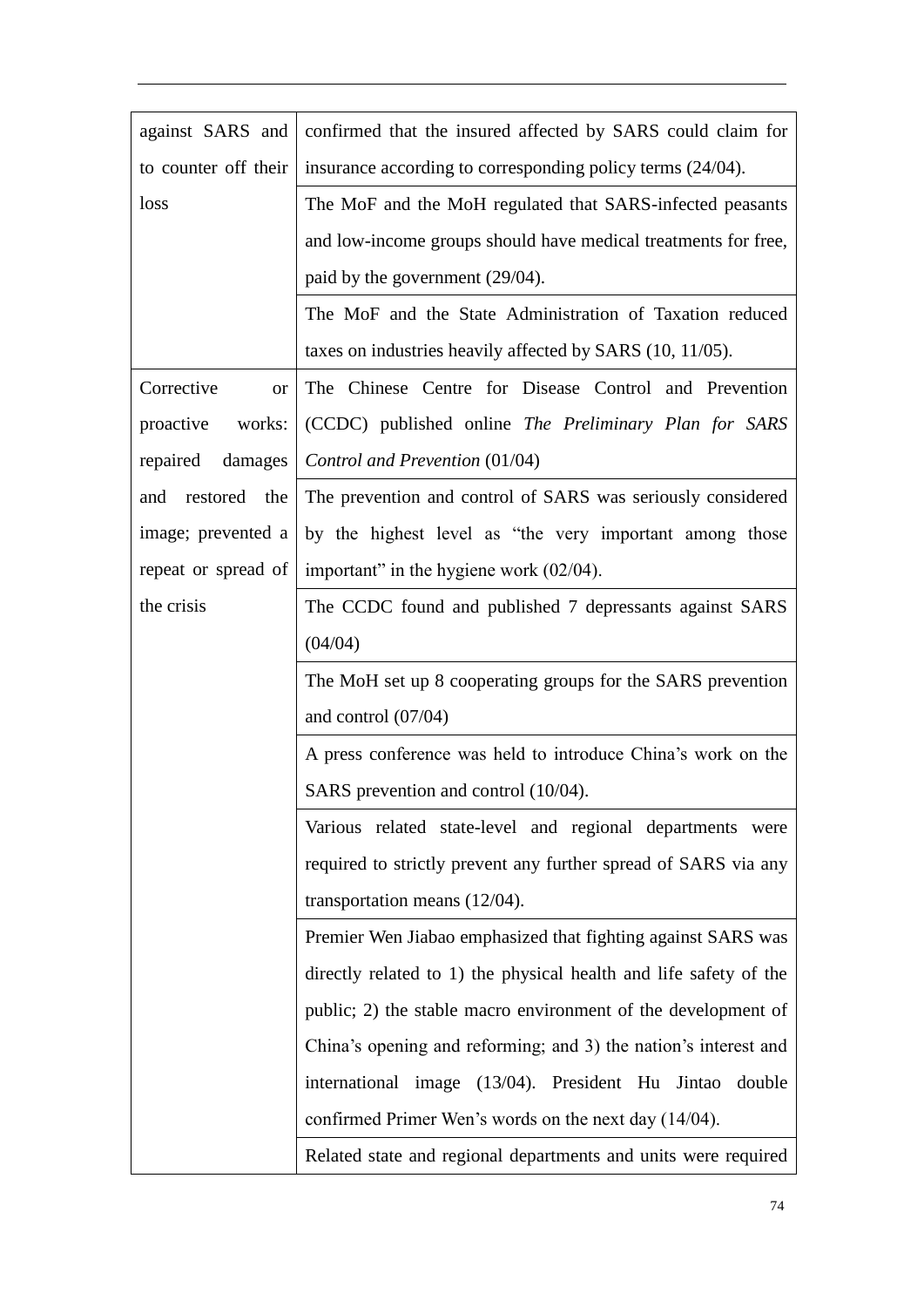| | |
|---|---|
| against SARS and to counter off their loss | confirmed that the insured affected by SARS could claim for insurance according to corresponding policy terms (24/04). |
| | The MoF and the MoH regulated that SARS-infected peasants and low-income groups should have medical treatments for free, paid by the government (29/04). |
| | The MoF and the State Administration of Taxation reduced taxes on industries heavily affected by SARS (10, 11/05). |
| Corrective or proactive works: repaired damages and restored the image; prevented a repeat or spread of the crisis | The Chinese Centre for Disease Control and Prevention (CCDC) published online *The Preliminary Plan for SARS Control and Prevention* (01/04) |
| | The prevention and control of SARS was seriously considered by the highest level as "the very important among those important" in the hygiene work (02/04). |
| | The CCDC found and published 7 depressants against SARS (04/04) |
| | The MoH set up 8 cooperating groups for the SARS prevention and control (07/04) |
| | A press conference was held to introduce China's work on the SARS prevention and control (10/04). |
| | Various related state-level and regional departments were required to strictly prevent any further spread of SARS via any transportation means (12/04). |
| | Premier Wen Jiabao emphasized that fighting against SARS was directly related to 1) the physical health and life safety of the public; 2) the stable macro environment of the development of China's opening and reforming; and 3) the nation's interest and international image (13/04). President Hu Jintao double confirmed Primer Wen's words on the next day (14/04). |
| | Related state and regional departments and units were required |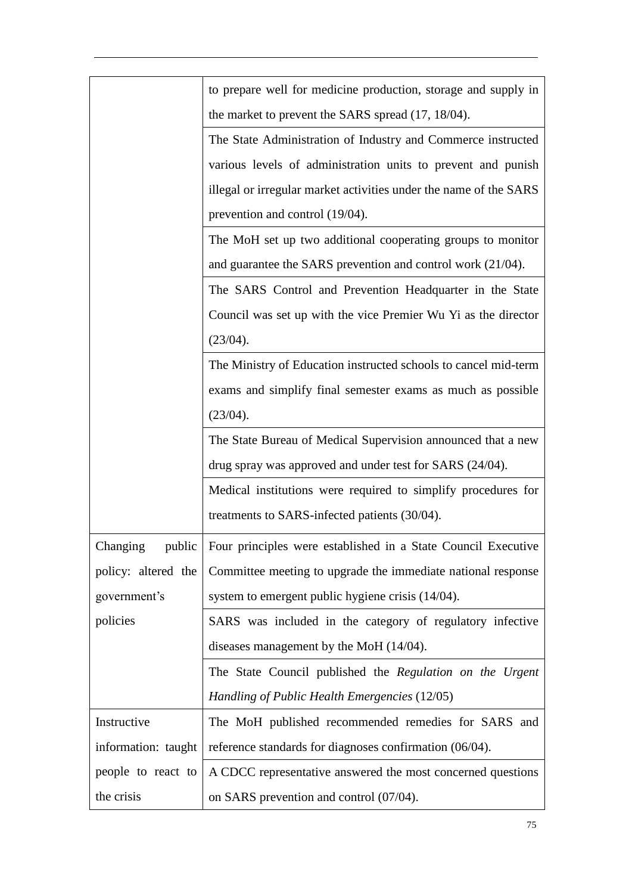| | |
|---|---|
| | to prepare well for medicine production, storage and supply in the market to prevent the SARS spread (17, 18/04). |
| | The State Administration of Industry and Commerce instructed various levels of administration units to prevent and punish illegal or irregular market activities under the name of the SARS prevention and control (19/04). |
| | The MoH set up two additional cooperating groups to monitor and guarantee the SARS prevention and control work (21/04). |
| | The SARS Control and Prevention Headquarter in the State Council was set up with the vice Premier Wu Yi as the director (23/04). |
| | The Ministry of Education instructed schools to cancel mid-term exams and simplify final semester exams as much as possible (23/04). |
| | The State Bureau of Medical Supervision announced that a new drug spray was approved and under test for SARS (24/04). |
| | Medical institutions were required to simplify procedures for treatments to SARS-infected patients (30/04). |
| Changing public policy: altered the government's policies | Four principles were established in a State Council Executive Committee meeting to upgrade the immediate national response system to emergent public hygiene crisis (14/04). |
| | SARS was included in the category of regulatory infective diseases management by the MoH (14/04). |
| | The State Council published the *Regulation on the Urgent Handling of Public Health Emergencies* (12/05) |
| Instructive information: taught people to react to the crisis | The MoH published recommended remedies for SARS and reference standards for diagnoses confirmation (06/04). |
| | A CDCC representative answered the most concerned questions on SARS prevention and control (07/04). |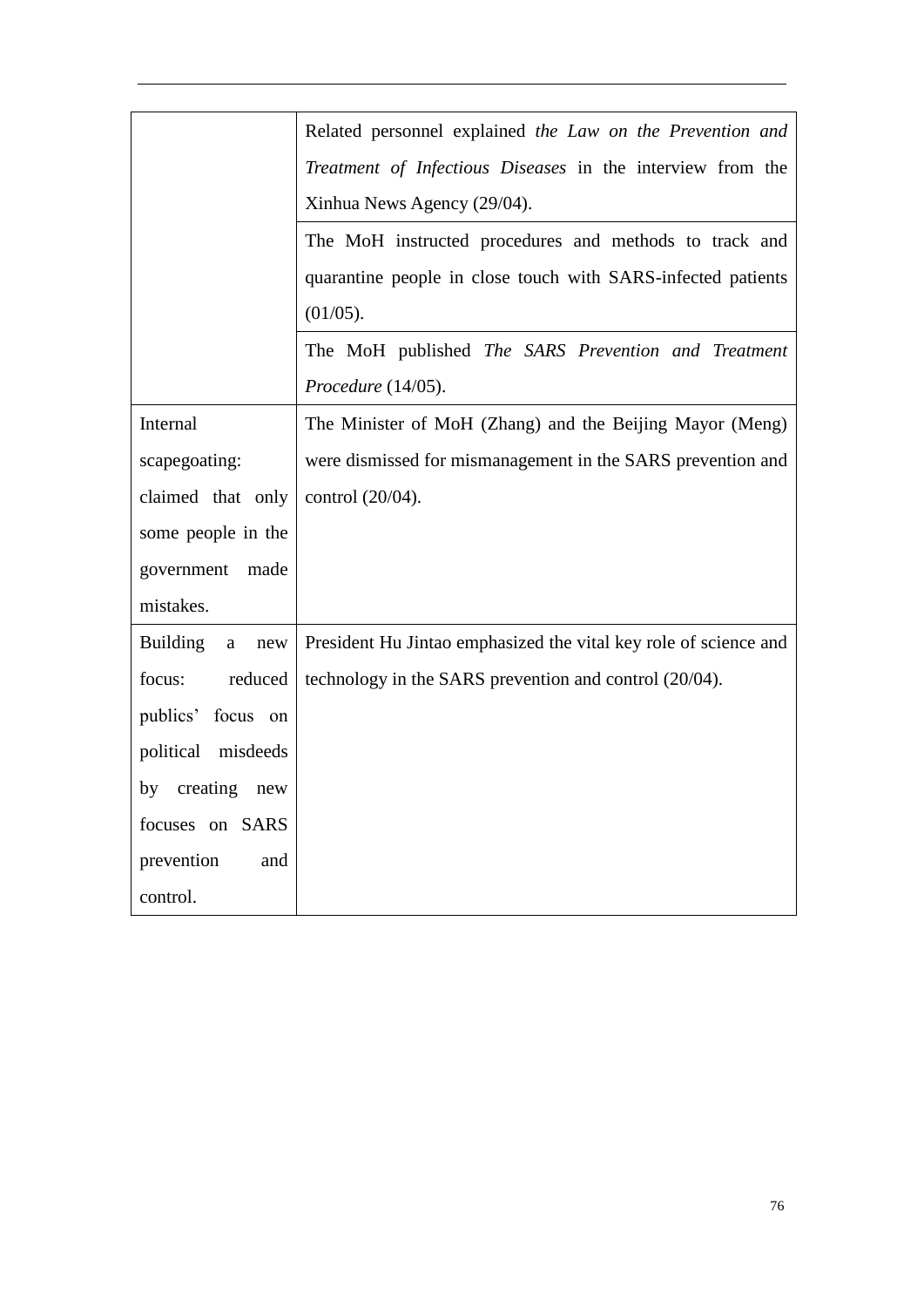| | |
|---|---|
| | Related personnel explained *the Law on the Prevention and Treatment of Infectious Diseases* in the interview from the Xinhua News Agency (29/04). |
| | The MoH instructed procedures and methods to track and quarantine people in close touch with SARS-infected patients (01/05). |
| | The MoH published *The SARS Prevention and Treatment Procedure* (14/05). |
| Internal scapegoating: claimed that only some people in the government made mistakes. | The Minister of MoH (Zhang) and the Beijing Mayor (Meng) were dismissed for mismanagement in the SARS prevention and control (20/04). |
| Building a new focus: reduced publics' focus on political misdeeds by creating new focuses on SARS prevention and control. | President Hu Jintao emphasized the vital key role of science and technology in the SARS prevention and control (20/04). |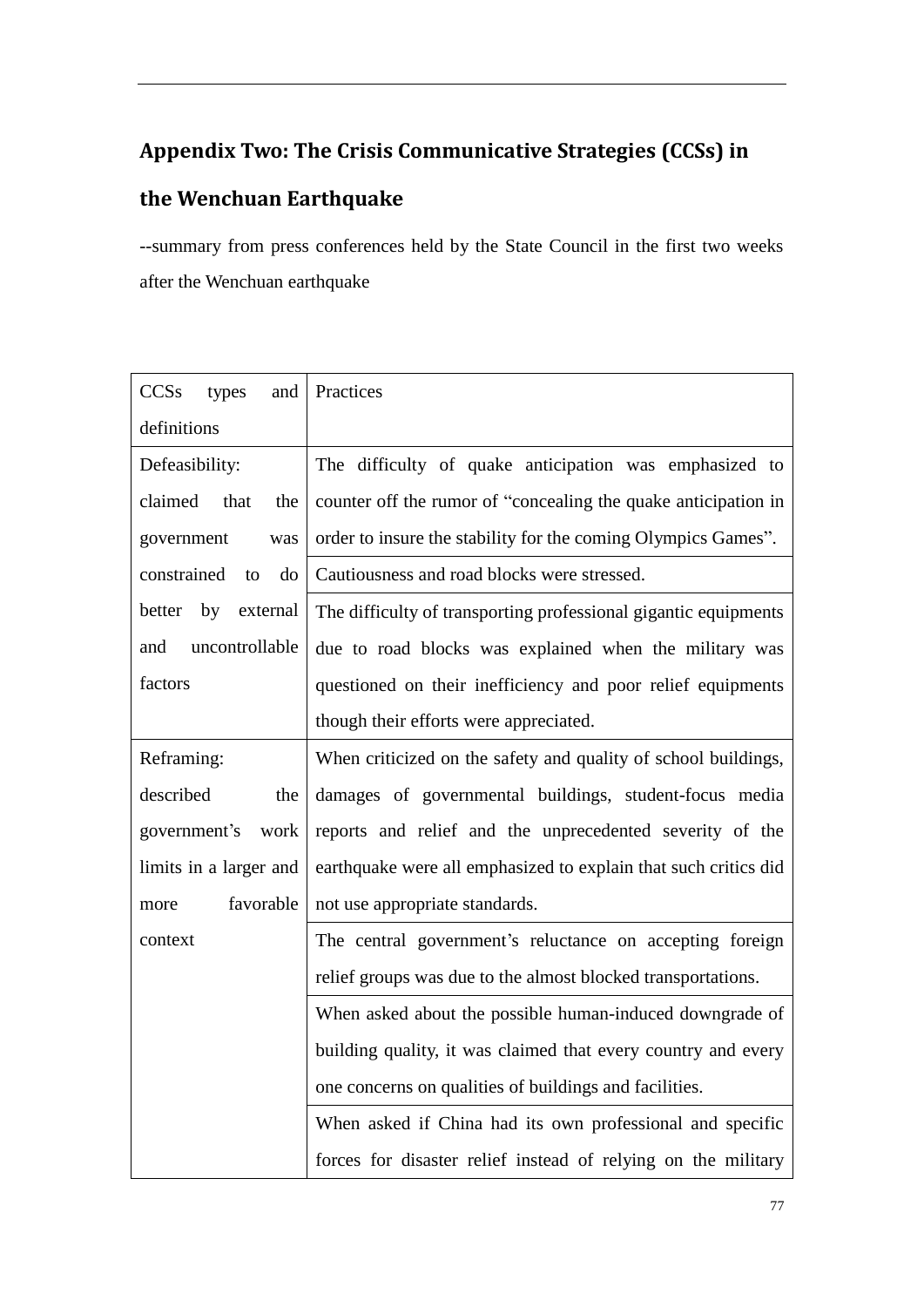## Appendix Two: The Crisis Communicative Strategies (CCSs) in the Wenchuan Earthquake

--summary from press conferences held by the State Council in the first two weeks after the Wenchuan earthquake

| CCSs types and definitions | Practices |
|---|---|
| Defeasibility: claimed that the government was constrained to do better by external and uncontrollable factors | The difficulty of quake anticipation was emphasized to counter off the rumor of "concealing the quake anticipation in order to insure the stability for the coming Olympics Games". |
| | Cautiousness and road blocks were stressed. |
| | The difficulty of transporting professional gigantic equipments due to road blocks was explained when the military was questioned on their inefficiency and poor relief equipments though their efforts were appreciated. |
| Reframing: described the government's work limits in a larger and more favorable context | When criticized on the safety and quality of school buildings, damages of governmental buildings, student-focus media reports and relief and the unprecedented severity of the earthquake were all emphasized to explain that such critics did not use appropriate standards. |
| | The central government's reluctance on accepting foreign relief groups was due to the almost blocked transportations. |
| | When asked about the possible human-induced downgrade of building quality, it was claimed that every country and every one concerns on qualities of buildings and facilities. |
| | When asked if China had its own professional and specific forces for disaster relief instead of relying on the military |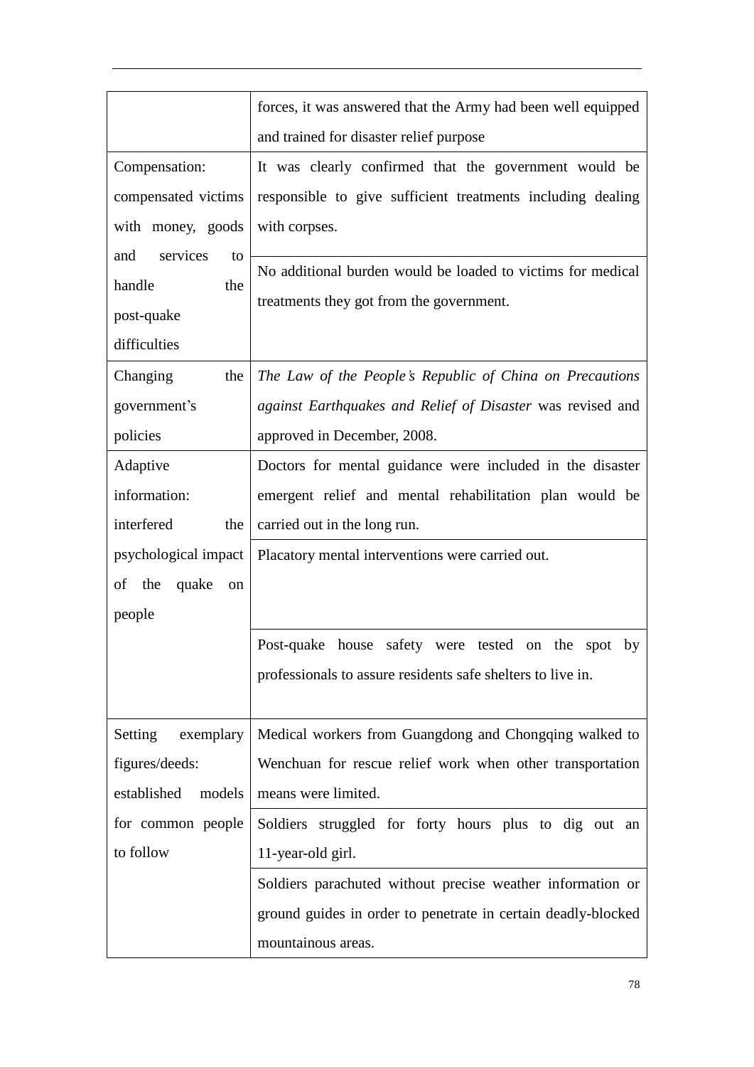| | |
|---|---|
| | forces, it was answered that the Army had been well equipped and trained for disaster relief purpose |
| Compensation: compensated victims with money, goods and services to handle the post-quake difficulties | It was clearly confirmed that the government would be responsible to give sufficient treatments including dealing with corpses. |
| | No additional burden would be loaded to victims for medical treatments they got from the government. |
| Changing the government's policies | *The Law of the People's Republic of China on Precautions against Earthquakes and Relief of Disaster* was revised and approved in December, 2008. |
| Adaptive information: interfered the psychological impact of the quake on people | Doctors for mental guidance were included in the disaster emergent relief and mental rehabilitation plan would be carried out in the long run. |
| | Placatory mental interventions were carried out. |
| | Post-quake house safety were tested on the spot by professionals to assure residents safe shelters to live in. |
| Setting exemplary figures/deeds: established models for common people to follow | Medical workers from Guangdong and Chongqing walked to Wenchuan for rescue relief work when other transportation means were limited. |
| | Soldiers struggled for forty hours plus to dig out an 11-year-old girl. |
| | Soldiers parachuted without precise weather information or ground guides in order to penetrate in certain deadly-blocked mountainous areas. |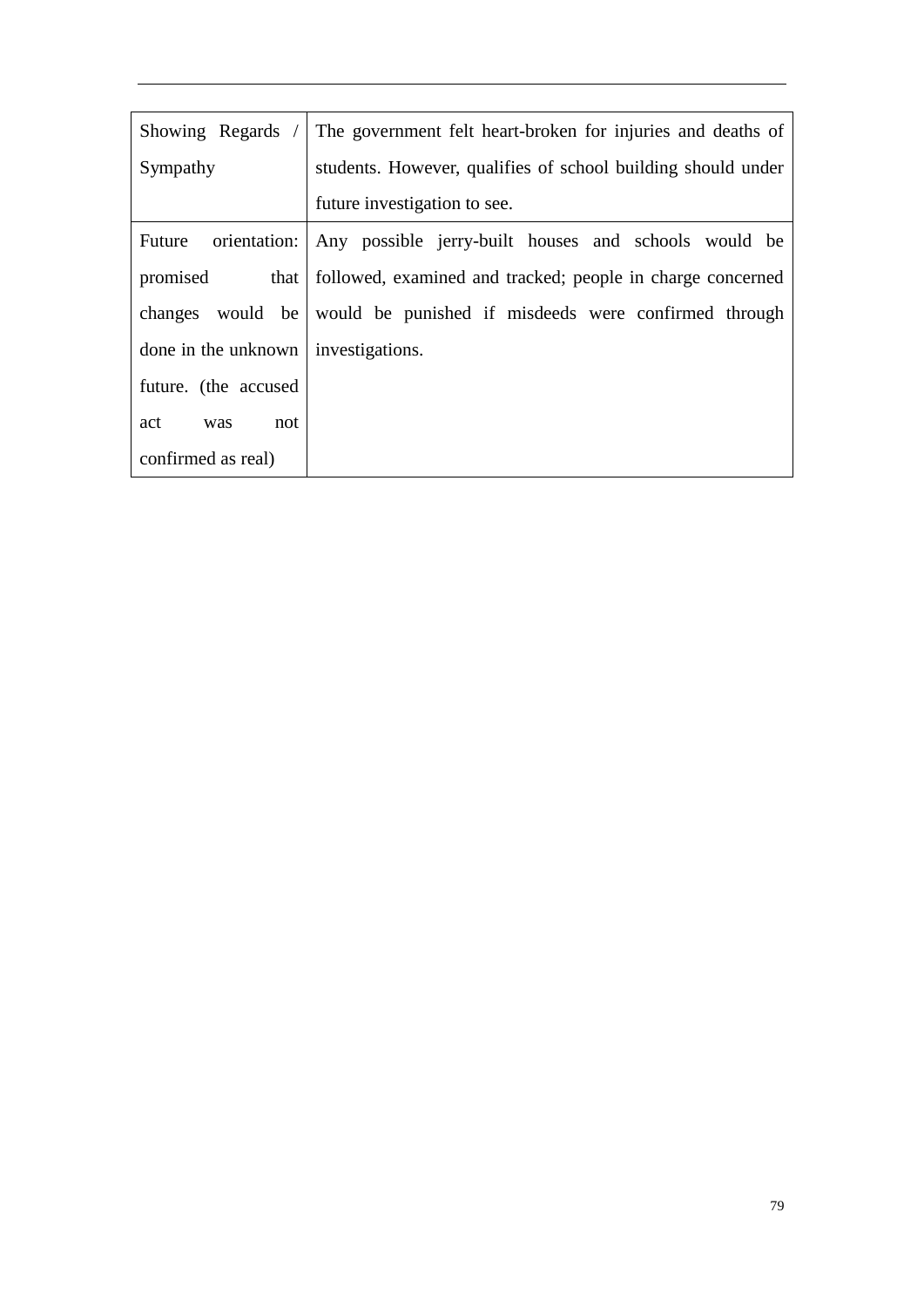| | |
|---|---|
| Showing Regards / Sympathy | The government felt heart-broken for injuries and deaths of students. However, qualifies of school building should under future investigation to see. |
| Future orientation: promised that changes would be done in the unknown future. (the accused act was not confirmed as real) | Any possible jerry-built houses and schools would be followed, examined and tracked; people in charge concerned would be punished if misdeeds were confirmed through investigations. |